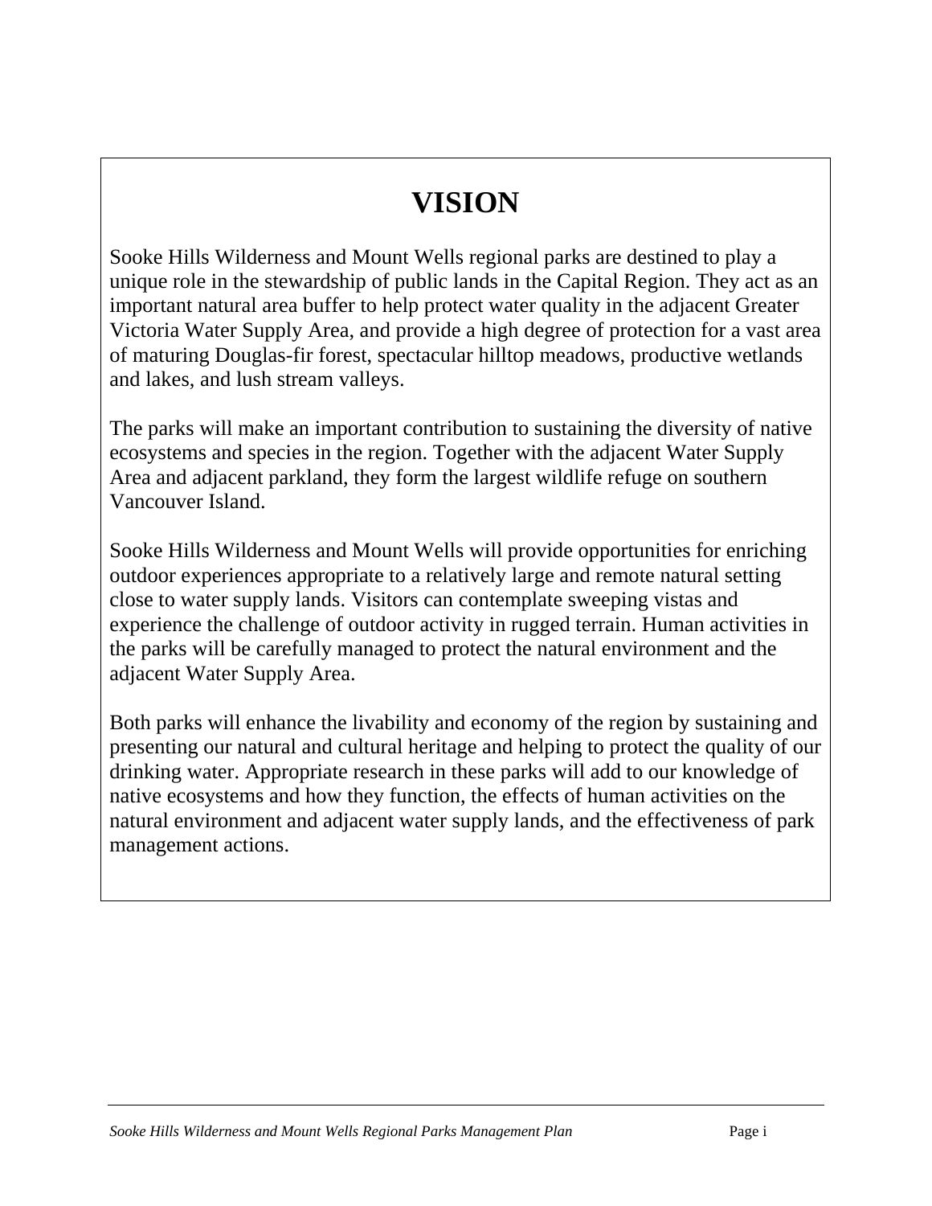# VISION

Sooke Hills Wilderness and Mount Wells regional parks are destined to play a unique role in the stewardship of public lands in the Capital Region. They act as an important natural area buffer to help protect water quality in the adjacent Greater Victoria Water Supply Area, and provide a high degree of protection for a vast area of maturing Douglas-fir forest, spectacular hilltop meadows, productive wetlands and lakes, and lush stream valleys.

The parks will make an important contribution to sustaining the diversity of native ecosystems and species in the region. Together with the adjacent Water Supply Area and adjacent parkland, they form the largest wildlife refuge on southern Vancouver Island.

Sooke Hills Wilderness and Mount Wells will provide opportunities for enriching outdoor experiences appropriate to a relatively large and remote natural setting close to water supply lands. Visitors can contemplate sweeping vistas and experience the challenge of outdoor activity in rugged terrain. Human activities in the parks will be carefully managed to protect the natural environment and the adjacent Water Supply Area.

Both parks will enhance the livability and economy of the region by sustaining and presenting our natural and cultural heritage and helping to protect the quality of our drinking water. Appropriate research in these parks will add to our knowledge of native ecosystems and how they function, the effects of human activities on the natural environment and adjacent water supply lands, and the effectiveness of park management actions.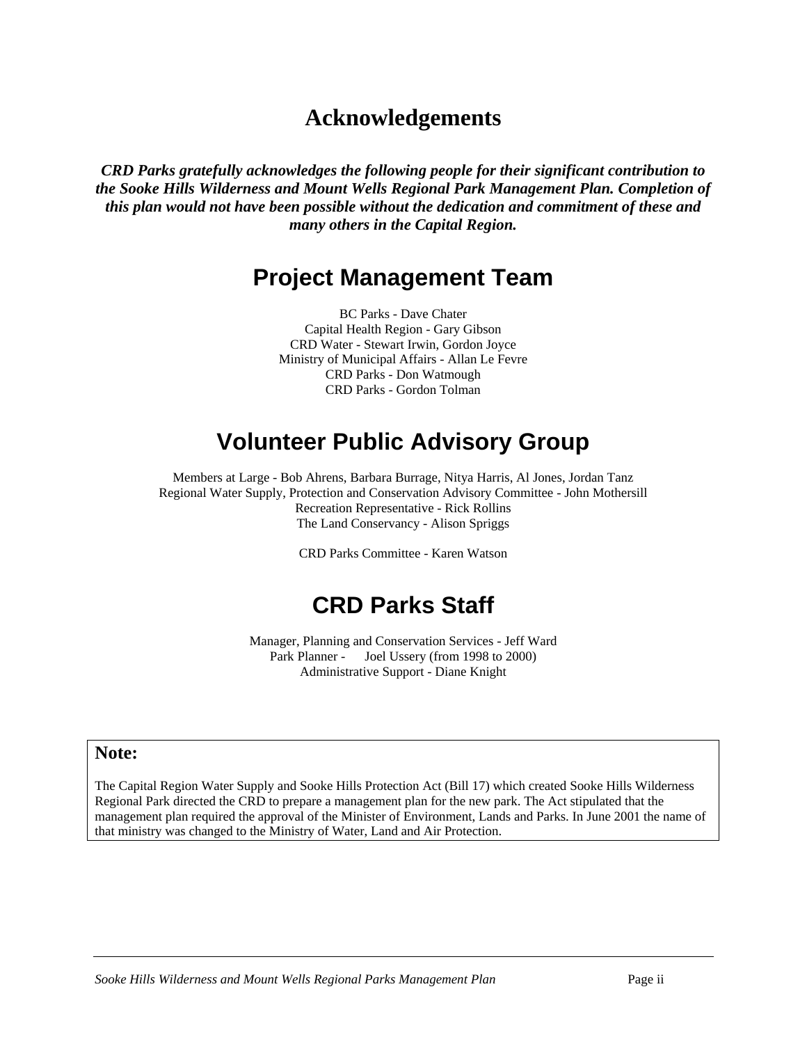# Acknowledgements

***CRD Parks gratefully acknowledges the following people for their significant contribution to the Sooke Hills Wilderness and Mount Wells Regional Park Management Plan. Completion of this plan would not have been possible without the dedication and commitment of these and many others in the Capital Region.***

## Project Management Team

BC Parks - Dave Chater
Capital Health Region - Gary Gibson
CRD Water - Stewart Irwin, Gordon Joyce
Ministry of Municipal Affairs - Allan Le Fevre
CRD Parks - Don Watmough
CRD Parks - Gordon Tolman

## Volunteer Public Advisory Group

Members at Large - Bob Ahrens, Barbara Burrage, Nitya Harris, Al Jones, Jordan Tanz
Regional Water Supply, Protection and Conservation Advisory Committee - John Mothersill
Recreation Representative - Rick Rollins
The Land Conservancy - Alison Spriggs

CRD Parks Committee - Karen Watson

## CRD Parks Staff

Manager, Planning and Conservation Services - Jeff Ward
Park Planner - Joel Ussery (from 1998 to 2000)
Administrative Support - Diane Knight

**Note:**

The Capital Region Water Supply and Sooke Hills Protection Act (Bill 17) which created Sooke Hills Wilderness Regional Park directed the CRD to prepare a management plan for the new park. The Act stipulated that the management plan required the approval of the Minister of Environment, Lands and Parks. In June 2001 the name of that ministry was changed to the Ministry of Water, Land and Air Protection.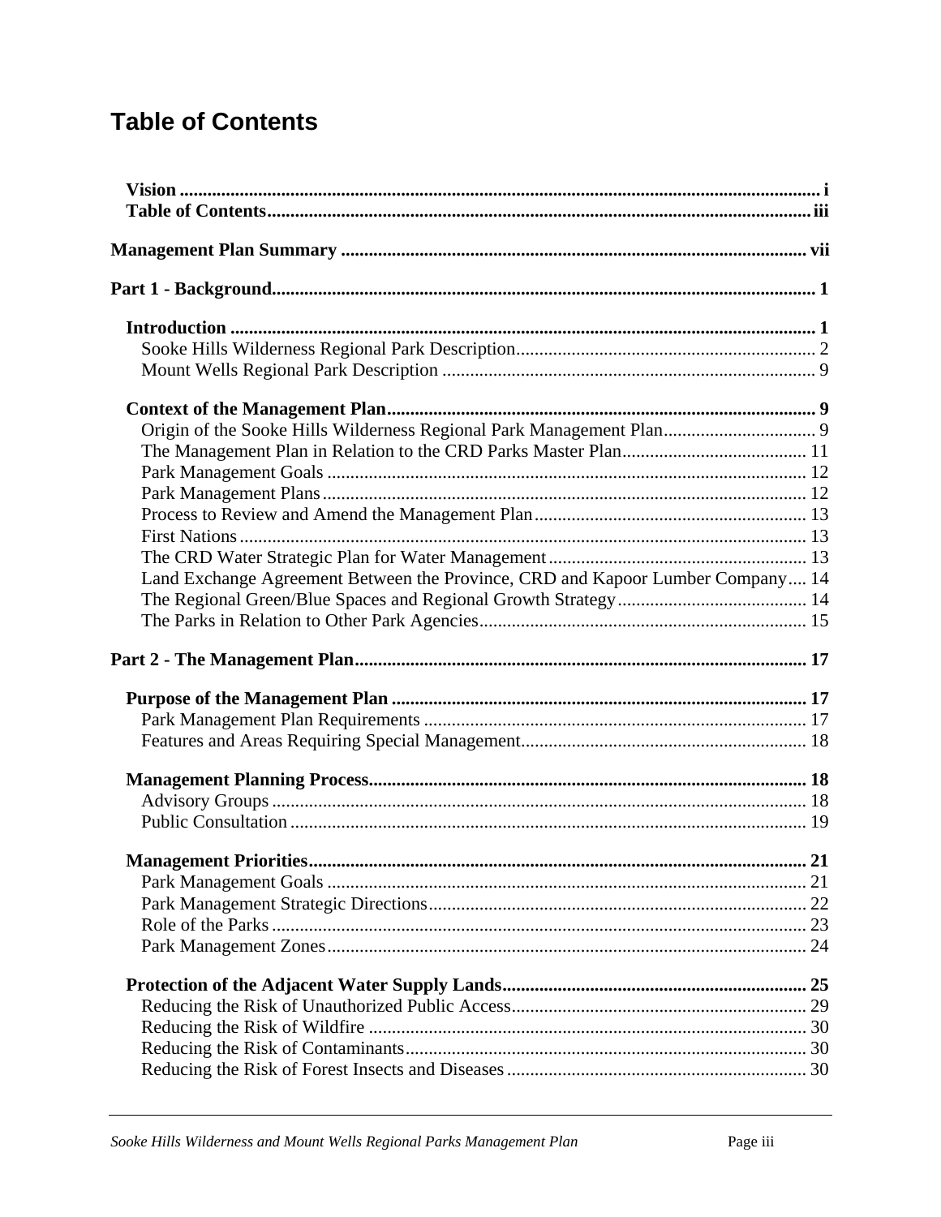# Table of Contents

**Vision** ........................................................................................................................... i
**Table of Contents** ...................................................................................................... iii

**Management Plan Summary** ..................................................................................... vii

**Part 1 - Background** ..................................................................................................... 1

**Introduction** ............................................................................................................... 1
Sooke Hills Wilderness Regional Park Description ................................................................ 2
Mount Wells Regional Park Description ................................................................................. 9

**Context of the Management Plan** ............................................................................. 9
Origin of the Sooke Hills Wilderness Regional Park Management Plan ................................ 9
The Management Plan in Relation to the CRD Parks Master Plan ........................................ 11
Park Management Goals ........................................................................................................ 12
Park Management Plans ......................................................................................................... 12
Process to Review and Amend the Management Plan ........................................................... 13
First Nations ........................................................................................................................... 13
The CRD Water Strategic Plan for Water Management ........................................................ 13
Land Exchange Agreement Between the Province, CRD and Kapoor Lumber Company .... 14
The Regional Green/Blue Spaces and Regional Growth Strategy ......................................... 14
The Parks in Relation to Other Park Agencies ....................................................................... 15

**Part 2 - The Management Plan** .................................................................................. 17

**Purpose of the Management Plan** ........................................................................... 17
Park Management Plan Requirements ................................................................................... 17
Features and Areas Requiring Special Management .............................................................. 18

**Management Planning Process** ............................................................................... 18
Advisory Groups .................................................................................................................... 18
Public Consultation ................................................................................................................ 19

**Management Priorities** ............................................................................................. 21
Park Management Goals ........................................................................................................ 21
Park Management Strategic Directions .................................................................................. 22
Role of the Parks .................................................................................................................... 23
Park Management Zones ........................................................................................................ 24

**Protection of the Adjacent Water Supply Lands** .................................................... 25
Reducing the Risk of Unauthorized Public Access ................................................................ 29
Reducing the Risk of Wildfire ............................................................................................... 30
Reducing the Risk of Contaminants ....................................................................................... 30
Reducing the Risk of Forest Insects and Diseases ................................................................. 30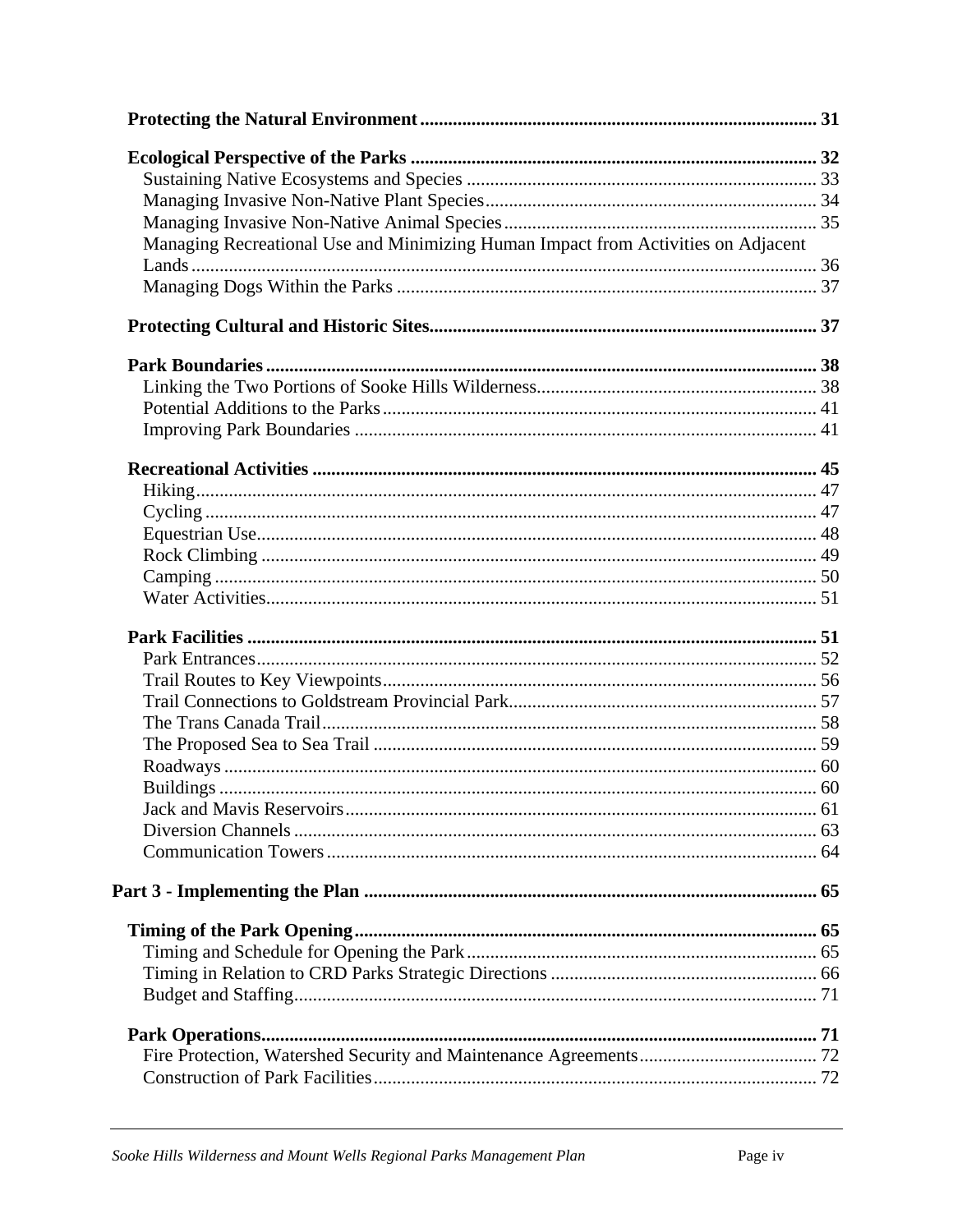**Protecting the Natural Environment** ..... 31

**Ecological Perspective of the Parks** ..... 32
- Sustaining Native Ecosystems and Species ..... 33
- Managing Invasive Non-Native Plant Species ..... 34
- Managing Invasive Non-Native Animal Species ..... 35
- Managing Recreational Use and Minimizing Human Impact from Activities on Adjacent Lands ..... 36
- Managing Dogs Within the Parks ..... 37

**Protecting Cultural and Historic Sites** ..... 37

**Park Boundaries** ..... 38
- Linking the Two Portions of Sooke Hills Wilderness ..... 38
- Potential Additions to the Parks ..... 41
- Improving Park Boundaries ..... 41

**Recreational Activities** ..... 45
- Hiking ..... 47
- Cycling ..... 47
- Equestrian Use ..... 48
- Rock Climbing ..... 49
- Camping ..... 50
- Water Activities ..... 51

**Park Facilities** ..... 51
- Park Entrances ..... 52
- Trail Routes to Key Viewpoints ..... 56
- Trail Connections to Goldstream Provincial Park ..... 57
- The Trans Canada Trail ..... 58
- The Proposed Sea to Sea Trail ..... 59
- Roadways ..... 60
- Buildings ..... 60
- Jack and Mavis Reservoirs ..... 61
- Diversion Channels ..... 63
- Communication Towers ..... 64

**Part 3 - Implementing the Plan** ..... 65

**Timing of the Park Opening** ..... 65
- Timing and Schedule for Opening the Park ..... 65
- Timing in Relation to CRD Parks Strategic Directions ..... 66
- Budget and Staffing ..... 71

**Park Operations** ..... 71
- Fire Protection, Watershed Security and Maintenance Agreements ..... 72
- Construction of Park Facilities ..... 72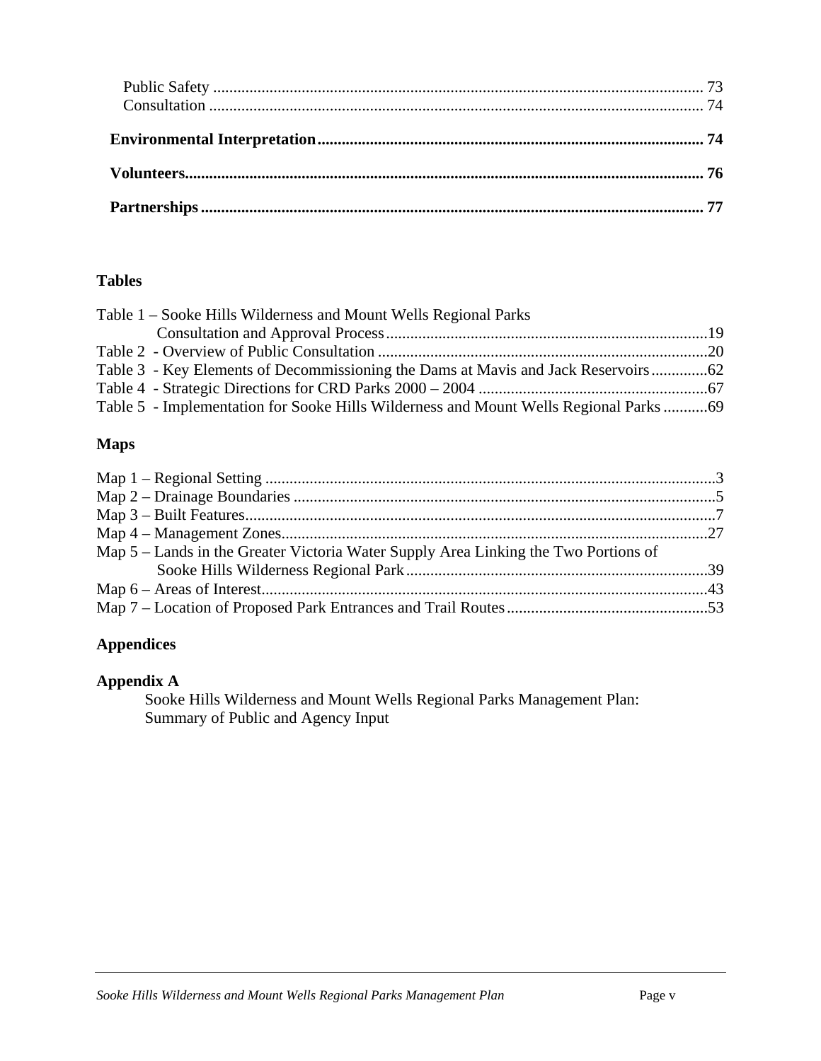Public Safety ..... 73
Consultation ..... 74

**Environmental Interpretation ..... 74**

**Volunteers ..... 76**

**Partnerships ..... 77**

## Tables

Table 1 – Sooke Hills Wilderness and Mount Wells Regional Parks Consultation and Approval Process ..... 19
Table 2 - Overview of Public Consultation ..... 20
Table 3 - Key Elements of Decommissioning the Dams at Mavis and Jack Reservoirs ..... 62
Table 4 - Strategic Directions for CRD Parks 2000 – 2004 ..... 67
Table 5 - Implementation for Sooke Hills Wilderness and Mount Wells Regional Parks ..... 69

## Maps

Map 1 – Regional Setting ..... 3
Map 2 – Drainage Boundaries ..... 5
Map 3 – Built Features ..... 7
Map 4 – Management Zones ..... 27
Map 5 – Lands in the Greater Victoria Water Supply Area Linking the Two Portions of Sooke Hills Wilderness Regional Park ..... 39
Map 6 – Areas of Interest ..... 43
Map 7 – Location of Proposed Park Entrances and Trail Routes ..... 53

## Appendices

**Appendix A**

Sooke Hills Wilderness and Mount Wells Regional Parks Management Plan: Summary of Public and Agency Input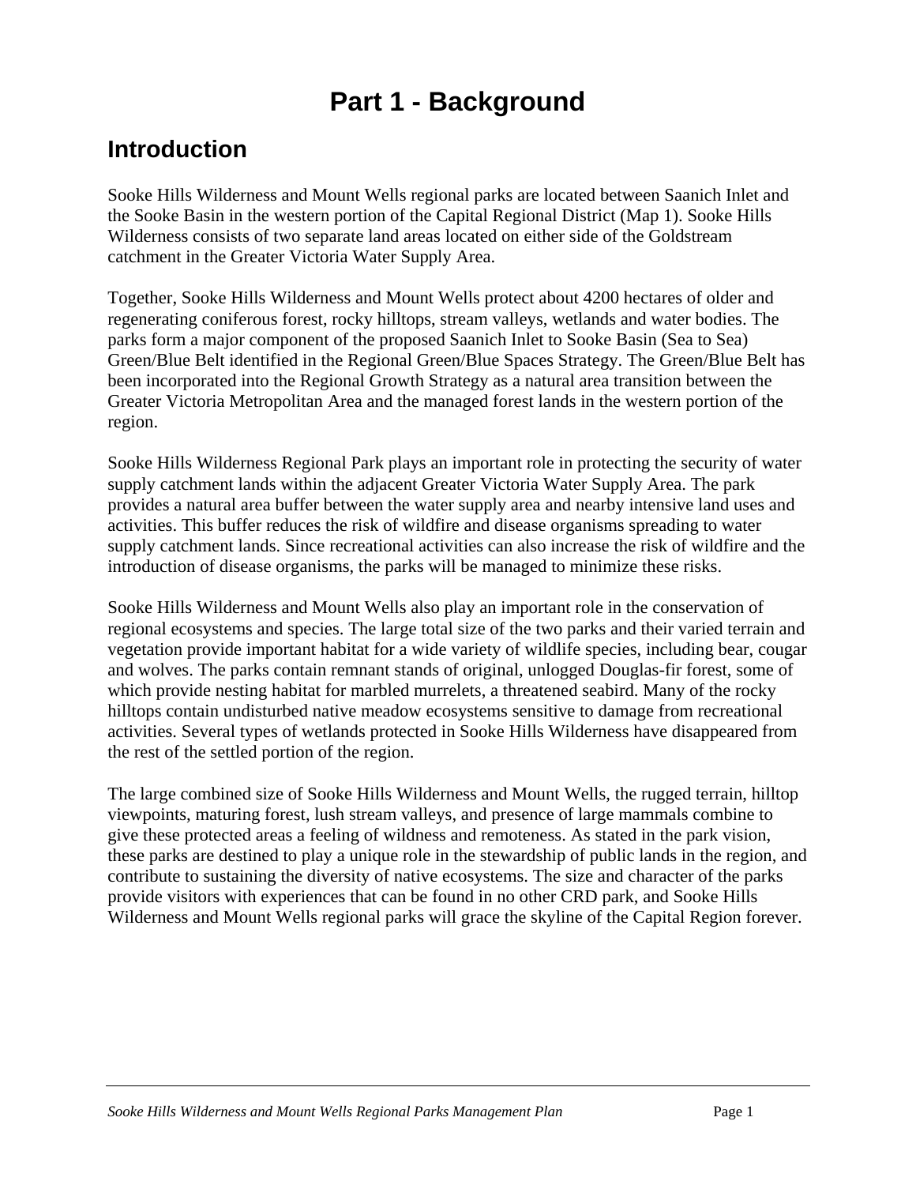# Part 1 - Background

## Introduction

Sooke Hills Wilderness and Mount Wells regional parks are located between Saanich Inlet and the Sooke Basin in the western portion of the Capital Regional District (Map 1). Sooke Hills Wilderness consists of two separate land areas located on either side of the Goldstream catchment in the Greater Victoria Water Supply Area.

Together, Sooke Hills Wilderness and Mount Wells protect about 4200 hectares of older and regenerating coniferous forest, rocky hilltops, stream valleys, wetlands and water bodies. The parks form a major component of the proposed Saanich Inlet to Sooke Basin (Sea to Sea) Green/Blue Belt identified in the Regional Green/Blue Spaces Strategy. The Green/Blue Belt has been incorporated into the Regional Growth Strategy as a natural area transition between the Greater Victoria Metropolitan Area and the managed forest lands in the western portion of the region.

Sooke Hills Wilderness Regional Park plays an important role in protecting the security of water supply catchment lands within the adjacent Greater Victoria Water Supply Area. The park provides a natural area buffer between the water supply area and nearby intensive land uses and activities. This buffer reduces the risk of wildfire and disease organisms spreading to water supply catchment lands. Since recreational activities can also increase the risk of wildfire and the introduction of disease organisms, the parks will be managed to minimize these risks.

Sooke Hills Wilderness and Mount Wells also play an important role in the conservation of regional ecosystems and species. The large total size of the two parks and their varied terrain and vegetation provide important habitat for a wide variety of wildlife species, including bear, cougar and wolves. The parks contain remnant stands of original, unlogged Douglas-fir forest, some of which provide nesting habitat for marbled murrelets, a threatened seabird. Many of the rocky hilltops contain undisturbed native meadow ecosystems sensitive to damage from recreational activities. Several types of wetlands protected in Sooke Hills Wilderness have disappeared from the rest of the settled portion of the region.

The large combined size of Sooke Hills Wilderness and Mount Wells, the rugged terrain, hilltop viewpoints, maturing forest, lush stream valleys, and presence of large mammals combine to give these protected areas a feeling of wildness and remoteness. As stated in the park vision, these parks are destined to play a unique role in the stewardship of public lands in the region, and contribute to sustaining the diversity of native ecosystems. The size and character of the parks provide visitors with experiences that can be found in no other CRD park, and Sooke Hills Wilderness and Mount Wells regional parks will grace the skyline of the Capital Region forever.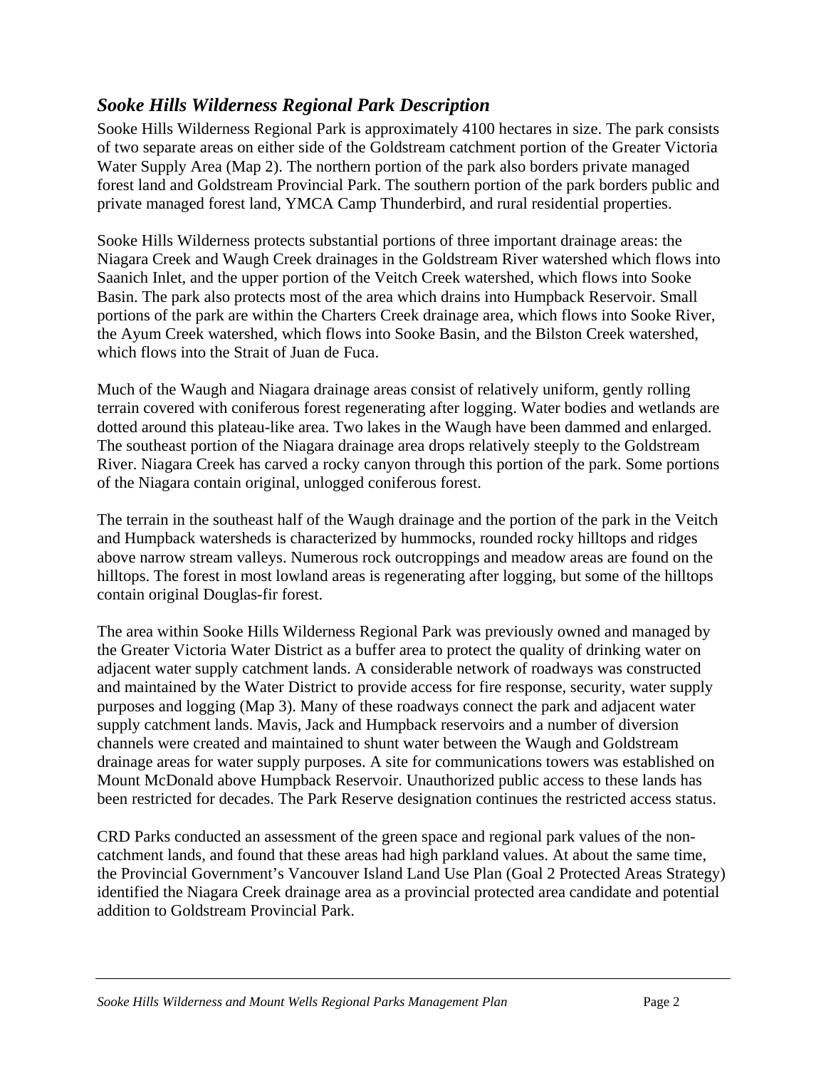### *Sooke Hills Wilderness Regional Park Description*

Sooke Hills Wilderness Regional Park is approximately 4100 hectares in size. The park consists of two separate areas on either side of the Goldstream catchment portion of the Greater Victoria Water Supply Area (Map 2). The northern portion of the park also borders private managed forest land and Goldstream Provincial Park. The southern portion of the park borders public and private managed forest land, YMCA Camp Thunderbird, and rural residential properties.

Sooke Hills Wilderness protects substantial portions of three important drainage areas: the Niagara Creek and Waugh Creek drainages in the Goldstream River watershed which flows into Saanich Inlet, and the upper portion of the Veitch Creek watershed, which flows into Sooke Basin. The park also protects most of the area which drains into Humpback Reservoir. Small portions of the park are within the Charters Creek drainage area, which flows into Sooke River, the Ayum Creek watershed, which flows into Sooke Basin, and the Bilston Creek watershed, which flows into the Strait of Juan de Fuca.

Much of the Waugh and Niagara drainage areas consist of relatively uniform, gently rolling terrain covered with coniferous forest regenerating after logging. Water bodies and wetlands are dotted around this plateau-like area. Two lakes in the Waugh have been dammed and enlarged. The southeast portion of the Niagara drainage area drops relatively steeply to the Goldstream River. Niagara Creek has carved a rocky canyon through this portion of the park. Some portions of the Niagara contain original, unlogged coniferous forest.

The terrain in the southeast half of the Waugh drainage and the portion of the park in the Veitch and Humpback watersheds is characterized by hummocks, rounded rocky hilltops and ridges above narrow stream valleys. Numerous rock outcroppings and meadow areas are found on the hilltops. The forest in most lowland areas is regenerating after logging, but some of the hilltops contain original Douglas-fir forest.

The area within Sooke Hills Wilderness Regional Park was previously owned and managed by the Greater Victoria Water District as a buffer area to protect the quality of drinking water on adjacent water supply catchment lands. A considerable network of roadways was constructed and maintained by the Water District to provide access for fire response, security, water supply purposes and logging (Map 3). Many of these roadways connect the park and adjacent water supply catchment lands. Mavis, Jack and Humpback reservoirs and a number of diversion channels were created and maintained to shunt water between the Waugh and Goldstream drainage areas for water supply purposes. A site for communications towers was established on Mount McDonald above Humpback Reservoir. Unauthorized public access to these lands has been restricted for decades. The Park Reserve designation continues the restricted access status.

CRD Parks conducted an assessment of the green space and regional park values of the non-catchment lands, and found that these areas had high parkland values. At about the same time, the Provincial Government's Vancouver Island Land Use Plan (Goal 2 Protected Areas Strategy) identified the Niagara Creek drainage area as a provincial protected area candidate and potential addition to Goldstream Provincial Park.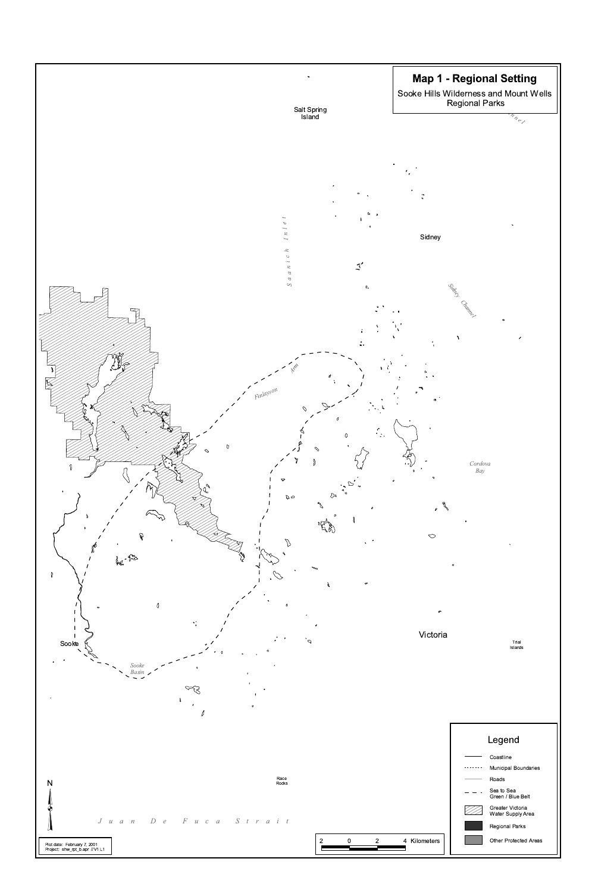# Map 1 - Regional Setting

Sooke Hills Wilderness and Mount Wells Regional Parks

Salt Spring Island

Sidney

Saanich Inlet

Sidney Channel

Finlayson Arm

Cordova Bay

Sooke

Sooke Basin

Victoria

Trial Islands

Race Rocks

Juan De Fuca Strait

N

## Legend

- Coastline
- Municipal Boundaries
- Roads
- Sea to Sea Green / Blue Belt
- Greater Victoria Water Supply Area
- Regional Parks
- Other Protected Areas

2 0 2 4 Kilometers

Plot date: February 7, 2001
Project: shw_rpt_b.apr //V1 L1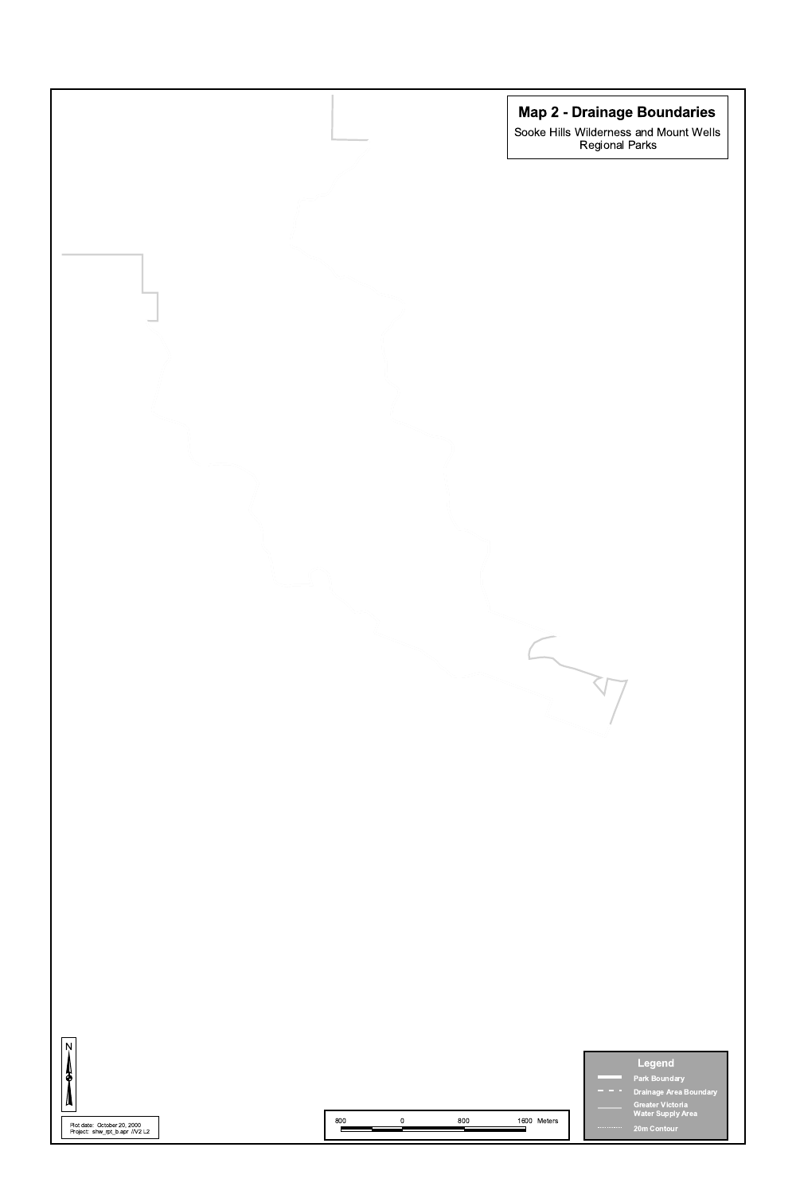## Map 2 - Drainage Boundaries

Sooke Hills Wilderness and Mount Wells Regional Parks

N

Plot date: October 20, 2000
Project: shw_rpt_b.apr //V2 L2

800 0 800 1600 Meters

**Legend**

- Park Boundary
- Drainage Area Boundary
- Greater Victoria Water Supply Area
- 20m Contour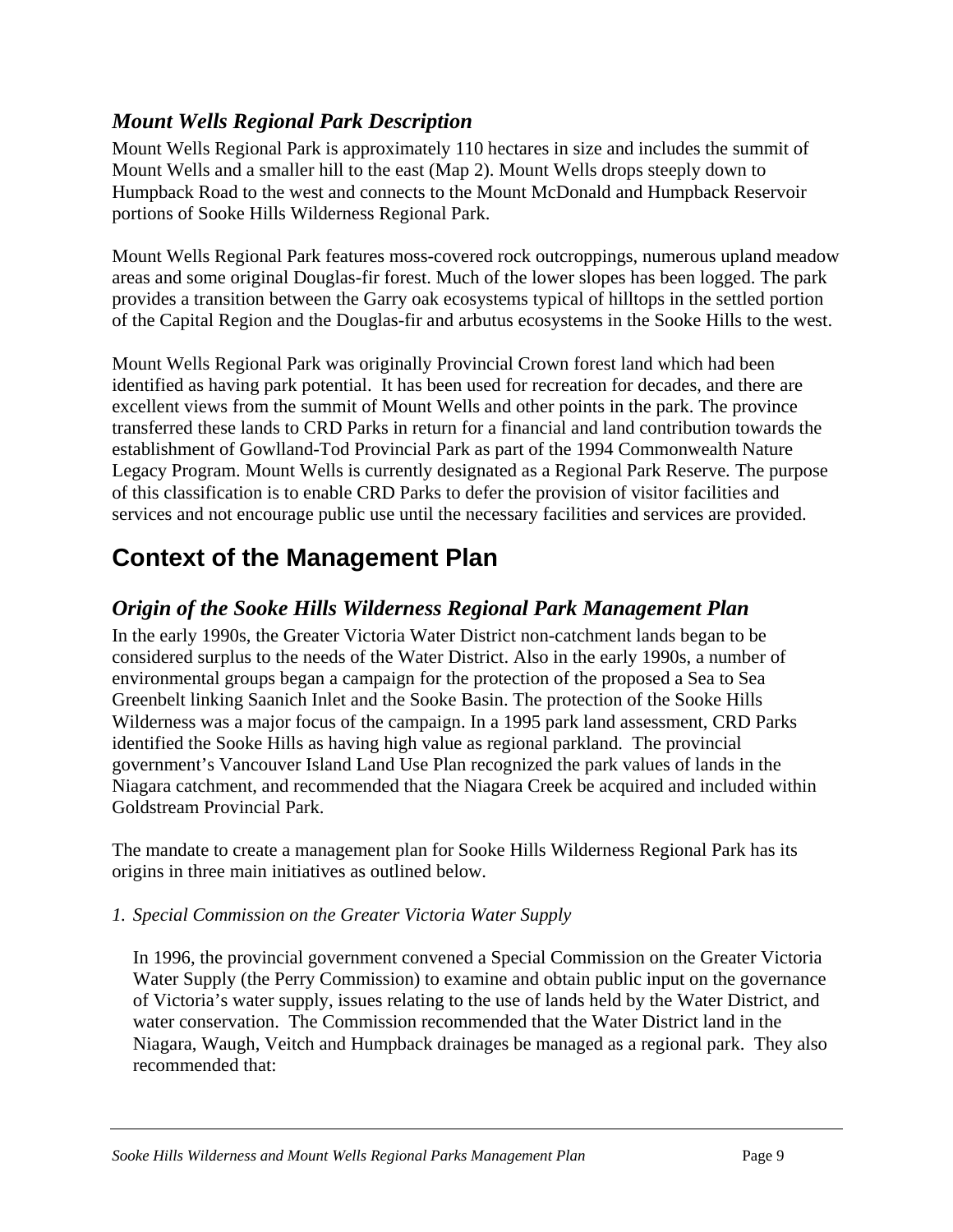### *Mount Wells Regional Park Description*

Mount Wells Regional Park is approximately 110 hectares in size and includes the summit of Mount Wells and a smaller hill to the east (Map 2). Mount Wells drops steeply down to Humpback Road to the west and connects to the Mount McDonald and Humpback Reservoir portions of Sooke Hills Wilderness Regional Park.

Mount Wells Regional Park features moss-covered rock outcroppings, numerous upland meadow areas and some original Douglas-fir forest. Much of the lower slopes has been logged. The park provides a transition between the Garry oak ecosystems typical of hilltops in the settled portion of the Capital Region and the Douglas-fir and arbutus ecosystems in the Sooke Hills to the west.

Mount Wells Regional Park was originally Provincial Crown forest land which had been identified as having park potential. It has been used for recreation for decades, and there are excellent views from the summit of Mount Wells and other points in the park. The province transferred these lands to CRD Parks in return for a financial and land contribution towards the establishment of Gowlland-Tod Provincial Park as part of the 1994 Commonwealth Nature Legacy Program. Mount Wells is currently designated as a Regional Park Reserve. The purpose of this classification is to enable CRD Parks to defer the provision of visitor facilities and services and not encourage public use until the necessary facilities and services are provided.

## Context of the Management Plan

### *Origin of the Sooke Hills Wilderness Regional Park Management Plan*

In the early 1990s, the Greater Victoria Water District non-catchment lands began to be considered surplus to the needs of the Water District. Also in the early 1990s, a number of environmental groups began a campaign for the protection of the proposed a Sea to Sea Greenbelt linking Saanich Inlet and the Sooke Basin. The protection of the Sooke Hills Wilderness was a major focus of the campaign. In a 1995 park land assessment, CRD Parks identified the Sooke Hills as having high value as regional parkland. The provincial government's Vancouver Island Land Use Plan recognized the park values of lands in the Niagara catchment, and recommended that the Niagara Creek be acquired and included within Goldstream Provincial Park.

The mandate to create a management plan for Sooke Hills Wilderness Regional Park has its origins in three main initiatives as outlined below.

1. *Special Commission on the Greater Victoria Water Supply*

   In 1996, the provincial government convened a Special Commission on the Greater Victoria Water Supply (the Perry Commission) to examine and obtain public input on the governance of Victoria's water supply, issues relating to the use of lands held by the Water District, and water conservation. The Commission recommended that the Water District land in the Niagara, Waugh, Veitch and Humpback drainages be managed as a regional park. They also recommended that: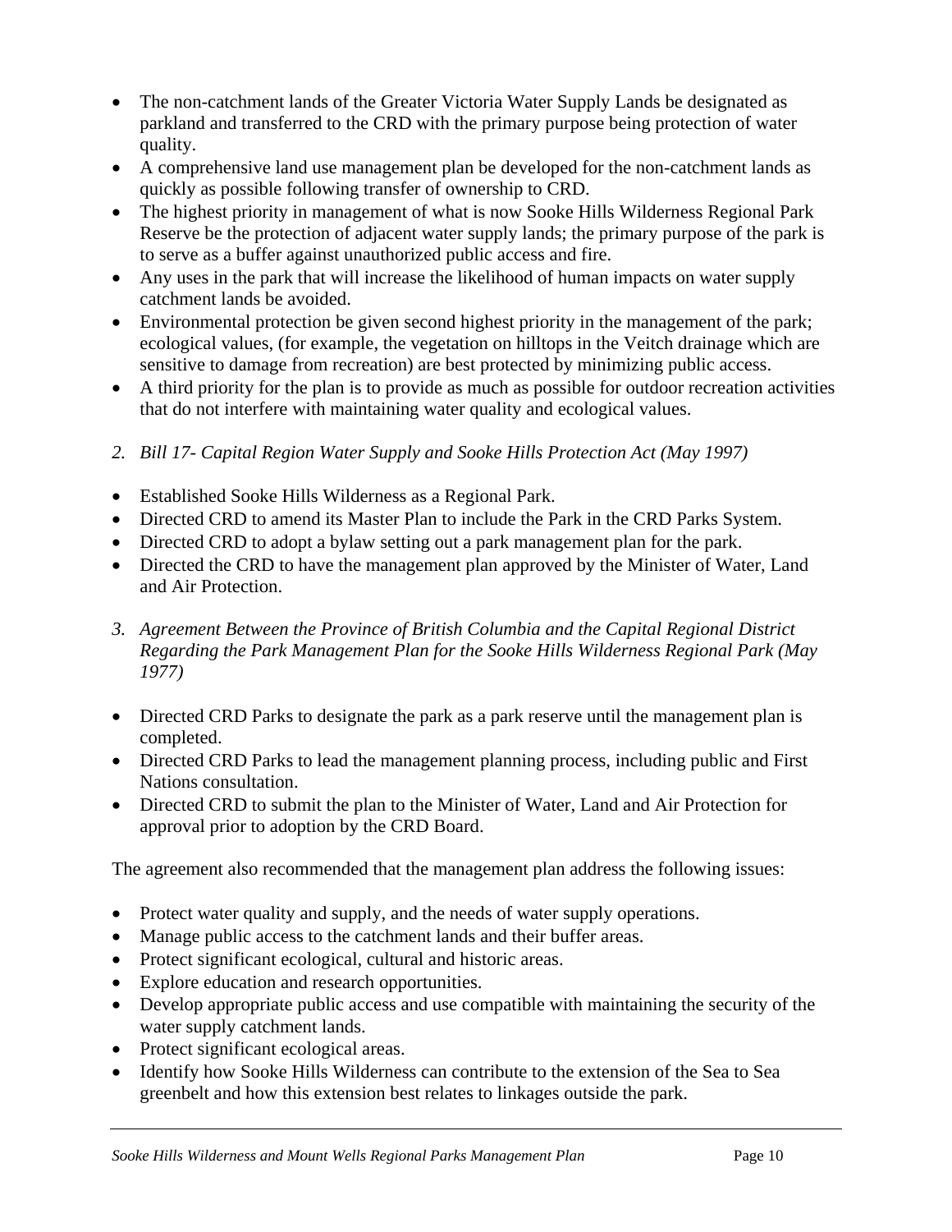- The non-catchment lands of the Greater Victoria Water Supply Lands be designated as parkland and transferred to the CRD with the primary purpose being protection of water quality.
- A comprehensive land use management plan be developed for the non-catchment lands as quickly as possible following transfer of ownership to CRD.
- The highest priority in management of what is now Sooke Hills Wilderness Regional Park Reserve be the protection of adjacent water supply lands; the primary purpose of the park is to serve as a buffer against unauthorized public access and fire.
- Any uses in the park that will increase the likelihood of human impacts on water supply catchment lands be avoided.
- Environmental protection be given second highest priority in the management of the park; ecological values, (for example, the vegetation on hilltops in the Veitch drainage which are sensitive to damage from recreation) are best protected by minimizing public access.
- A third priority for the plan is to provide as much as possible for outdoor recreation activities that do not interfere with maintaining water quality and ecological values.

*2. Bill 17- Capital Region Water Supply and Sooke Hills Protection Act (May 1997)*

- Established Sooke Hills Wilderness as a Regional Park.
- Directed CRD to amend its Master Plan to include the Park in the CRD Parks System.
- Directed CRD to adopt a bylaw setting out a park management plan for the park.
- Directed the CRD to have the management plan approved by the Minister of Water, Land and Air Protection.

*3. Agreement Between the Province of British Columbia and the Capital Regional District Regarding the Park Management Plan for the Sooke Hills Wilderness Regional Park (May 1977)*

- Directed CRD Parks to designate the park as a park reserve until the management plan is completed.
- Directed CRD Parks to lead the management planning process, including public and First Nations consultation.
- Directed CRD to submit the plan to the Minister of Water, Land and Air Protection for approval prior to adoption by the CRD Board.

The agreement also recommended that the management plan address the following issues:

- Protect water quality and supply, and the needs of water supply operations.
- Manage public access to the catchment lands and their buffer areas.
- Protect significant ecological, cultural and historic areas.
- Explore education and research opportunities.
- Develop appropriate public access and use compatible with maintaining the security of the water supply catchment lands.
- Protect significant ecological areas.
- Identify how Sooke Hills Wilderness can contribute to the extension of the Sea to Sea greenbelt and how this extension best relates to linkages outside the park.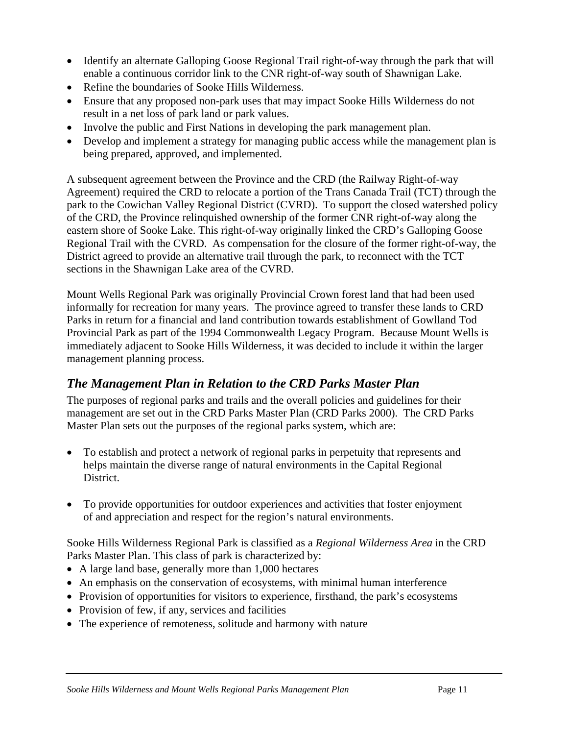- Identify an alternate Galloping Goose Regional Trail right-of-way through the park that will enable a continuous corridor link to the CNR right-of-way south of Shawnigan Lake.
- Refine the boundaries of Sooke Hills Wilderness.
- Ensure that any proposed non-park uses that may impact Sooke Hills Wilderness do not result in a net loss of park land or park values.
- Involve the public and First Nations in developing the park management plan.
- Develop and implement a strategy for managing public access while the management plan is being prepared, approved, and implemented.

A subsequent agreement between the Province and the CRD (the Railway Right-of-way Agreement) required the CRD to relocate a portion of the Trans Canada Trail (TCT) through the park to the Cowichan Valley Regional District (CVRD). To support the closed watershed policy of the CRD, the Province relinquished ownership of the former CNR right-of-way along the eastern shore of Sooke Lake. This right-of-way originally linked the CRD's Galloping Goose Regional Trail with the CVRD. As compensation for the closure of the former right-of-way, the District agreed to provide an alternative trail through the park, to reconnect with the TCT sections in the Shawnigan Lake area of the CVRD.

Mount Wells Regional Park was originally Provincial Crown forest land that had been used informally for recreation for many years. The province agreed to transfer these lands to CRD Parks in return for a financial and land contribution towards establishment of Gowlland Tod Provincial Park as part of the 1994 Commonwealth Legacy Program. Because Mount Wells is immediately adjacent to Sooke Hills Wilderness, it was decided to include it within the larger management planning process.

## *The Management Plan in Relation to the CRD Parks Master Plan*

The purposes of regional parks and trails and the overall policies and guidelines for their management are set out in the CRD Parks Master Plan (CRD Parks 2000). The CRD Parks Master Plan sets out the purposes of the regional parks system, which are:

- To establish and protect a network of regional parks in perpetuity that represents and helps maintain the diverse range of natural environments in the Capital Regional District.

- To provide opportunities for outdoor experiences and activities that foster enjoyment of and appreciation and respect for the region's natural environments.

Sooke Hills Wilderness Regional Park is classified as a *Regional Wilderness Area* in the CRD Parks Master Plan. This class of park is characterized by:

- A large land base, generally more than 1,000 hectares
- An emphasis on the conservation of ecosystems, with minimal human interference
- Provision of opportunities for visitors to experience, firsthand, the park's ecosystems
- Provision of few, if any, services and facilities
- The experience of remoteness, solitude and harmony with nature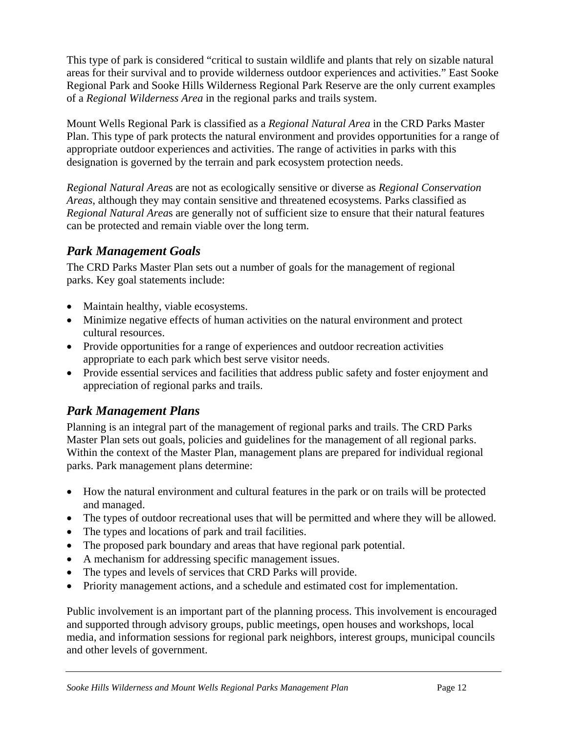This type of park is considered "critical to sustain wildlife and plants that rely on sizable natural areas for their survival and to provide wilderness outdoor experiences and activities." East Sooke Regional Park and Sooke Hills Wilderness Regional Park Reserve are the only current examples of a *Regional Wilderness Area* in the regional parks and trails system.

Mount Wells Regional Park is classified as a *Regional Natural Area* in the CRD Parks Master Plan. This type of park protects the natural environment and provides opportunities for a range of appropriate outdoor experiences and activities. The range of activities in parks with this designation is governed by the terrain and park ecosystem protection needs.

*Regional Natural Area*s are not as ecologically sensitive or diverse as *Regional Conservation Areas*, although they may contain sensitive and threatened ecosystems. Parks classified as *Regional Natural Area*s are generally not of sufficient size to ensure that their natural features can be protected and remain viable over the long term.

## *Park Management Goals*

The CRD Parks Master Plan sets out a number of goals for the management of regional parks. Key goal statements include:

- Maintain healthy, viable ecosystems.
- Minimize negative effects of human activities on the natural environment and protect cultural resources.
- Provide opportunities for a range of experiences and outdoor recreation activities appropriate to each park which best serve visitor needs.
- Provide essential services and facilities that address public safety and foster enjoyment and appreciation of regional parks and trails.

## *Park Management Plans*

Planning is an integral part of the management of regional parks and trails. The CRD Parks Master Plan sets out goals, policies and guidelines for the management of all regional parks. Within the context of the Master Plan, management plans are prepared for individual regional parks. Park management plans determine:

- How the natural environment and cultural features in the park or on trails will be protected and managed.
- The types of outdoor recreational uses that will be permitted and where they will be allowed.
- The types and locations of park and trail facilities.
- The proposed park boundary and areas that have regional park potential.
- A mechanism for addressing specific management issues.
- The types and levels of services that CRD Parks will provide.
- Priority management actions, and a schedule and estimated cost for implementation.

Public involvement is an important part of the planning process. This involvement is encouraged and supported through advisory groups, public meetings, open houses and workshops, local media, and information sessions for regional park neighbors, interest groups, municipal councils and other levels of government.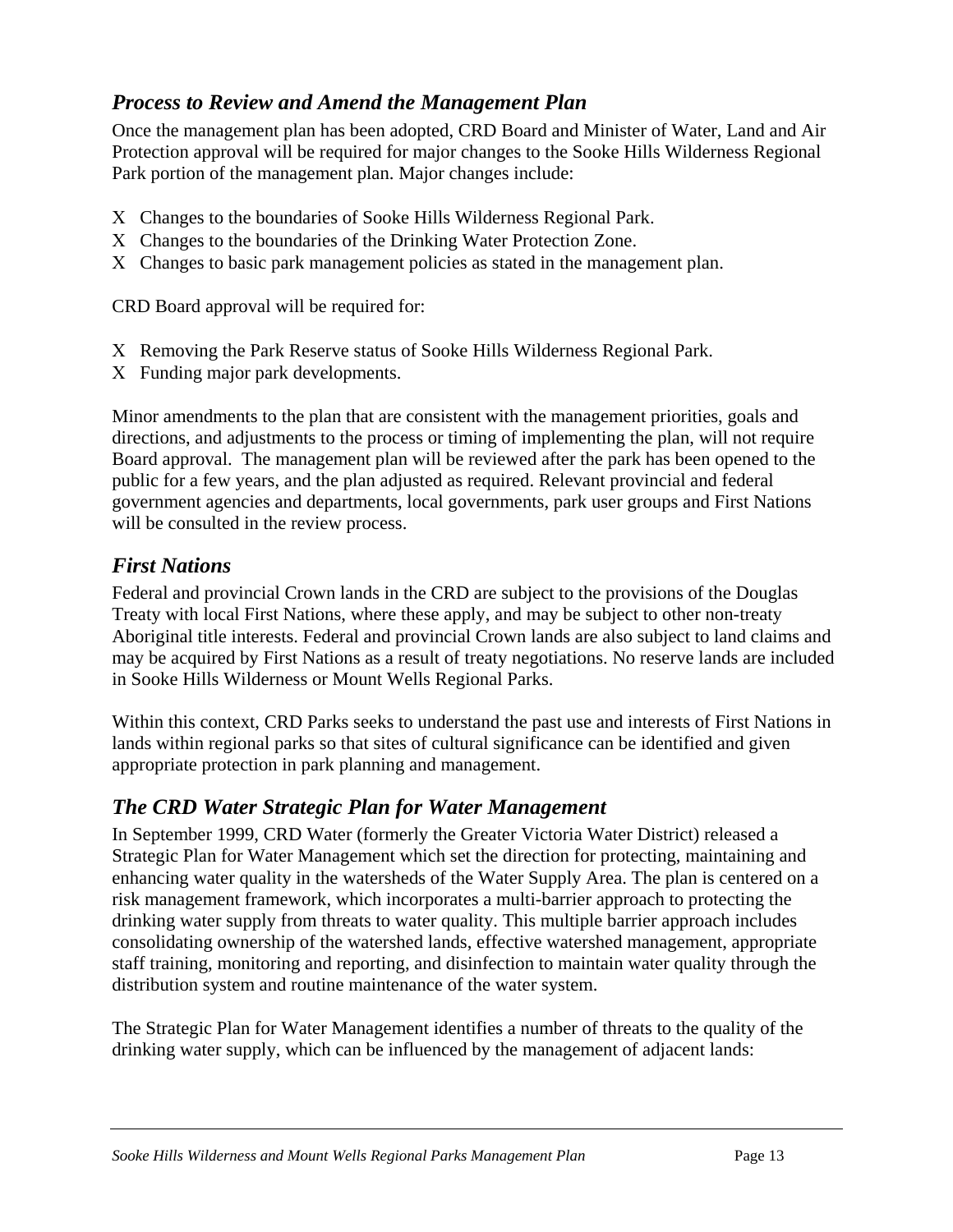## *Process to Review and Amend the Management Plan*

Once the management plan has been adopted, CRD Board and Minister of Water, Land and Air Protection approval will be required for major changes to the Sooke Hills Wilderness Regional Park portion of the management plan. Major changes include:

- Changes to the boundaries of Sooke Hills Wilderness Regional Park.
- Changes to the boundaries of the Drinking Water Protection Zone.
- Changes to basic park management policies as stated in the management plan.

CRD Board approval will be required for:

- Removing the Park Reserve status of Sooke Hills Wilderness Regional Park.
- Funding major park developments.

Minor amendments to the plan that are consistent with the management priorities, goals and directions, and adjustments to the process or timing of implementing the plan, will not require Board approval. The management plan will be reviewed after the park has been opened to the public for a few years, and the plan adjusted as required. Relevant provincial and federal government agencies and departments, local governments, park user groups and First Nations will be consulted in the review process.

## *First Nations*

Federal and provincial Crown lands in the CRD are subject to the provisions of the Douglas Treaty with local First Nations, where these apply, and may be subject to other non-treaty Aboriginal title interests. Federal and provincial Crown lands are also subject to land claims and may be acquired by First Nations as a result of treaty negotiations. No reserve lands are included in Sooke Hills Wilderness or Mount Wells Regional Parks.

Within this context, CRD Parks seeks to understand the past use and interests of First Nations in lands within regional parks so that sites of cultural significance can be identified and given appropriate protection in park planning and management.

## *The CRD Water Strategic Plan for Water Management*

In September 1999, CRD Water (formerly the Greater Victoria Water District) released a Strategic Plan for Water Management which set the direction for protecting, maintaining and enhancing water quality in the watersheds of the Water Supply Area. The plan is centered on a risk management framework, which incorporates a multi-barrier approach to protecting the drinking water supply from threats to water quality. This multiple barrier approach includes consolidating ownership of the watershed lands, effective watershed management, appropriate staff training, monitoring and reporting, and disinfection to maintain water quality through the distribution system and routine maintenance of the water system.

The Strategic Plan for Water Management identifies a number of threats to the quality of the drinking water supply, which can be influenced by the management of adjacent lands: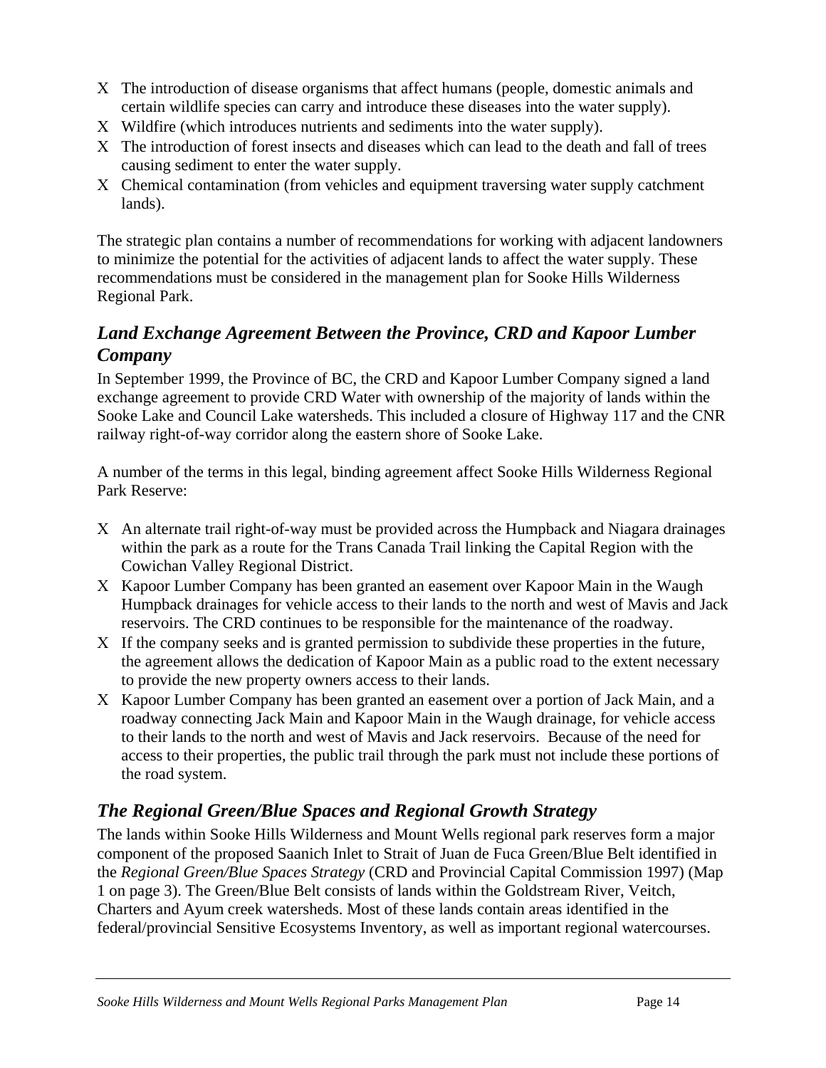- The introduction of disease organisms that affect humans (people, domestic animals and certain wildlife species can carry and introduce these diseases into the water supply).
- Wildfire (which introduces nutrients and sediments into the water supply).
- The introduction of forest insects and diseases which can lead to the death and fall of trees causing sediment to enter the water supply.
- Chemical contamination (from vehicles and equipment traversing water supply catchment lands).

The strategic plan contains a number of recommendations for working with adjacent landowners to minimize the potential for the activities of adjacent lands to affect the water supply. These recommendations must be considered in the management plan for Sooke Hills Wilderness Regional Park.

## *Land Exchange Agreement Between the Province, CRD and Kapoor Lumber Company*

In September 1999, the Province of BC, the CRD and Kapoor Lumber Company signed a land exchange agreement to provide CRD Water with ownership of the majority of lands within the Sooke Lake and Council Lake watersheds. This included a closure of Highway 117 and the CNR railway right-of-way corridor along the eastern shore of Sooke Lake.

A number of the terms in this legal, binding agreement affect Sooke Hills Wilderness Regional Park Reserve:

- An alternate trail right-of-way must be provided across the Humpback and Niagara drainages within the park as a route for the Trans Canada Trail linking the Capital Region with the Cowichan Valley Regional District.
- Kapoor Lumber Company has been granted an easement over Kapoor Main in the Waugh Humpback drainages for vehicle access to their lands to the north and west of Mavis and Jack reservoirs. The CRD continues to be responsible for the maintenance of the roadway.
- If the company seeks and is granted permission to subdivide these properties in the future, the agreement allows the dedication of Kapoor Main as a public road to the extent necessary to provide the new property owners access to their lands.
- Kapoor Lumber Company has been granted an easement over a portion of Jack Main, and a roadway connecting Jack Main and Kapoor Main in the Waugh drainage, for vehicle access to their lands to the north and west of Mavis and Jack reservoirs. Because of the need for access to their properties, the public trail through the park must not include these portions of the road system.

## *The Regional Green/Blue Spaces and Regional Growth Strategy*

The lands within Sooke Hills Wilderness and Mount Wells regional park reserves form a major component of the proposed Saanich Inlet to Strait of Juan de Fuca Green/Blue Belt identified in the *Regional Green/Blue Spaces Strategy* (CRD and Provincial Capital Commission 1997) (Map 1 on page 3). The Green/Blue Belt consists of lands within the Goldstream River, Veitch, Charters and Ayum creek watersheds. Most of these lands contain areas identified in the federal/provincial Sensitive Ecosystems Inventory, as well as important regional watercourses.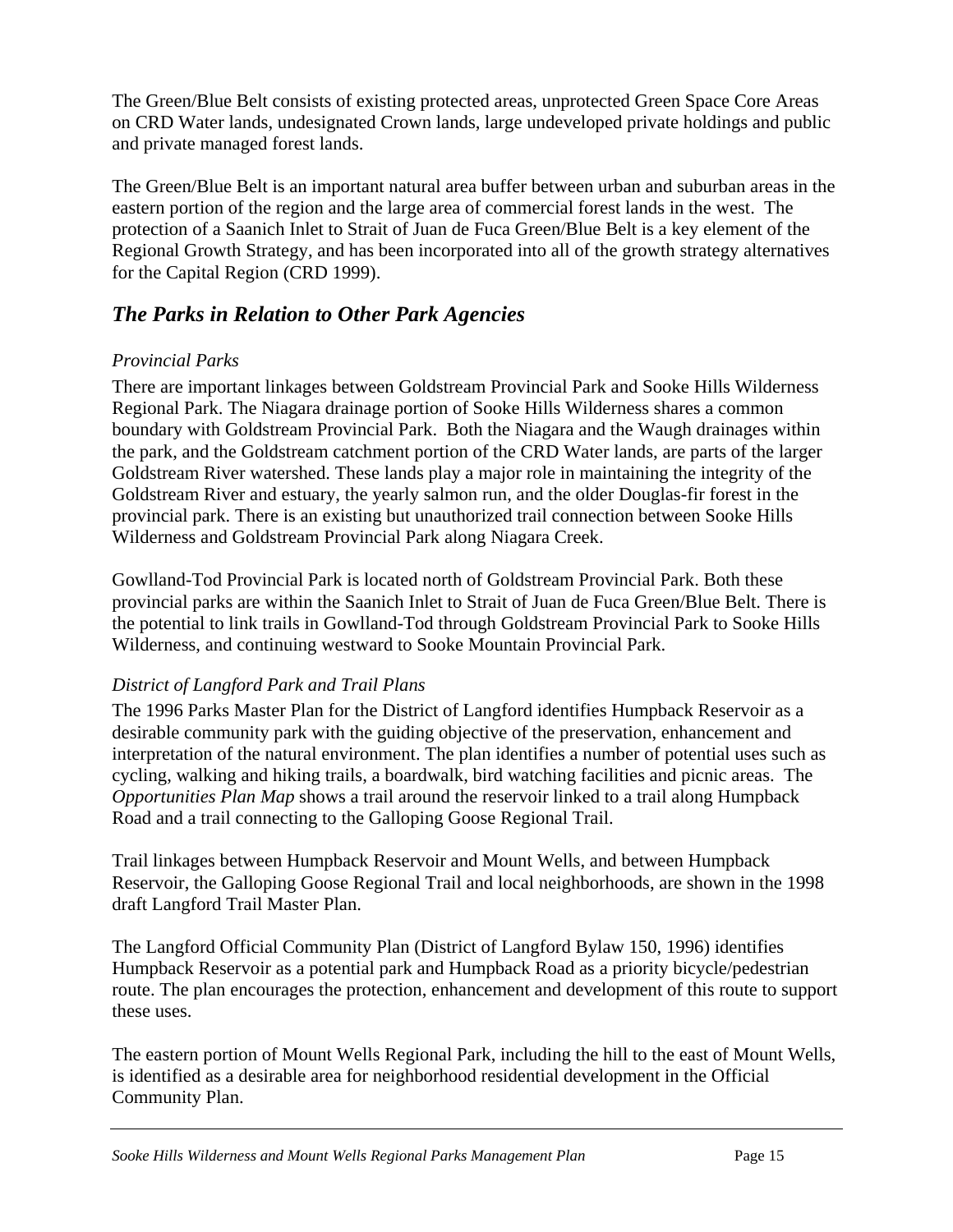The Green/Blue Belt consists of existing protected areas, unprotected Green Space Core Areas on CRD Water lands, undesignated Crown lands, large undeveloped private holdings and public and private managed forest lands.

The Green/Blue Belt is an important natural area buffer between urban and suburban areas in the eastern portion of the region and the large area of commercial forest lands in the west. The protection of a Saanich Inlet to Strait of Juan de Fuca Green/Blue Belt is a key element of the Regional Growth Strategy, and has been incorporated into all of the growth strategy alternatives for the Capital Region (CRD 1999).

## *The Parks in Relation to Other Park Agencies*

*Provincial Parks*

There are important linkages between Goldstream Provincial Park and Sooke Hills Wilderness Regional Park. The Niagara drainage portion of Sooke Hills Wilderness shares a common boundary with Goldstream Provincial Park. Both the Niagara and the Waugh drainages within the park, and the Goldstream catchment portion of the CRD Water lands, are parts of the larger Goldstream River watershed. These lands play a major role in maintaining the integrity of the Goldstream River and estuary, the yearly salmon run, and the older Douglas-fir forest in the provincial park. There is an existing but unauthorized trail connection between Sooke Hills Wilderness and Goldstream Provincial Park along Niagara Creek.

Gowlland-Tod Provincial Park is located north of Goldstream Provincial Park. Both these provincial parks are within the Saanich Inlet to Strait of Juan de Fuca Green/Blue Belt. There is the potential to link trails in Gowlland-Tod through Goldstream Provincial Park to Sooke Hills Wilderness, and continuing westward to Sooke Mountain Provincial Park.

*District of Langford Park and Trail Plans*

The 1996 Parks Master Plan for the District of Langford identifies Humpback Reservoir as a desirable community park with the guiding objective of the preservation, enhancement and interpretation of the natural environment. The plan identifies a number of potential uses such as cycling, walking and hiking trails, a boardwalk, bird watching facilities and picnic areas. The *Opportunities Plan Map* shows a trail around the reservoir linked to a trail along Humpback Road and a trail connecting to the Galloping Goose Regional Trail.

Trail linkages between Humpback Reservoir and Mount Wells, and between Humpback Reservoir, the Galloping Goose Regional Trail and local neighborhoods, are shown in the 1998 draft Langford Trail Master Plan.

The Langford Official Community Plan (District of Langford Bylaw 150, 1996) identifies Humpback Reservoir as a potential park and Humpback Road as a priority bicycle/pedestrian route. The plan encourages the protection, enhancement and development of this route to support these uses.

The eastern portion of Mount Wells Regional Park, including the hill to the east of Mount Wells, is identified as a desirable area for neighborhood residential development in the Official Community Plan.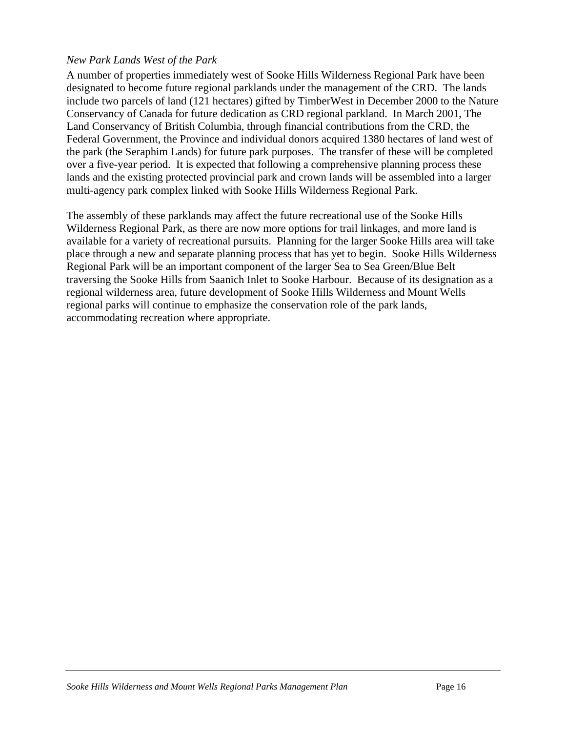*New Park Lands West of the Park*

A number of properties immediately west of Sooke Hills Wilderness Regional Park have been designated to become future regional parklands under the management of the CRD. The lands include two parcels of land (121 hectares) gifted by TimberWest in December 2000 to the Nature Conservancy of Canada for future dedication as CRD regional parkland. In March 2001, The Land Conservancy of British Columbia, through financial contributions from the CRD, the Federal Government, the Province and individual donors acquired 1380 hectares of land west of the park (the Seraphim Lands) for future park purposes. The transfer of these will be completed over a five-year period. It is expected that following a comprehensive planning process these lands and the existing protected provincial park and crown lands will be assembled into a larger multi-agency park complex linked with Sooke Hills Wilderness Regional Park.

The assembly of these parklands may affect the future recreational use of the Sooke Hills Wilderness Regional Park, as there are now more options for trail linkages, and more land is available for a variety of recreational pursuits. Planning for the larger Sooke Hills area will take place through a new and separate planning process that has yet to begin. Sooke Hills Wilderness Regional Park will be an important component of the larger Sea to Sea Green/Blue Belt traversing the Sooke Hills from Saanich Inlet to Sooke Harbour. Because of its designation as a regional wilderness area, future development of Sooke Hills Wilderness and Mount Wells regional parks will continue to emphasize the conservation role of the park lands, accommodating recreation where appropriate.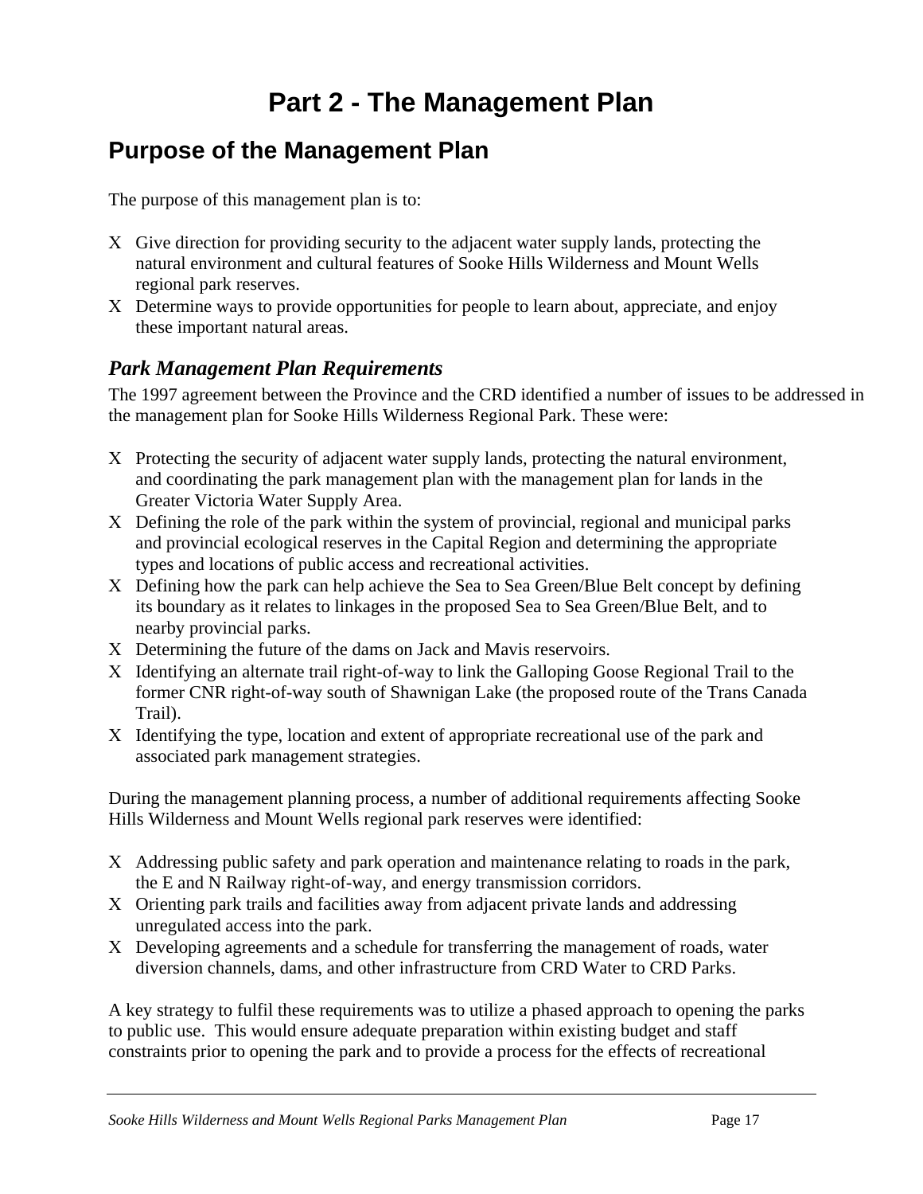# Part 2 - The Management Plan

## Purpose of the Management Plan

The purpose of this management plan is to:

- Give direction for providing security to the adjacent water supply lands, protecting the natural environment and cultural features of Sooke Hills Wilderness and Mount Wells regional park reserves.
- Determine ways to provide opportunities for people to learn about, appreciate, and enjoy these important natural areas.

### *Park Management Plan Requirements*

The 1997 agreement between the Province and the CRD identified a number of issues to be addressed in the management plan for Sooke Hills Wilderness Regional Park. These were:

- Protecting the security of adjacent water supply lands, protecting the natural environment, and coordinating the park management plan with the management plan for lands in the Greater Victoria Water Supply Area.
- Defining the role of the park within the system of provincial, regional and municipal parks and provincial ecological reserves in the Capital Region and determining the appropriate types and locations of public access and recreational activities.
- Defining how the park can help achieve the Sea to Sea Green/Blue Belt concept by defining its boundary as it relates to linkages in the proposed Sea to Sea Green/Blue Belt, and to nearby provincial parks.
- Determining the future of the dams on Jack and Mavis reservoirs.
- Identifying an alternate trail right-of-way to link the Galloping Goose Regional Trail to the former CNR right-of-way south of Shawnigan Lake (the proposed route of the Trans Canada Trail).
- Identifying the type, location and extent of appropriate recreational use of the park and associated park management strategies.

During the management planning process, a number of additional requirements affecting Sooke Hills Wilderness and Mount Wells regional park reserves were identified:

- Addressing public safety and park operation and maintenance relating to roads in the park, the E and N Railway right-of-way, and energy transmission corridors.
- Orienting park trails and facilities away from adjacent private lands and addressing unregulated access into the park.
- Developing agreements and a schedule for transferring the management of roads, water diversion channels, dams, and other infrastructure from CRD Water to CRD Parks.

A key strategy to fulfil these requirements was to utilize a phased approach to opening the parks to public use. This would ensure adequate preparation within existing budget and staff constraints prior to opening the park and to provide a process for the effects of recreational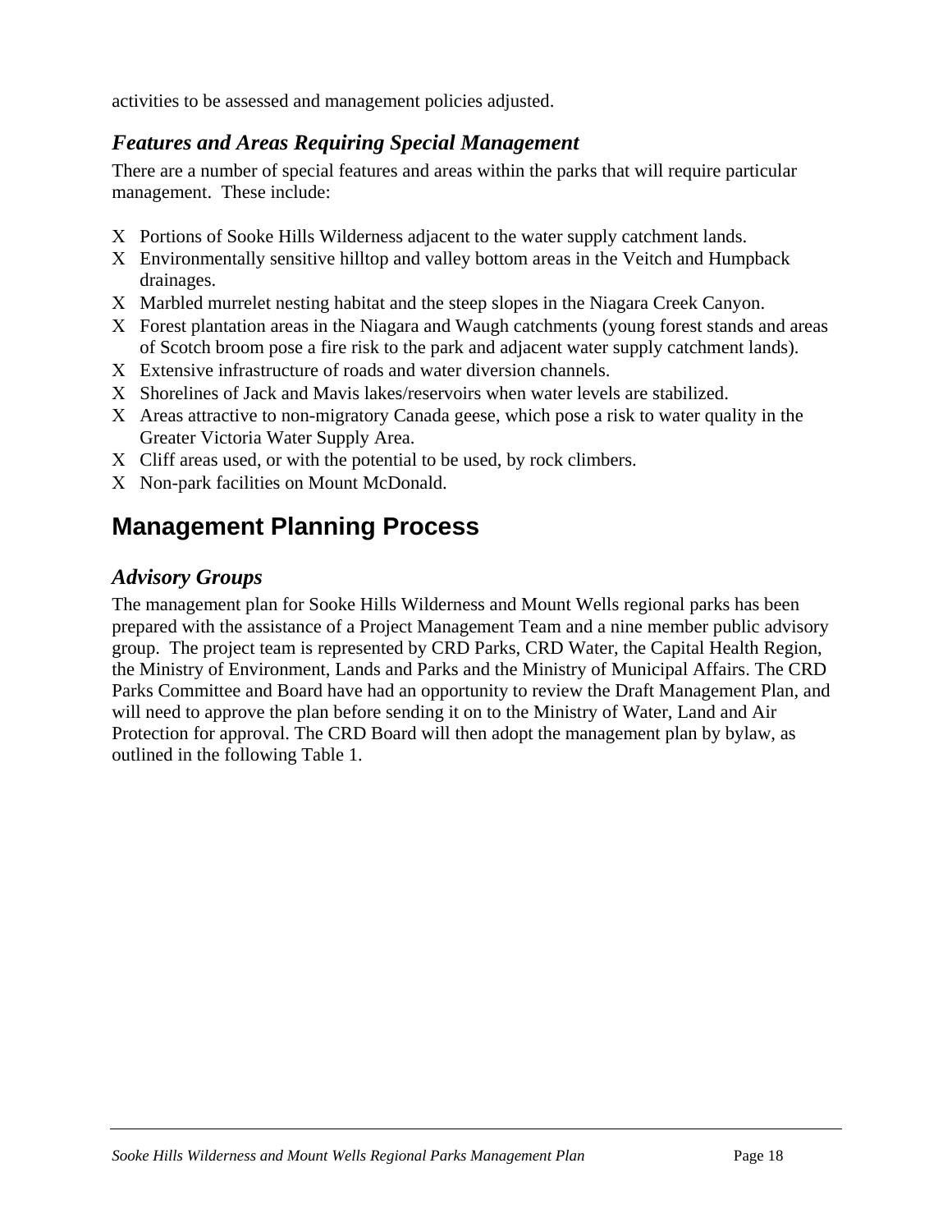activities to be assessed and management policies adjusted.

### *Features and Areas Requiring Special Management*

There are a number of special features and areas within the parks that will require particular management. These include:

- Portions of Sooke Hills Wilderness adjacent to the water supply catchment lands.
- Environmentally sensitive hilltop and valley bottom areas in the Veitch and Humpback drainages.
- Marbled murrelet nesting habitat and the steep slopes in the Niagara Creek Canyon.
- Forest plantation areas in the Niagara and Waugh catchments (young forest stands and areas of Scotch broom pose a fire risk to the park and adjacent water supply catchment lands).
- Extensive infrastructure of roads and water diversion channels.
- Shorelines of Jack and Mavis lakes/reservoirs when water levels are stabilized.
- Areas attractive to non-migratory Canada geese, which pose a risk to water quality in the Greater Victoria Water Supply Area.
- Cliff areas used, or with the potential to be used, by rock climbers.
- Non-park facilities on Mount McDonald.

## Management Planning Process

### *Advisory Groups*

The management plan for Sooke Hills Wilderness and Mount Wells regional parks has been prepared with the assistance of a Project Management Team and a nine member public advisory group. The project team is represented by CRD Parks, CRD Water, the Capital Health Region, the Ministry of Environment, Lands and Parks and the Ministry of Municipal Affairs. The CRD Parks Committee and Board have had an opportunity to review the Draft Management Plan, and will need to approve the plan before sending it on to the Ministry of Water, Land and Air Protection for approval. The CRD Board will then adopt the management plan by bylaw, as outlined in the following Table 1.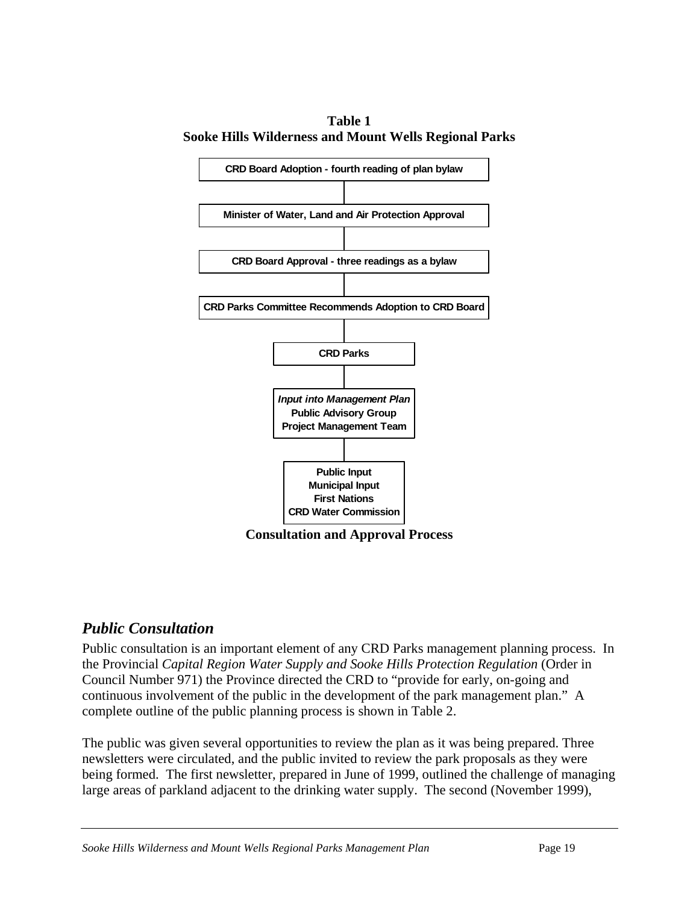**Table 1**
**Sooke Hills Wilderness and Mount Wells Regional Parks**

**CRD Board Adoption - fourth reading of plan bylaw**

**Minister of Water, Land and Air Protection Approval**

**CRD Board Approval - three readings as a bylaw**

**CRD Parks Committee Recommends Adoption to CRD Board**

**CRD Parks**

***Input into Management Plan***
**Public Advisory Group**
**Project Management Team**

**Public Input**
**Municipal Input**
**First Nations**
**CRD Water Commission**

**Consultation and Approval Process**

## *Public Consultation*

Public consultation is an important element of any CRD Parks management planning process. In the Provincial *Capital Region Water Supply and Sooke Hills Protection Regulation* (Order in Council Number 971) the Province directed the CRD to "provide for early, on-going and continuous involvement of the public in the development of the park management plan." A complete outline of the public planning process is shown in Table 2.

The public was given several opportunities to review the plan as it was being prepared. Three newsletters were circulated, and the public invited to review the park proposals as they were being formed. The first newsletter, prepared in June of 1999, outlined the challenge of managing large areas of parkland adjacent to the drinking water supply. The second (November 1999),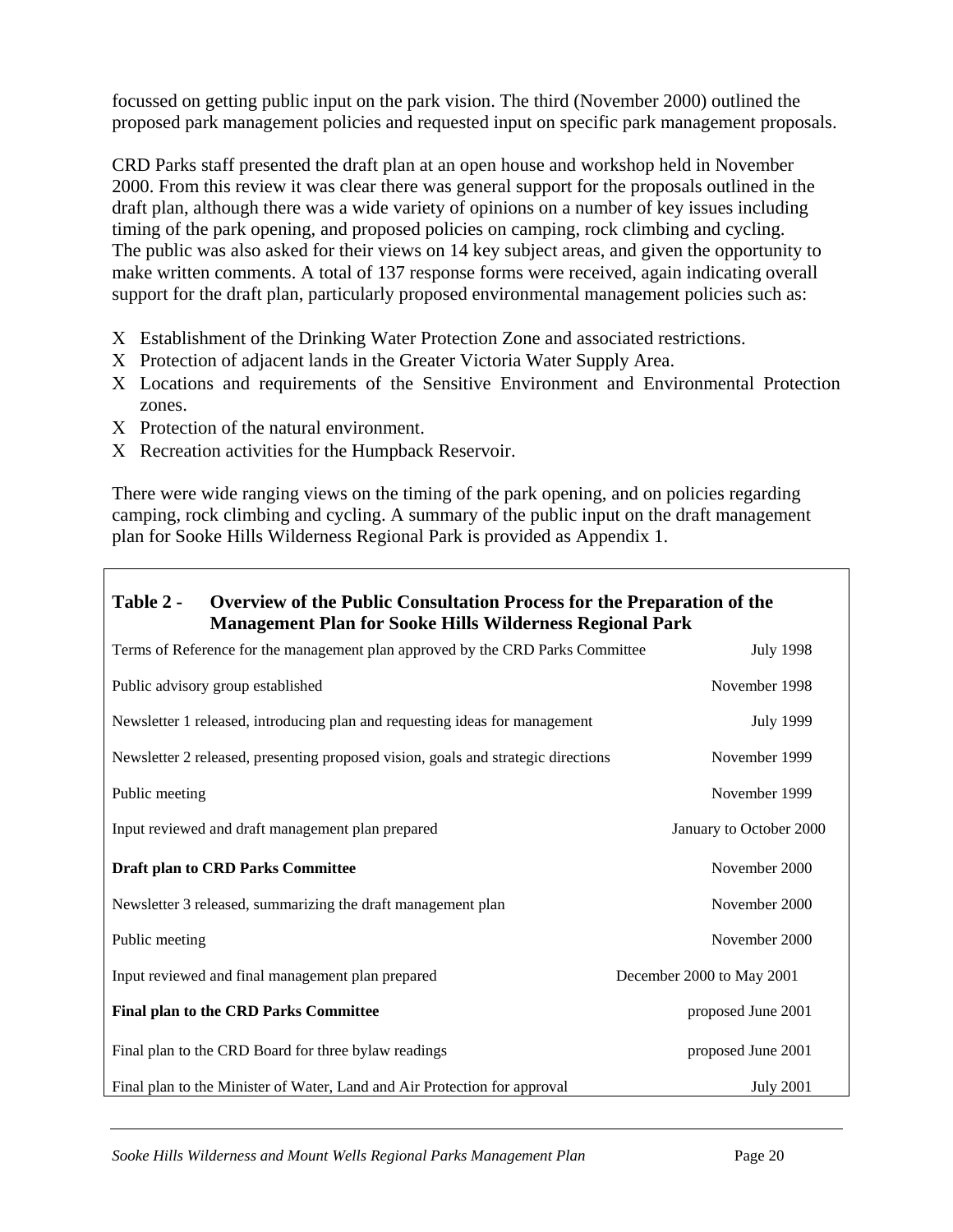focussed on getting public input on the park vision. The third (November 2000) outlined the proposed park management policies and requested input on specific park management proposals.

CRD Parks staff presented the draft plan at an open house and workshop held in November 2000. From this review it was clear there was general support for the proposals outlined in the draft plan, although there was a wide variety of opinions on a number of key issues including timing of the park opening, and proposed policies on camping, rock climbing and cycling. The public was also asked for their views on 14 key subject areas, and given the opportunity to make written comments. A total of 137 response forms were received, again indicating overall support for the draft plan, particularly proposed environmental management policies such as:

- Establishment of the Drinking Water Protection Zone and associated restrictions.
- Protection of adjacent lands in the Greater Victoria Water Supply Area.
- Locations and requirements of the Sensitive Environment and Environmental Protection zones.
- Protection of the natural environment.
- Recreation activities for the Humpback Reservoir.

There were wide ranging views on the timing of the park opening, and on policies regarding camping, rock climbing and cycling. A summary of the public input on the draft management plan for Sooke Hills Wilderness Regional Park is provided as Appendix 1.

**Table 2 - Overview of the Public Consultation Process for the Preparation of the Management Plan for Sooke Hills Wilderness Regional Park**

| Activity | Date |
|---|---|
| Terms of Reference for the management plan approved by the CRD Parks Committee | July 1998 |
| Public advisory group established | November 1998 |
| Newsletter 1 released, introducing plan and requesting ideas for management | July 1999 |
| Newsletter 2 released, presenting proposed vision, goals and strategic directions | November 1999 |
| Public meeting | November 1999 |
| Input reviewed and draft management plan prepared | January to October 2000 |
| **Draft plan to CRD Parks Committee** | November 2000 |
| Newsletter 3 released, summarizing the draft management plan | November 2000 |
| Public meeting | November 2000 |
| Input reviewed and final management plan prepared | December 2000 to May 2001 |
| **Final plan to the CRD Parks Committee** | proposed June 2001 |
| Final plan to the CRD Board for three bylaw readings | proposed June 2001 |
| Final plan to the Minister of Water, Land and Air Protection for approval | July 2001 |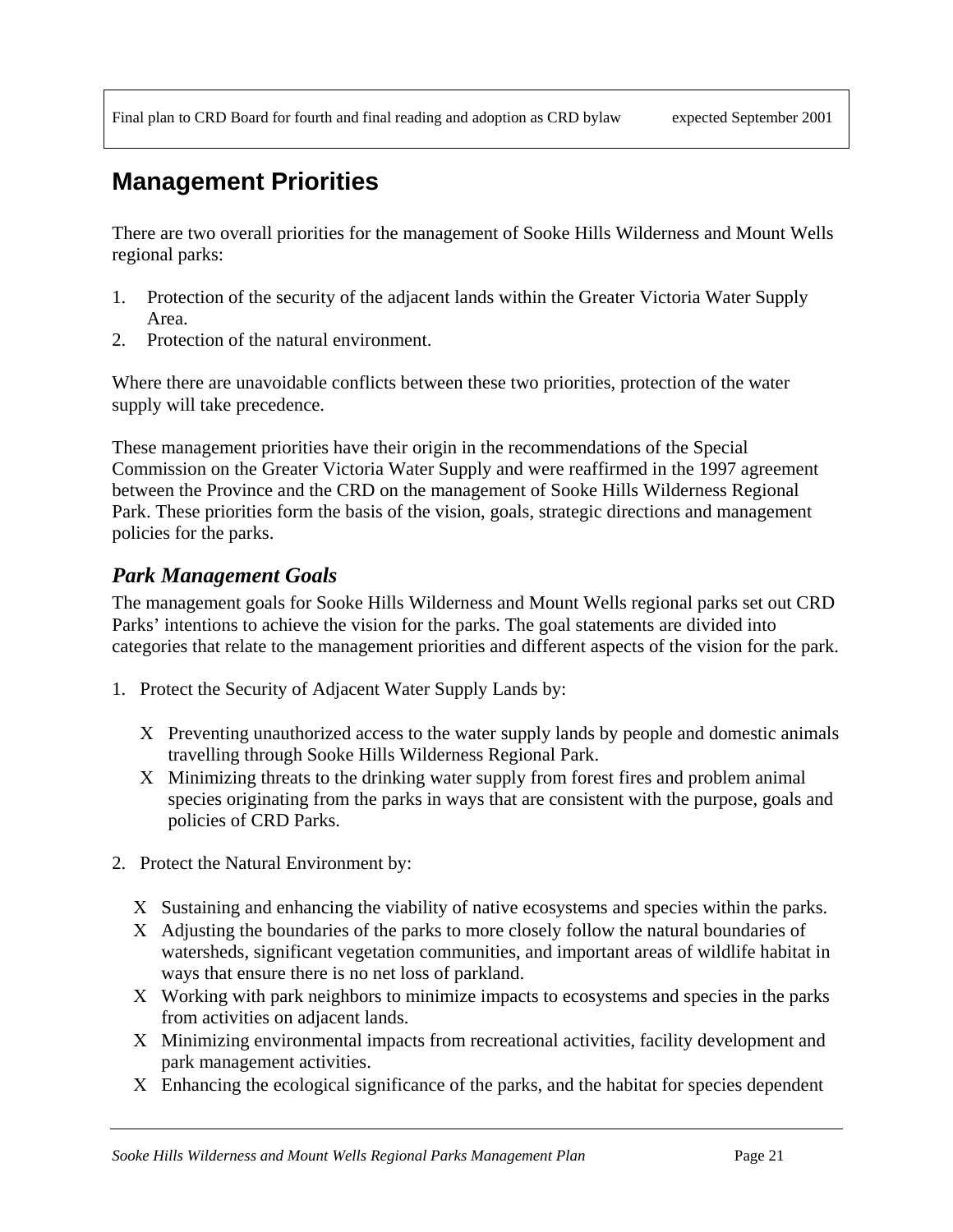## Management Priorities

There are two overall priorities for the management of Sooke Hills Wilderness and Mount Wells regional parks:

1. Protection of the security of the adjacent lands within the Greater Victoria Water Supply Area.
2. Protection of the natural environment.

Where there are unavoidable conflicts between these two priorities, protection of the water supply will take precedence.

These management priorities have their origin in the recommendations of the Special Commission on the Greater Victoria Water Supply and were reaffirmed in the 1997 agreement between the Province and the CRD on the management of Sooke Hills Wilderness Regional Park. These priorities form the basis of the vision, goals, strategic directions and management policies for the parks.

### *Park Management Goals*

The management goals for Sooke Hills Wilderness and Mount Wells regional parks set out CRD Parks' intentions to achieve the vision for the parks. The goal statements are divided into categories that relate to the management priorities and different aspects of the vision for the park.

1. Protect the Security of Adjacent Water Supply Lands by:

   - Preventing unauthorized access to the water supply lands by people and domestic animals travelling through Sooke Hills Wilderness Regional Park.
   - Minimizing threats to the drinking water supply from forest fires and problem animal species originating from the parks in ways that are consistent with the purpose, goals and policies of CRD Parks.

2. Protect the Natural Environment by:

   - Sustaining and enhancing the viability of native ecosystems and species within the parks.
   - Adjusting the boundaries of the parks to more closely follow the natural boundaries of watersheds, significant vegetation communities, and important areas of wildlife habitat in ways that ensure there is no net loss of parkland.
   - Working with park neighbors to minimize impacts to ecosystems and species in the parks from activities on adjacent lands.
   - Minimizing environmental impacts from recreational activities, facility development and park management activities.
   - Enhancing the ecological significance of the parks, and the habitat for species dependent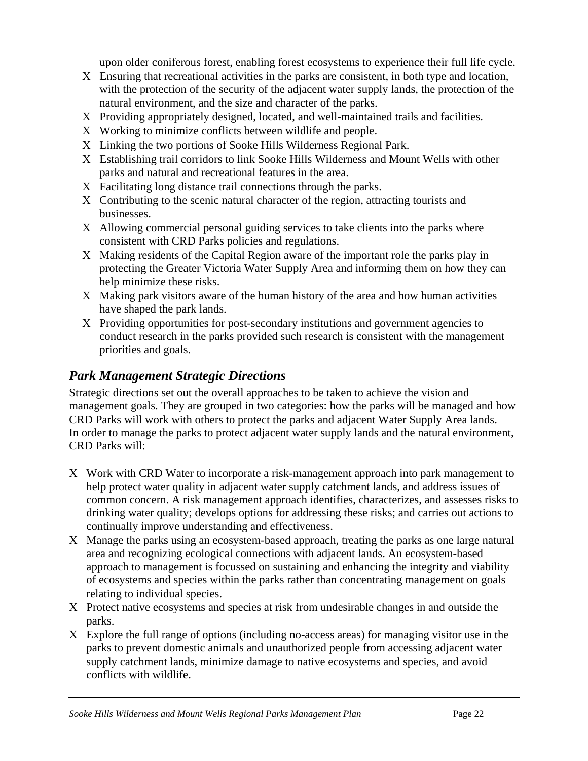upon older coniferous forest, enabling forest ecosystems to experience their full life cycle.

- Ensuring that recreational activities in the parks are consistent, in both type and location, with the protection of the security of the adjacent water supply lands, the protection of the natural environment, and the size and character of the parks.
- Providing appropriately designed, located, and well-maintained trails and facilities.
- Working to minimize conflicts between wildlife and people.
- Linking the two portions of Sooke Hills Wilderness Regional Park.
- Establishing trail corridors to link Sooke Hills Wilderness and Mount Wells with other parks and natural and recreational features in the area.
- Facilitating long distance trail connections through the parks.
- Contributing to the scenic natural character of the region, attracting tourists and businesses.
- Allowing commercial personal guiding services to take clients into the parks where consistent with CRD Parks policies and regulations.
- Making residents of the Capital Region aware of the important role the parks play in protecting the Greater Victoria Water Supply Area and informing them on how they can help minimize these risks.
- Making park visitors aware of the human history of the area and how human activities have shaped the park lands.
- Providing opportunities for post-secondary institutions and government agencies to conduct research in the parks provided such research is consistent with the management priorities and goals.

### *Park Management Strategic Directions*

Strategic directions set out the overall approaches to be taken to achieve the vision and management goals. They are grouped in two categories: how the parks will be managed and how CRD Parks will work with others to protect the parks and adjacent Water Supply Area lands.
In order to manage the parks to protect adjacent water supply lands and the natural environment, CRD Parks will:

- Work with CRD Water to incorporate a risk-management approach into park management to help protect water quality in adjacent water supply catchment lands, and address issues of common concern. A risk management approach identifies, characterizes, and assesses risks to drinking water quality; develops options for addressing these risks; and carries out actions to continually improve understanding and effectiveness.
- Manage the parks using an ecosystem-based approach, treating the parks as one large natural area and recognizing ecological connections with adjacent lands. An ecosystem-based approach to management is focussed on sustaining and enhancing the integrity and viability of ecosystems and species within the parks rather than concentrating management on goals relating to individual species.
- Protect native ecosystems and species at risk from undesirable changes in and outside the parks.
- Explore the full range of options (including no-access areas) for managing visitor use in the parks to prevent domestic animals and unauthorized people from accessing adjacent water supply catchment lands, minimize damage to native ecosystems and species, and avoid conflicts with wildlife.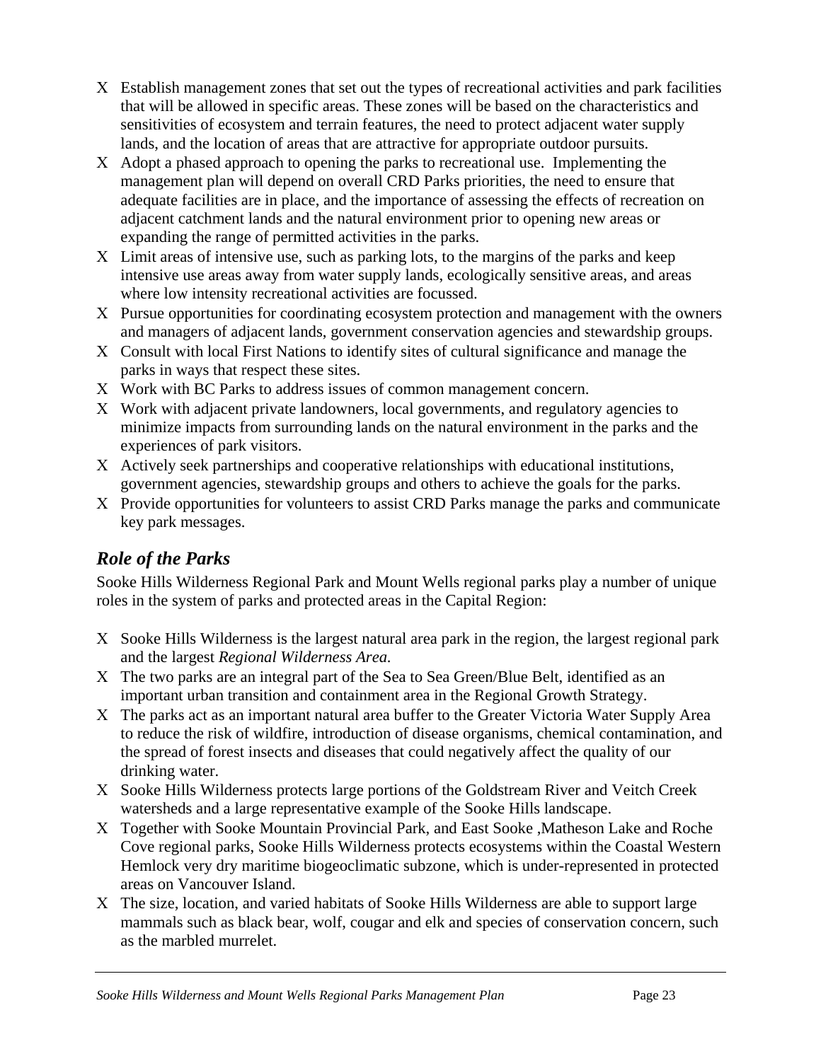- Establish management zones that set out the types of recreational activities and park facilities that will be allowed in specific areas. These zones will be based on the characteristics and sensitivities of ecosystem and terrain features, the need to protect adjacent water supply lands, and the location of areas that are attractive for appropriate outdoor pursuits.
- Adopt a phased approach to opening the parks to recreational use. Implementing the management plan will depend on overall CRD Parks priorities, the need to ensure that adequate facilities are in place, and the importance of assessing the effects of recreation on adjacent catchment lands and the natural environment prior to opening new areas or expanding the range of permitted activities in the parks.
- Limit areas of intensive use, such as parking lots, to the margins of the parks and keep intensive use areas away from water supply lands, ecologically sensitive areas, and areas where low intensity recreational activities are focussed.
- Pursue opportunities for coordinating ecosystem protection and management with the owners and managers of adjacent lands, government conservation agencies and stewardship groups.
- Consult with local First Nations to identify sites of cultural significance and manage the parks in ways that respect these sites.
- Work with BC Parks to address issues of common management concern.
- Work with adjacent private landowners, local governments, and regulatory agencies to minimize impacts from surrounding lands on the natural environment in the parks and the experiences of park visitors.
- Actively seek partnerships and cooperative relationships with educational institutions, government agencies, stewardship groups and others to achieve the goals for the parks.
- Provide opportunities for volunteers to assist CRD Parks manage the parks and communicate key park messages.

## *Role of the Parks*

Sooke Hills Wilderness Regional Park and Mount Wells regional parks play a number of unique roles in the system of parks and protected areas in the Capital Region:

- Sooke Hills Wilderness is the largest natural area park in the region, the largest regional park and the largest *Regional Wilderness Area.*
- The two parks are an integral part of the Sea to Sea Green/Blue Belt, identified as an important urban transition and containment area in the Regional Growth Strategy.
- The parks act as an important natural area buffer to the Greater Victoria Water Supply Area to reduce the risk of wildfire, introduction of disease organisms, chemical contamination, and the spread of forest insects and diseases that could negatively affect the quality of our drinking water.
- Sooke Hills Wilderness protects large portions of the Goldstream River and Veitch Creek watersheds and a large representative example of the Sooke Hills landscape.
- Together with Sooke Mountain Provincial Park, and East Sooke ,Matheson Lake and Roche Cove regional parks, Sooke Hills Wilderness protects ecosystems within the Coastal Western Hemlock very dry maritime biogeoclimatic subzone, which is under-represented in protected areas on Vancouver Island.
- The size, location, and varied habitats of Sooke Hills Wilderness are able to support large mammals such as black bear, wolf, cougar and elk and species of conservation concern, such as the marbled murrelet.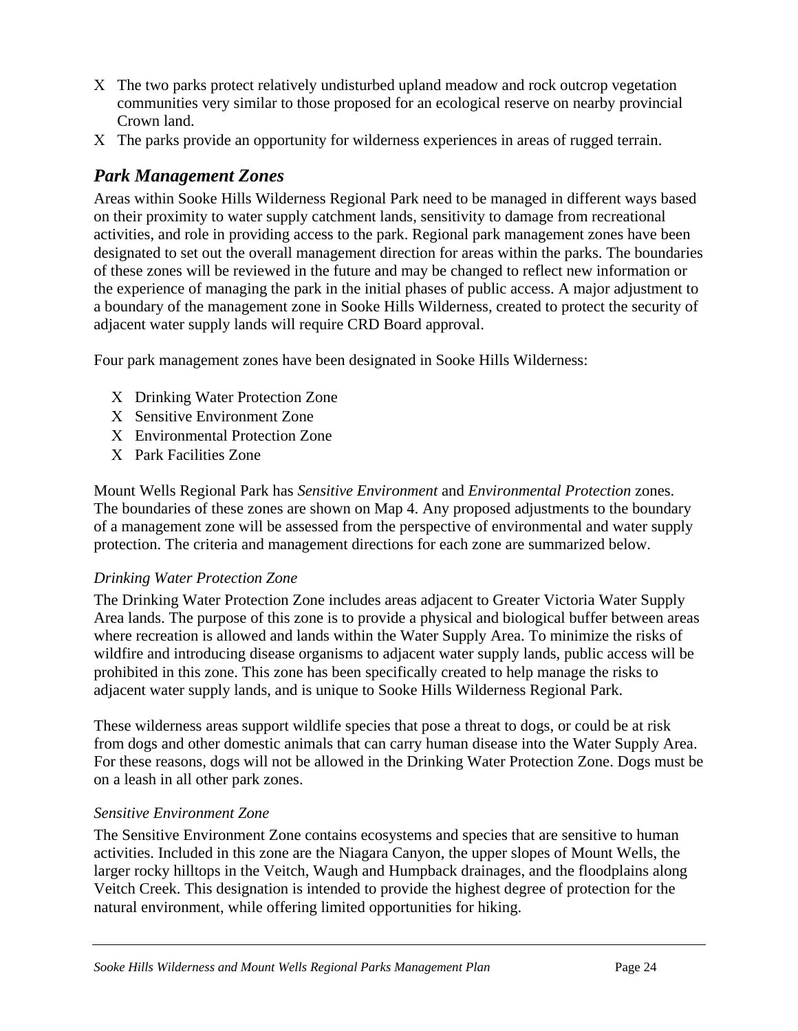- The two parks protect relatively undisturbed upland meadow and rock outcrop vegetation communities very similar to those proposed for an ecological reserve on nearby provincial Crown land.
- The parks provide an opportunity for wilderness experiences in areas of rugged terrain.

## *Park Management Zones*

Areas within Sooke Hills Wilderness Regional Park need to be managed in different ways based on their proximity to water supply catchment lands, sensitivity to damage from recreational activities, and role in providing access to the park. Regional park management zones have been designated to set out the overall management direction for areas within the parks. The boundaries of these zones will be reviewed in the future and may be changed to reflect new information or the experience of managing the park in the initial phases of public access. A major adjustment to a boundary of the management zone in Sooke Hills Wilderness, created to protect the security of adjacent water supply lands will require CRD Board approval.

Four park management zones have been designated in Sooke Hills Wilderness:

- Drinking Water Protection Zone
- Sensitive Environment Zone
- Environmental Protection Zone
- Park Facilities Zone

Mount Wells Regional Park has *Sensitive Environment* and *Environmental Protection* zones. The boundaries of these zones are shown on Map 4. Any proposed adjustments to the boundary of a management zone will be assessed from the perspective of environmental and water supply protection. The criteria and management directions for each zone are summarized below.

### *Drinking Water Protection Zone*

The Drinking Water Protection Zone includes areas adjacent to Greater Victoria Water Supply Area lands. The purpose of this zone is to provide a physical and biological buffer between areas where recreation is allowed and lands within the Water Supply Area. To minimize the risks of wildfire and introducing disease organisms to adjacent water supply lands, public access will be prohibited in this zone. This zone has been specifically created to help manage the risks to adjacent water supply lands, and is unique to Sooke Hills Wilderness Regional Park.

These wilderness areas support wildlife species that pose a threat to dogs, or could be at risk from dogs and other domestic animals that can carry human disease into the Water Supply Area. For these reasons, dogs will not be allowed in the Drinking Water Protection Zone. Dogs must be on a leash in all other park zones.

### *Sensitive Environment Zone*

The Sensitive Environment Zone contains ecosystems and species that are sensitive to human activities. Included in this zone are the Niagara Canyon, the upper slopes of Mount Wells, the larger rocky hilltops in the Veitch, Waugh and Humpback drainages, and the floodplains along Veitch Creek. This designation is intended to provide the highest degree of protection for the natural environment, while offering limited opportunities for hiking.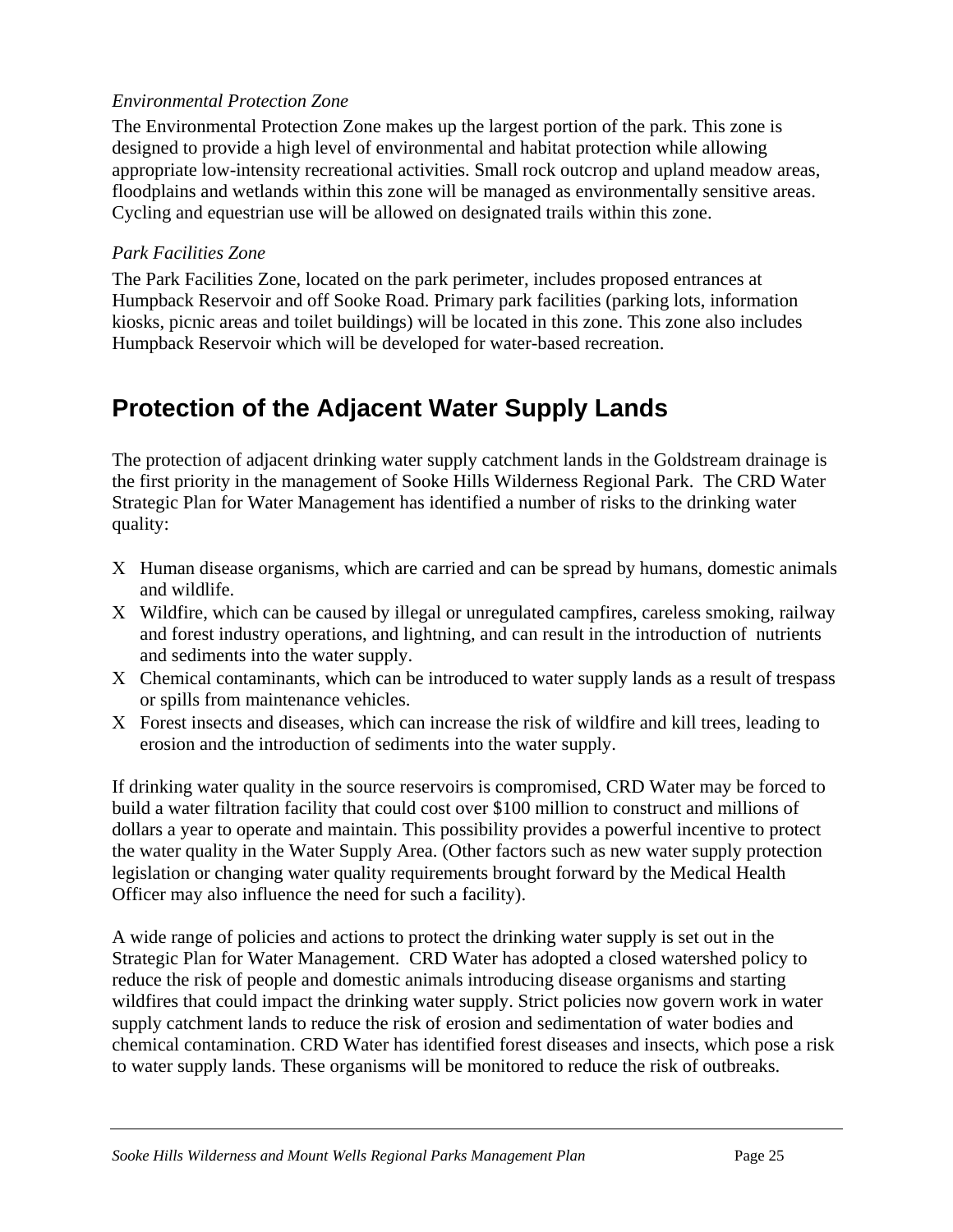*Environmental Protection Zone*

The Environmental Protection Zone makes up the largest portion of the park. This zone is designed to provide a high level of environmental and habitat protection while allowing appropriate low-intensity recreational activities. Small rock outcrop and upland meadow areas, floodplains and wetlands within this zone will be managed as environmentally sensitive areas. Cycling and equestrian use will be allowed on designated trails within this zone.

*Park Facilities Zone*

The Park Facilities Zone, located on the park perimeter, includes proposed entrances at Humpback Reservoir and off Sooke Road. Primary park facilities (parking lots, information kiosks, picnic areas and toilet buildings) will be located in this zone. This zone also includes Humpback Reservoir which will be developed for water-based recreation.

## Protection of the Adjacent Water Supply Lands

The protection of adjacent drinking water supply catchment lands in the Goldstream drainage is the first priority in the management of Sooke Hills Wilderness Regional Park. The CRD Water Strategic Plan for Water Management has identified a number of risks to the drinking water quality:

- Human disease organisms, which are carried and can be spread by humans, domestic animals and wildlife.
- Wildfire, which can be caused by illegal or unregulated campfires, careless smoking, railway and forest industry operations, and lightning, and can result in the introduction of nutrients and sediments into the water supply.
- Chemical contaminants, which can be introduced to water supply lands as a result of trespass or spills from maintenance vehicles.
- Forest insects and diseases, which can increase the risk of wildfire and kill trees, leading to erosion and the introduction of sediments into the water supply.

If drinking water quality in the source reservoirs is compromised, CRD Water may be forced to build a water filtration facility that could cost over $100 million to construct and millions of dollars a year to operate and maintain. This possibility provides a powerful incentive to protect the water quality in the Water Supply Area. (Other factors such as new water supply protection legislation or changing water quality requirements brought forward by the Medical Health Officer may also influence the need for such a facility).

A wide range of policies and actions to protect the drinking water supply is set out in the Strategic Plan for Water Management. CRD Water has adopted a closed watershed policy to reduce the risk of people and domestic animals introducing disease organisms and starting wildfires that could impact the drinking water supply. Strict policies now govern work in water supply catchment lands to reduce the risk of erosion and sedimentation of water bodies and chemical contamination. CRD Water has identified forest diseases and insects, which pose a risk to water supply lands. These organisms will be monitored to reduce the risk of outbreaks.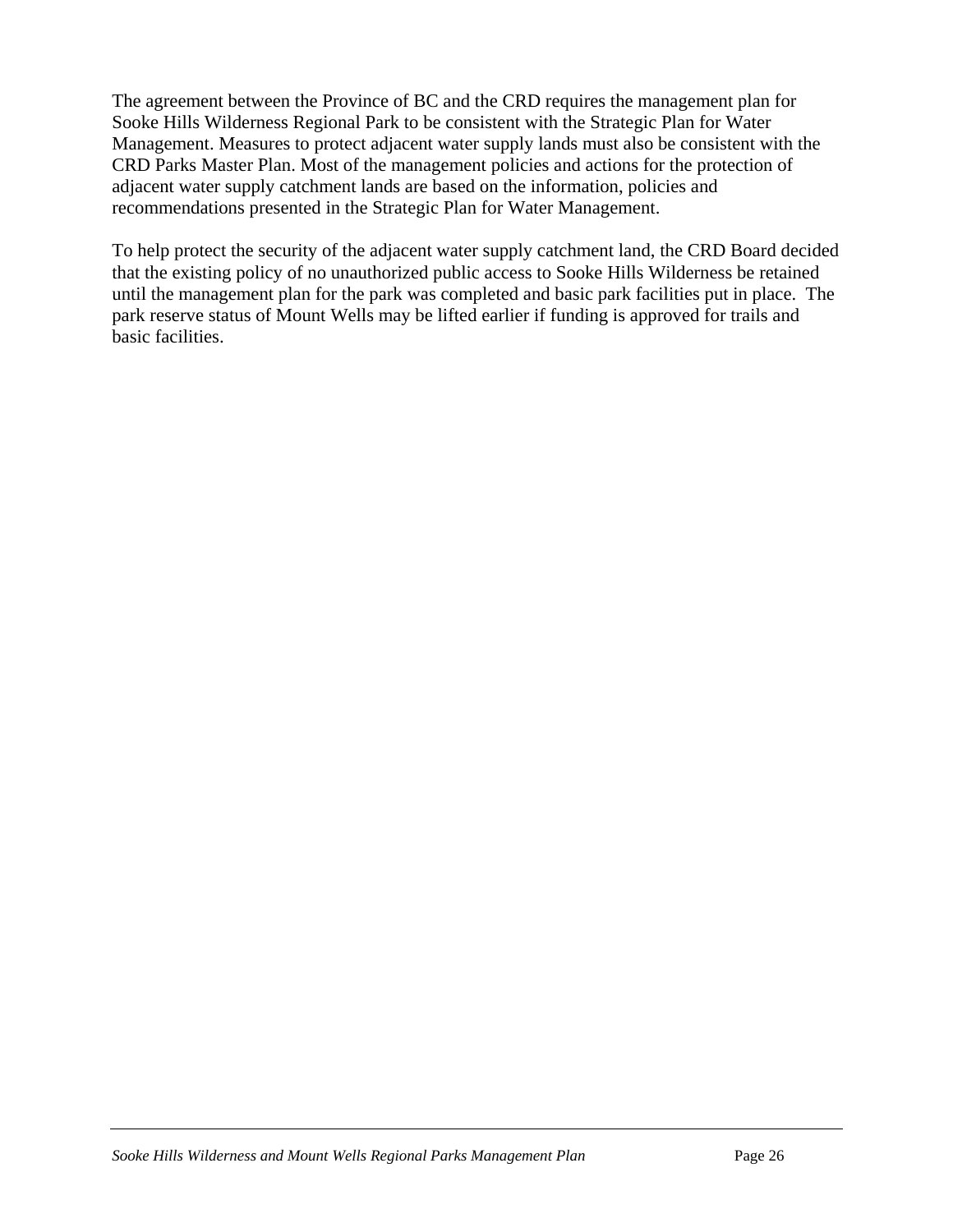The agreement between the Province of BC and the CRD requires the management plan for Sooke Hills Wilderness Regional Park to be consistent with the Strategic Plan for Water Management. Measures to protect adjacent water supply lands must also be consistent with the CRD Parks Master Plan. Most of the management policies and actions for the protection of adjacent water supply catchment lands are based on the information, policies and recommendations presented in the Strategic Plan for Water Management.

To help protect the security of the adjacent water supply catchment land, the CRD Board decided that the existing policy of no unauthorized public access to Sooke Hills Wilderness be retained until the management plan for the park was completed and basic park facilities put in place. The park reserve status of Mount Wells may be lifted earlier if funding is approved for trails and basic facilities.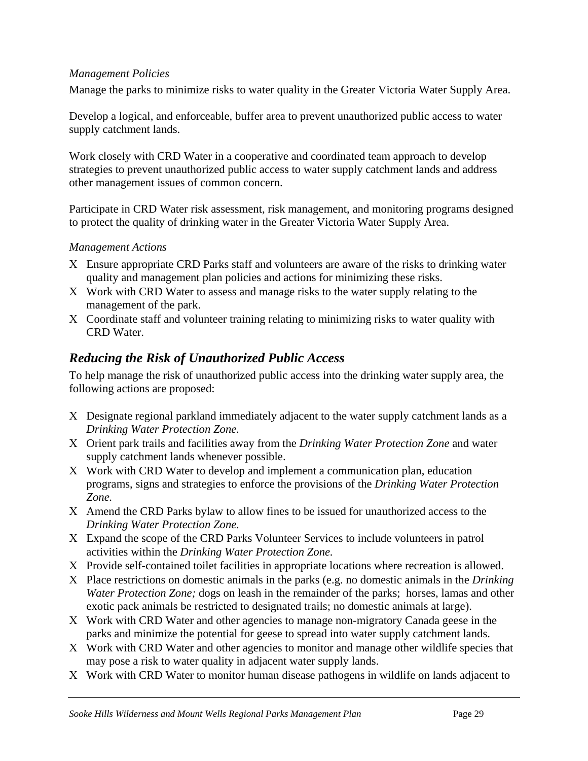*Management Policies*

Manage the parks to minimize risks to water quality in the Greater Victoria Water Supply Area.

Develop a logical, and enforceable, buffer area to prevent unauthorized public access to water supply catchment lands.

Work closely with CRD Water in a cooperative and coordinated team approach to develop strategies to prevent unauthorized public access to water supply catchment lands and address other management issues of common concern.

Participate in CRD Water risk assessment, risk management, and monitoring programs designed to protect the quality of drinking water in the Greater Victoria Water Supply Area.

*Management Actions*

- Ensure appropriate CRD Parks staff and volunteers are aware of the risks to drinking water quality and management plan policies and actions for minimizing these risks.
- Work with CRD Water to assess and manage risks to the water supply relating to the management of the park.
- Coordinate staff and volunteer training relating to minimizing risks to water quality with CRD Water.

## *Reducing the Risk of Unauthorized Public Access*

To help manage the risk of unauthorized public access into the drinking water supply area, the following actions are proposed:

- Designate regional parkland immediately adjacent to the water supply catchment lands as a *Drinking Water Protection Zone.*
- Orient park trails and facilities away from the *Drinking Water Protection Zone* and water supply catchment lands whenever possible.
- Work with CRD Water to develop and implement a communication plan, education programs, signs and strategies to enforce the provisions of the *Drinking Water Protection Zone.*
- Amend the CRD Parks bylaw to allow fines to be issued for unauthorized access to the *Drinking Water Protection Zone.*
- Expand the scope of the CRD Parks Volunteer Services to include volunteers in patrol activities within the *Drinking Water Protection Zone*.
- Provide self-contained toilet facilities in appropriate locations where recreation is allowed.
- Place restrictions on domestic animals in the parks (e.g. no domestic animals in the *Drinking Water Protection Zone;* dogs on leash in the remainder of the parks; horses, lamas and other exotic pack animals be restricted to designated trails; no domestic animals at large).
- Work with CRD Water and other agencies to manage non-migratory Canada geese in the parks and minimize the potential for geese to spread into water supply catchment lands.
- Work with CRD Water and other agencies to monitor and manage other wildlife species that may pose a risk to water quality in adjacent water supply lands.
- Work with CRD Water to monitor human disease pathogens in wildlife on lands adjacent to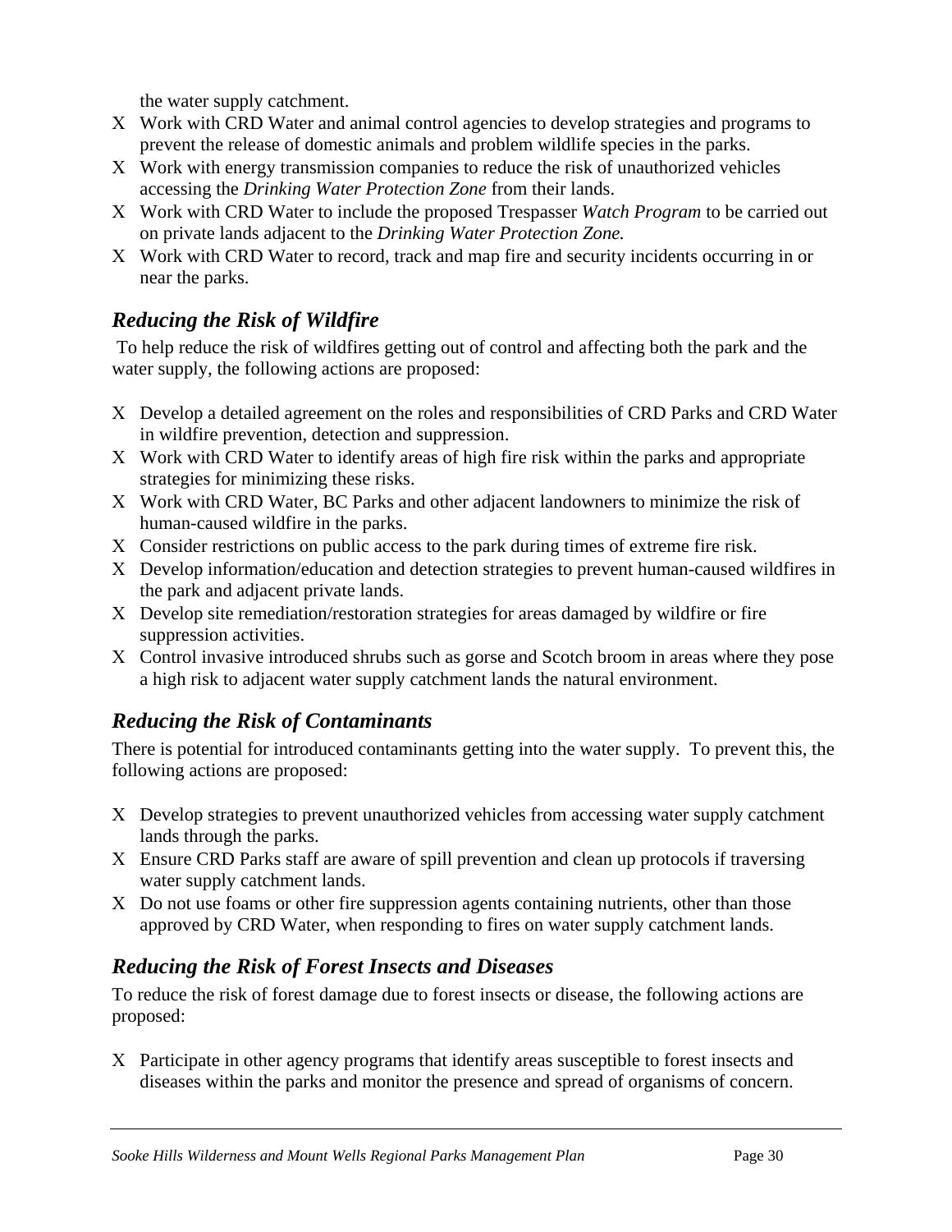the water supply catchment.

- Work with CRD Water and animal control agencies to develop strategies and programs to prevent the release of domestic animals and problem wildlife species in the parks.
- Work with energy transmission companies to reduce the risk of unauthorized vehicles accessing the *Drinking Water Protection Zone* from their lands.
- Work with CRD Water to include the proposed Trespasser *Watch Program* to be carried out on private lands adjacent to the *Drinking Water Protection Zone.*
- Work with CRD Water to record, track and map fire and security incidents occurring in or near the parks.

## *Reducing the Risk of Wildfire*

To help reduce the risk of wildfires getting out of control and affecting both the park and the water supply, the following actions are proposed:

- Develop a detailed agreement on the roles and responsibilities of CRD Parks and CRD Water in wildfire prevention, detection and suppression.
- Work with CRD Water to identify areas of high fire risk within the parks and appropriate strategies for minimizing these risks.
- Work with CRD Water, BC Parks and other adjacent landowners to minimize the risk of human-caused wildfire in the parks.
- Consider restrictions on public access to the park during times of extreme fire risk.
- Develop information/education and detection strategies to prevent human-caused wildfires in the park and adjacent private lands.
- Develop site remediation/restoration strategies for areas damaged by wildfire or fire suppression activities.
- Control invasive introduced shrubs such as gorse and Scotch broom in areas where they pose a high risk to adjacent water supply catchment lands the natural environment.

## *Reducing the Risk of Contaminants*

There is potential for introduced contaminants getting into the water supply. To prevent this, the following actions are proposed:

- Develop strategies to prevent unauthorized vehicles from accessing water supply catchment lands through the parks.
- Ensure CRD Parks staff are aware of spill prevention and clean up protocols if traversing water supply catchment lands.
- Do not use foams or other fire suppression agents containing nutrients, other than those approved by CRD Water, when responding to fires on water supply catchment lands.

## *Reducing the Risk of Forest Insects and Diseases*

To reduce the risk of forest damage due to forest insects or disease, the following actions are proposed:

- Participate in other agency programs that identify areas susceptible to forest insects and diseases within the parks and monitor the presence and spread of organisms of concern.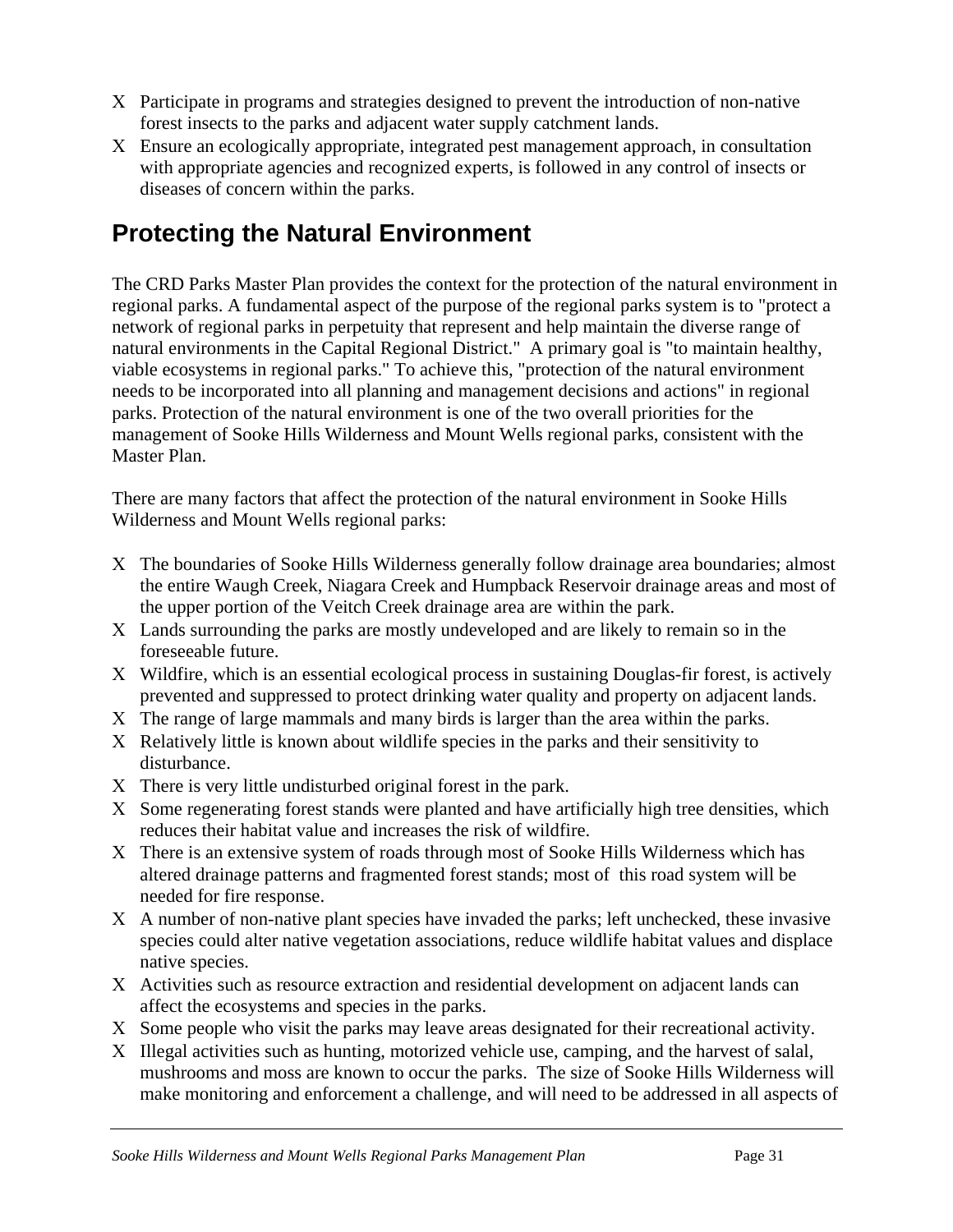- Participate in programs and strategies designed to prevent the introduction of non-native forest insects to the parks and adjacent water supply catchment lands.
- Ensure an ecologically appropriate, integrated pest management approach, in consultation with appropriate agencies and recognized experts, is followed in any control of insects or diseases of concern within the parks.

## Protecting the Natural Environment

The CRD Parks Master Plan provides the context for the protection of the natural environment in regional parks. A fundamental aspect of the purpose of the regional parks system is to "protect a network of regional parks in perpetuity that represent and help maintain the diverse range of natural environments in the Capital Regional District." A primary goal is "to maintain healthy, viable ecosystems in regional parks." To achieve this, "protection of the natural environment needs to be incorporated into all planning and management decisions and actions" in regional parks. Protection of the natural environment is one of the two overall priorities for the management of Sooke Hills Wilderness and Mount Wells regional parks, consistent with the Master Plan.

There are many factors that affect the protection of the natural environment in Sooke Hills Wilderness and Mount Wells regional parks:

- The boundaries of Sooke Hills Wilderness generally follow drainage area boundaries; almost the entire Waugh Creek, Niagara Creek and Humpback Reservoir drainage areas and most of the upper portion of the Veitch Creek drainage area are within the park.
- Lands surrounding the parks are mostly undeveloped and are likely to remain so in the foreseeable future.
- Wildfire, which is an essential ecological process in sustaining Douglas-fir forest, is actively prevented and suppressed to protect drinking water quality and property on adjacent lands.
- The range of large mammals and many birds is larger than the area within the parks.
- Relatively little is known about wildlife species in the parks and their sensitivity to disturbance.
- There is very little undisturbed original forest in the park.
- Some regenerating forest stands were planted and have artificially high tree densities, which reduces their habitat value and increases the risk of wildfire.
- There is an extensive system of roads through most of Sooke Hills Wilderness which has altered drainage patterns and fragmented forest stands; most of this road system will be needed for fire response.
- A number of non-native plant species have invaded the parks; left unchecked, these invasive species could alter native vegetation associations, reduce wildlife habitat values and displace native species.
- Activities such as resource extraction and residential development on adjacent lands can affect the ecosystems and species in the parks.
- Some people who visit the parks may leave areas designated for their recreational activity.
- Illegal activities such as hunting, motorized vehicle use, camping, and the harvest of salal, mushrooms and moss are known to occur the parks. The size of Sooke Hills Wilderness will make monitoring and enforcement a challenge, and will need to be addressed in all aspects of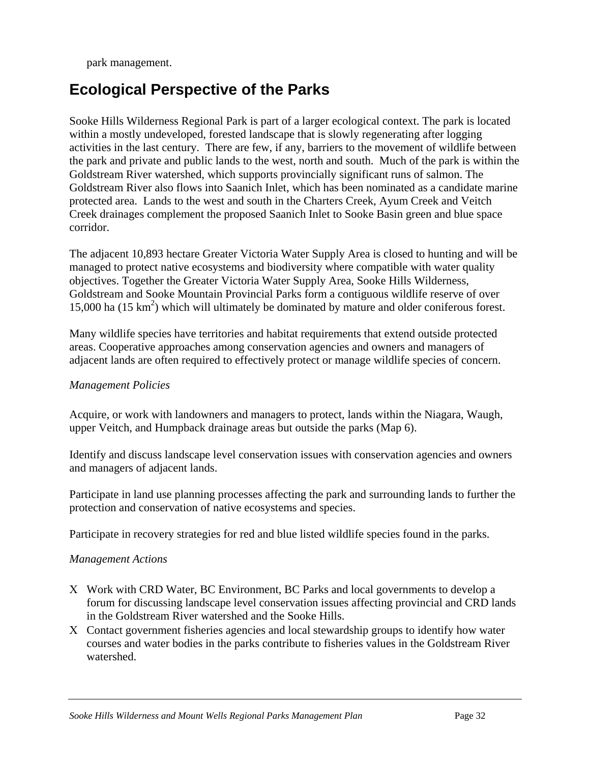park management.

## Ecological Perspective of the Parks

Sooke Hills Wilderness Regional Park is part of a larger ecological context. The park is located within a mostly undeveloped, forested landscape that is slowly regenerating after logging activities in the last century. There are few, if any, barriers to the movement of wildlife between the park and private and public lands to the west, north and south. Much of the park is within the Goldstream River watershed, which supports provincially significant runs of salmon. The Goldstream River also flows into Saanich Inlet, which has been nominated as a candidate marine protected area. Lands to the west and south in the Charters Creek, Ayum Creek and Veitch Creek drainages complement the proposed Saanich Inlet to Sooke Basin green and blue space corridor.

The adjacent 10,893 hectare Greater Victoria Water Supply Area is closed to hunting and will be managed to protect native ecosystems and biodiversity where compatible with water quality objectives. Together the Greater Victoria Water Supply Area, Sooke Hills Wilderness, Goldstream and Sooke Mountain Provincial Parks form a contiguous wildlife reserve of over 15,000 ha (15 $km^2$) which will ultimately be dominated by mature and older coniferous forest.

Many wildlife species have territories and habitat requirements that extend outside protected areas. Cooperative approaches among conservation agencies and owners and managers of adjacent lands are often required to effectively protect or manage wildlife species of concern.

*Management Policies*

Acquire, or work with landowners and managers to protect, lands within the Niagara, Waugh, upper Veitch, and Humpback drainage areas but outside the parks (Map 6).

Identify and discuss landscape level conservation issues with conservation agencies and owners and managers of adjacent lands.

Participate in land use planning processes affecting the park and surrounding lands to further the protection and conservation of native ecosystems and species.

Participate in recovery strategies for red and blue listed wildlife species found in the parks.

*Management Actions*

- Work with CRD Water, BC Environment, BC Parks and local governments to develop a forum for discussing landscape level conservation issues affecting provincial and CRD lands in the Goldstream River watershed and the Sooke Hills.
- Contact government fisheries agencies and local stewardship groups to identify how water courses and water bodies in the parks contribute to fisheries values in the Goldstream River watershed.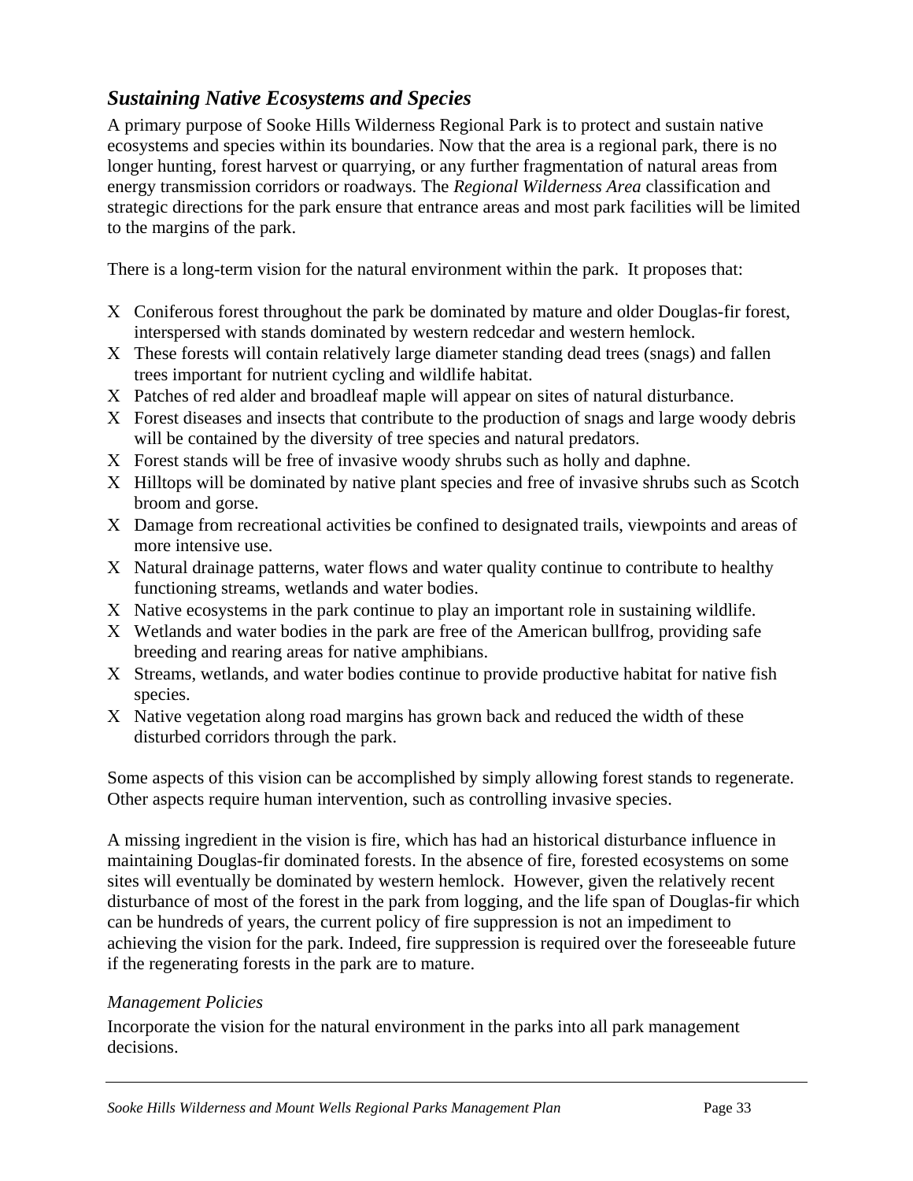## *Sustaining Native Ecosystems and Species*

A primary purpose of Sooke Hills Wilderness Regional Park is to protect and sustain native ecosystems and species within its boundaries. Now that the area is a regional park, there is no longer hunting, forest harvest or quarrying, or any further fragmentation of natural areas from energy transmission corridors or roadways. The *Regional Wilderness Area* classification and strategic directions for the park ensure that entrance areas and most park facilities will be limited to the margins of the park.

There is a long-term vision for the natural environment within the park. It proposes that:

- Coniferous forest throughout the park be dominated by mature and older Douglas-fir forest, interspersed with stands dominated by western redcedar and western hemlock.
- These forests will contain relatively large diameter standing dead trees (snags) and fallen trees important for nutrient cycling and wildlife habitat.
- Patches of red alder and broadleaf maple will appear on sites of natural disturbance.
- Forest diseases and insects that contribute to the production of snags and large woody debris will be contained by the diversity of tree species and natural predators.
- Forest stands will be free of invasive woody shrubs such as holly and daphne.
- Hilltops will be dominated by native plant species and free of invasive shrubs such as Scotch broom and gorse.
- Damage from recreational activities be confined to designated trails, viewpoints and areas of more intensive use.
- Natural drainage patterns, water flows and water quality continue to contribute to healthy functioning streams, wetlands and water bodies.
- Native ecosystems in the park continue to play an important role in sustaining wildlife.
- Wetlands and water bodies in the park are free of the American bullfrog, providing safe breeding and rearing areas for native amphibians.
- Streams, wetlands, and water bodies continue to provide productive habitat for native fish species.
- Native vegetation along road margins has grown back and reduced the width of these disturbed corridors through the park.

Some aspects of this vision can be accomplished by simply allowing forest stands to regenerate. Other aspects require human intervention, such as controlling invasive species.

A missing ingredient in the vision is fire, which has had an historical disturbance influence in maintaining Douglas-fir dominated forests. In the absence of fire, forested ecosystems on some sites will eventually be dominated by western hemlock. However, given the relatively recent disturbance of most of the forest in the park from logging, and the life span of Douglas-fir which can be hundreds of years, the current policy of fire suppression is not an impediment to achieving the vision for the park. Indeed, fire suppression is required over the foreseeable future if the regenerating forests in the park are to mature.

### *Management Policies*

Incorporate the vision for the natural environment in the parks into all park management decisions.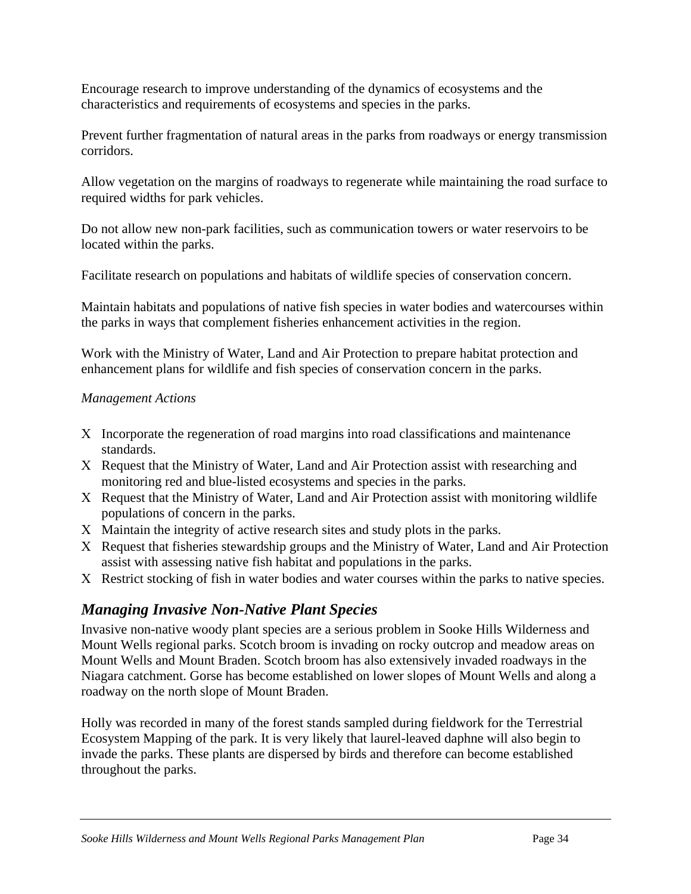Encourage research to improve understanding of the dynamics of ecosystems and the characteristics and requirements of ecosystems and species in the parks.

Prevent further fragmentation of natural areas in the parks from roadways or energy transmission corridors.

Allow vegetation on the margins of roadways to regenerate while maintaining the road surface to required widths for park vehicles.

Do not allow new non-park facilities, such as communication towers or water reservoirs to be located within the parks.

Facilitate research on populations and habitats of wildlife species of conservation concern.

Maintain habitats and populations of native fish species in water bodies and watercourses within the parks in ways that complement fisheries enhancement activities in the region.

Work with the Ministry of Water, Land and Air Protection to prepare habitat protection and enhancement plans for wildlife and fish species of conservation concern in the parks.

*Management Actions*

- Incorporate the regeneration of road margins into road classifications and maintenance standards.
- Request that the Ministry of Water, Land and Air Protection assist with researching and monitoring red and blue-listed ecosystems and species in the parks.
- Request that the Ministry of Water, Land and Air Protection assist with monitoring wildlife populations of concern in the parks.
- Maintain the integrity of active research sites and study plots in the parks.
- Request that fisheries stewardship groups and the Ministry of Water, Land and Air Protection assist with assessing native fish habitat and populations in the parks.
- Restrict stocking of fish in water bodies and water courses within the parks to native species.

## *Managing Invasive Non-Native Plant Species*

Invasive non-native woody plant species are a serious problem in Sooke Hills Wilderness and Mount Wells regional parks. Scotch broom is invading on rocky outcrop and meadow areas on Mount Wells and Mount Braden. Scotch broom has also extensively invaded roadways in the Niagara catchment. Gorse has become established on lower slopes of Mount Wells and along a roadway on the north slope of Mount Braden.

Holly was recorded in many of the forest stands sampled during fieldwork for the Terrestrial Ecosystem Mapping of the park. It is very likely that laurel-leaved daphne will also begin to invade the parks. These plants are dispersed by birds and therefore can become established throughout the parks.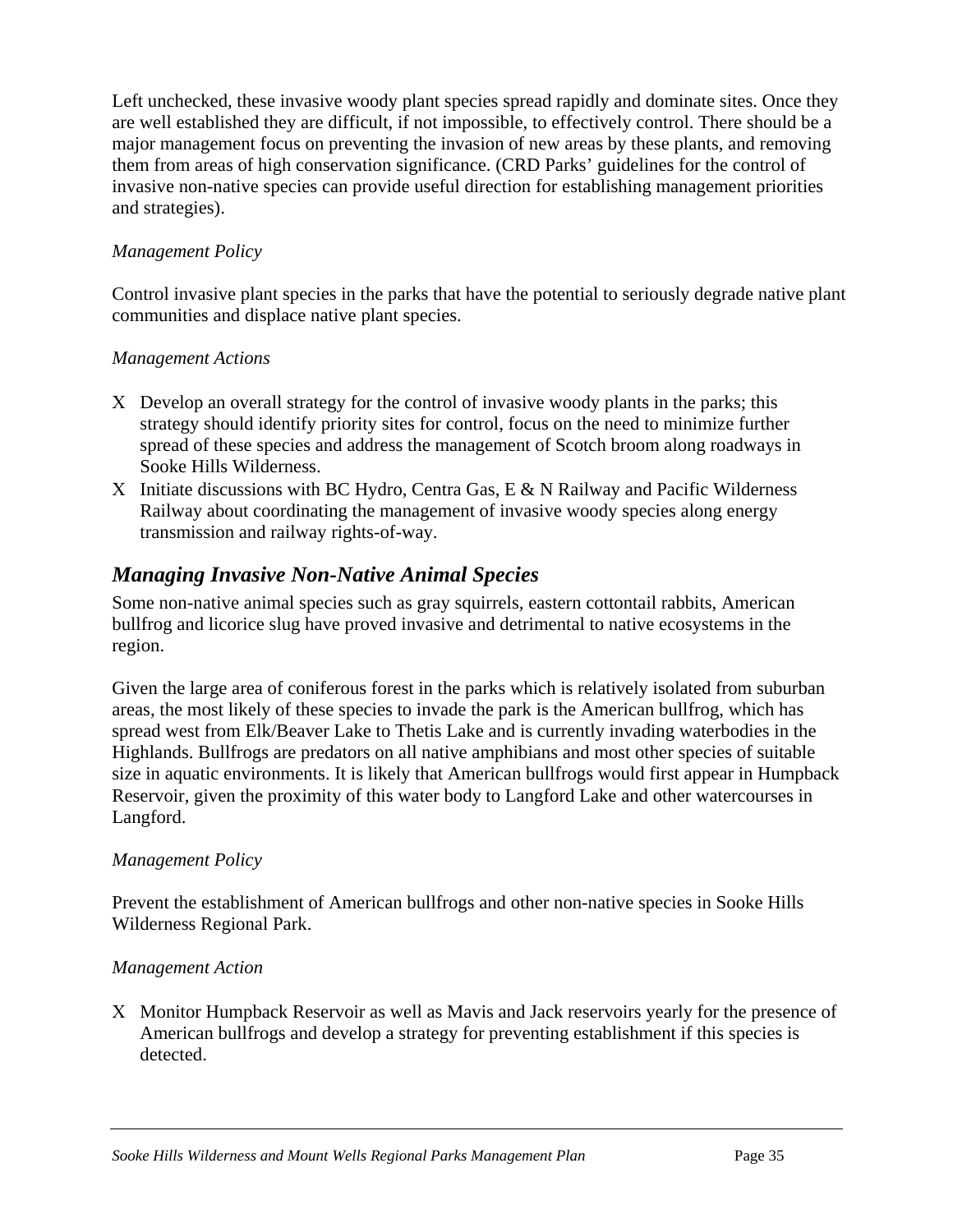Left unchecked, these invasive woody plant species spread rapidly and dominate sites. Once they are well established they are difficult, if not impossible, to effectively control. There should be a major management focus on preventing the invasion of new areas by these plants, and removing them from areas of high conservation significance. (CRD Parks' guidelines for the control of invasive non-native species can provide useful direction for establishing management priorities and strategies).

*Management Policy*

Control invasive plant species in the parks that have the potential to seriously degrade native plant communities and displace native plant species.

*Management Actions*

- Develop an overall strategy for the control of invasive woody plants in the parks; this strategy should identify priority sites for control, focus on the need to minimize further spread of these species and address the management of Scotch broom along roadways in Sooke Hills Wilderness.
- Initiate discussions with BC Hydro, Centra Gas, E & N Railway and Pacific Wilderness Railway about coordinating the management of invasive woody species along energy transmission and railway rights-of-way.

## *Managing Invasive Non-Native Animal Species*

Some non-native animal species such as gray squirrels, eastern cottontail rabbits, American bullfrog and licorice slug have proved invasive and detrimental to native ecosystems in the region.

Given the large area of coniferous forest in the parks which is relatively isolated from suburban areas, the most likely of these species to invade the park is the American bullfrog, which has spread west from Elk/Beaver Lake to Thetis Lake and is currently invading waterbodies in the Highlands. Bullfrogs are predators on all native amphibians and most other species of suitable size in aquatic environments. It is likely that American bullfrogs would first appear in Humpback Reservoir, given the proximity of this water body to Langford Lake and other watercourses in Langford.

*Management Policy*

Prevent the establishment of American bullfrogs and other non-native species in Sooke Hills Wilderness Regional Park.

*Management Action*

- Monitor Humpback Reservoir as well as Mavis and Jack reservoirs yearly for the presence of American bullfrogs and develop a strategy for preventing establishment if this species is detected.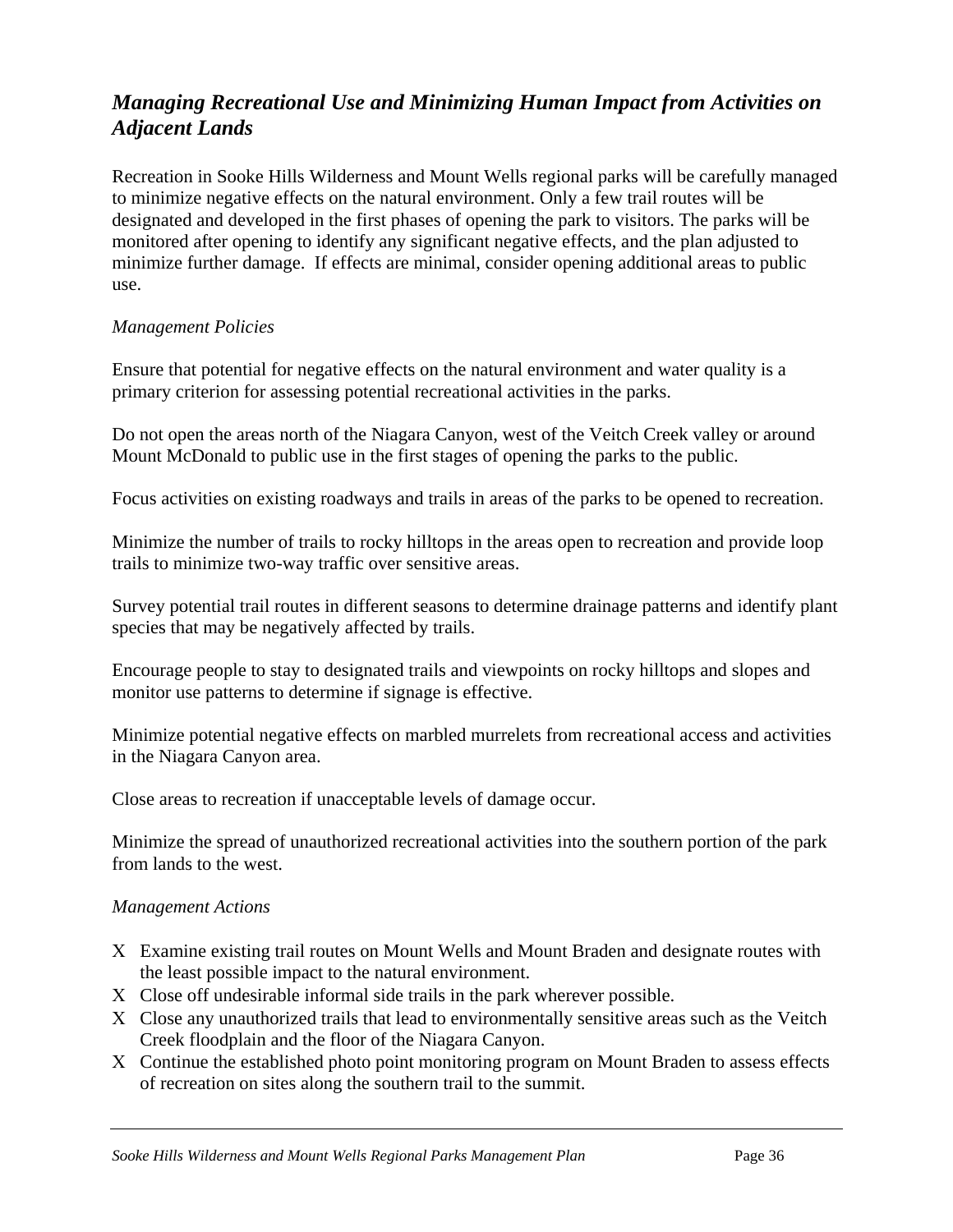## *Managing Recreational Use and Minimizing Human Impact from Activities on Adjacent Lands*

Recreation in Sooke Hills Wilderness and Mount Wells regional parks will be carefully managed to minimize negative effects on the natural environment. Only a few trail routes will be designated and developed in the first phases of opening the park to visitors. The parks will be monitored after opening to identify any significant negative effects, and the plan adjusted to minimize further damage. If effects are minimal, consider opening additional areas to public use.

*Management Policies*

Ensure that potential for negative effects on the natural environment and water quality is a primary criterion for assessing potential recreational activities in the parks.

Do not open the areas north of the Niagara Canyon, west of the Veitch Creek valley or around Mount McDonald to public use in the first stages of opening the parks to the public.

Focus activities on existing roadways and trails in areas of the parks to be opened to recreation.

Minimize the number of trails to rocky hilltops in the areas open to recreation and provide loop trails to minimize two-way traffic over sensitive areas.

Survey potential trail routes in different seasons to determine drainage patterns and identify plant species that may be negatively affected by trails.

Encourage people to stay to designated trails and viewpoints on rocky hilltops and slopes and monitor use patterns to determine if signage is effective.

Minimize potential negative effects on marbled murrelets from recreational access and activities in the Niagara Canyon area.

Close areas to recreation if unacceptable levels of damage occur.

Minimize the spread of unauthorized recreational activities into the southern portion of the park from lands to the west.

*Management Actions*

- Examine existing trail routes on Mount Wells and Mount Braden and designate routes with the least possible impact to the natural environment.
- Close off undesirable informal side trails in the park wherever possible.
- Close any unauthorized trails that lead to environmentally sensitive areas such as the Veitch Creek floodplain and the floor of the Niagara Canyon.
- Continue the established photo point monitoring program on Mount Braden to assess effects of recreation on sites along the southern trail to the summit.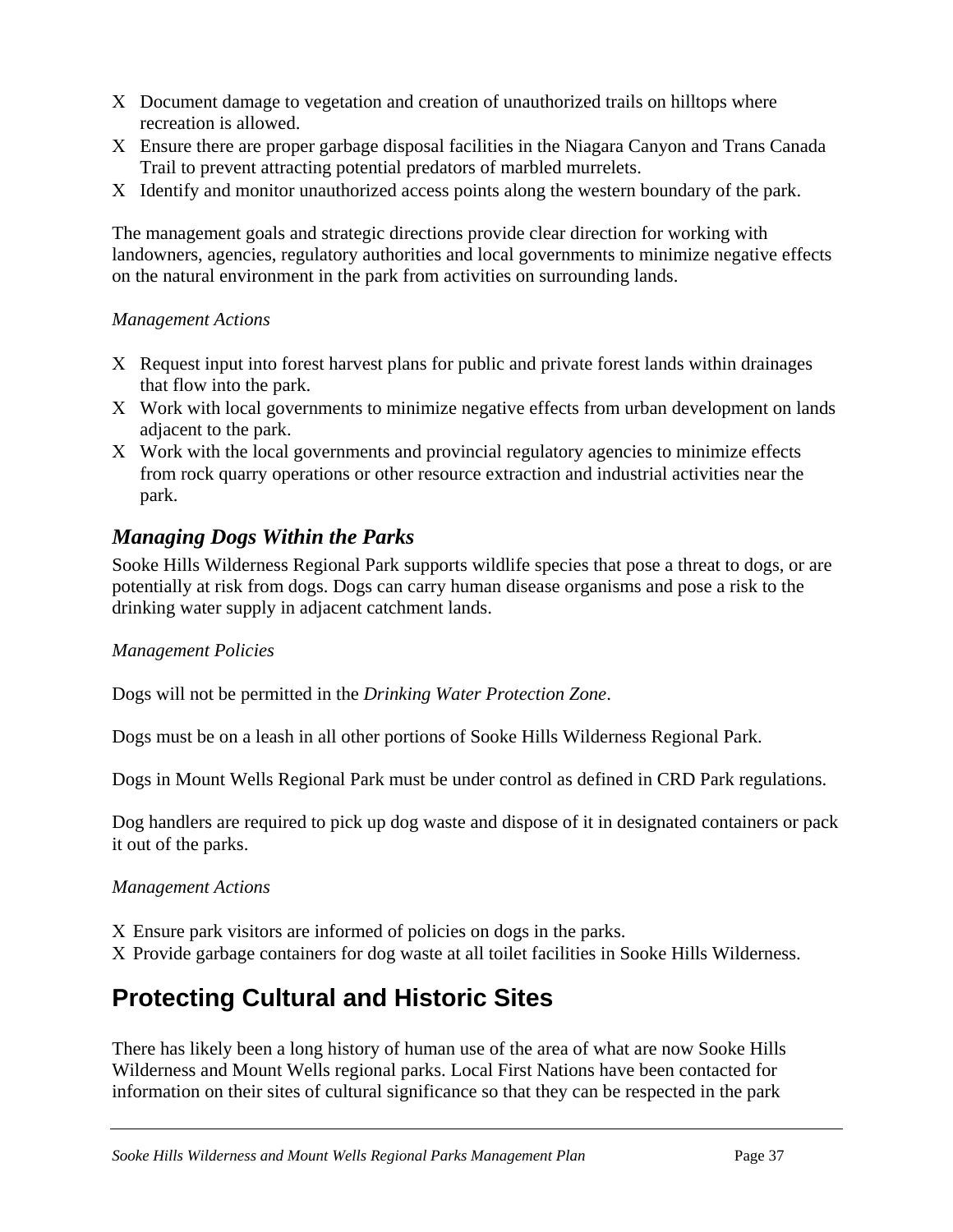- Document damage to vegetation and creation of unauthorized trails on hilltops where recreation is allowed.
- Ensure there are proper garbage disposal facilities in the Niagara Canyon and Trans Canada Trail to prevent attracting potential predators of marbled murrelets.
- Identify and monitor unauthorized access points along the western boundary of the park.

The management goals and strategic directions provide clear direction for working with landowners, agencies, regulatory authorities and local governments to minimize negative effects on the natural environment in the park from activities on surrounding lands.

*Management Actions*

- Request input into forest harvest plans for public and private forest lands within drainages that flow into the park.
- Work with local governments to minimize negative effects from urban development on lands adjacent to the park.
- Work with the local governments and provincial regulatory agencies to minimize effects from rock quarry operations or other resource extraction and industrial activities near the park.

### *Managing Dogs Within the Parks*

Sooke Hills Wilderness Regional Park supports wildlife species that pose a threat to dogs, or are potentially at risk from dogs. Dogs can carry human disease organisms and pose a risk to the drinking water supply in adjacent catchment lands.

*Management Policies*

Dogs will not be permitted in the *Drinking Water Protection Zone*.

Dogs must be on a leash in all other portions of Sooke Hills Wilderness Regional Park.

Dogs in Mount Wells Regional Park must be under control as defined in CRD Park regulations.

Dog handlers are required to pick up dog waste and dispose of it in designated containers or pack it out of the parks.

*Management Actions*

- Ensure park visitors are informed of policies on dogs in the parks.
- Provide garbage containers for dog waste at all toilet facilities in Sooke Hills Wilderness.

## Protecting Cultural and Historic Sites

There has likely been a long history of human use of the area of what are now Sooke Hills Wilderness and Mount Wells regional parks. Local First Nations have been contacted for information on their sites of cultural significance so that they can be respected in the park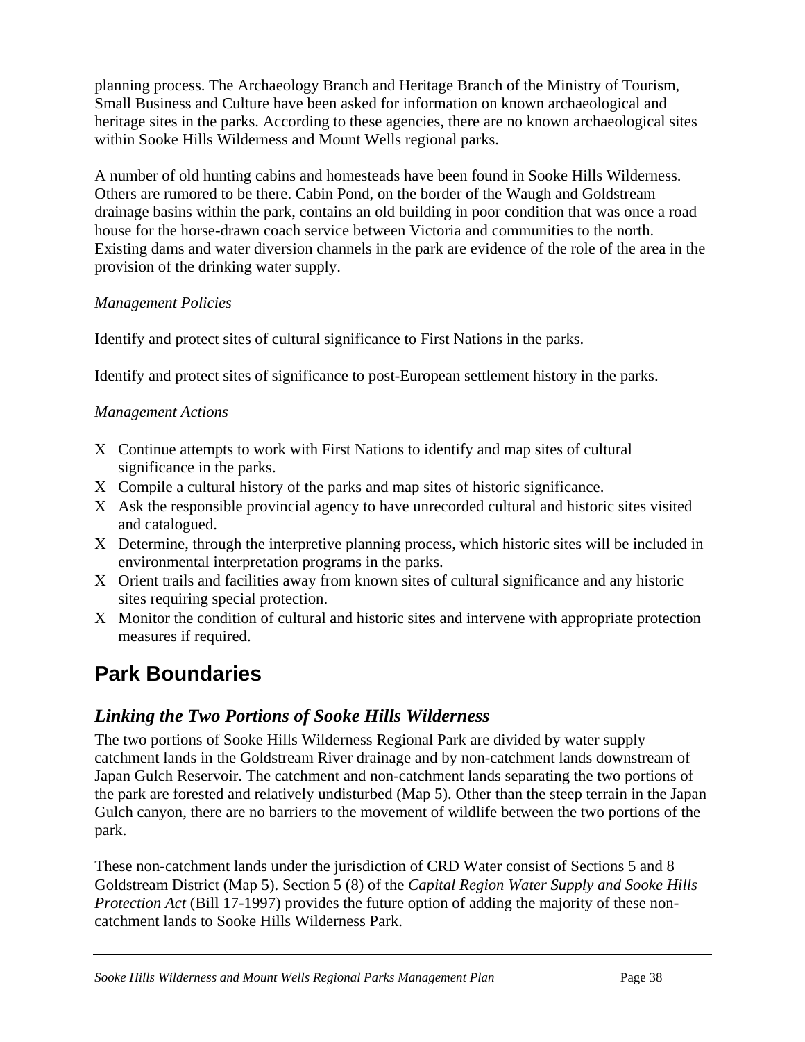planning process. The Archaeology Branch and Heritage Branch of the Ministry of Tourism, Small Business and Culture have been asked for information on known archaeological and heritage sites in the parks. According to these agencies, there are no known archaeological sites within Sooke Hills Wilderness and Mount Wells regional parks.

A number of old hunting cabins and homesteads have been found in Sooke Hills Wilderness. Others are rumored to be there. Cabin Pond, on the border of the Waugh and Goldstream drainage basins within the park, contains an old building in poor condition that was once a road house for the horse-drawn coach service between Victoria and communities to the north. Existing dams and water diversion channels in the park are evidence of the role of the area in the provision of the drinking water supply.

*Management Policies*

Identify and protect sites of cultural significance to First Nations in the parks.

Identify and protect sites of significance to post-European settlement history in the parks.

*Management Actions*

- Continue attempts to work with First Nations to identify and map sites of cultural significance in the parks.
- Compile a cultural history of the parks and map sites of historic significance.
- Ask the responsible provincial agency to have unrecorded cultural and historic sites visited and catalogued.
- Determine, through the interpretive planning process, which historic sites will be included in environmental interpretation programs in the parks.
- Orient trails and facilities away from known sites of cultural significance and any historic sites requiring special protection.
- Monitor the condition of cultural and historic sites and intervene with appropriate protection measures if required.

# Park Boundaries

## *Linking the Two Portions of Sooke Hills Wilderness*

The two portions of Sooke Hills Wilderness Regional Park are divided by water supply catchment lands in the Goldstream River drainage and by non-catchment lands downstream of Japan Gulch Reservoir. The catchment and non-catchment lands separating the two portions of the park are forested and relatively undisturbed (Map 5). Other than the steep terrain in the Japan Gulch canyon, there are no barriers to the movement of wildlife between the two portions of the park.

These non-catchment lands under the jurisdiction of CRD Water consist of Sections 5 and 8 Goldstream District (Map 5). Section 5 (8) of the *Capital Region Water Supply and Sooke Hills Protection Act* (Bill 17-1997) provides the future option of adding the majority of these non-catchment lands to Sooke Hills Wilderness Park.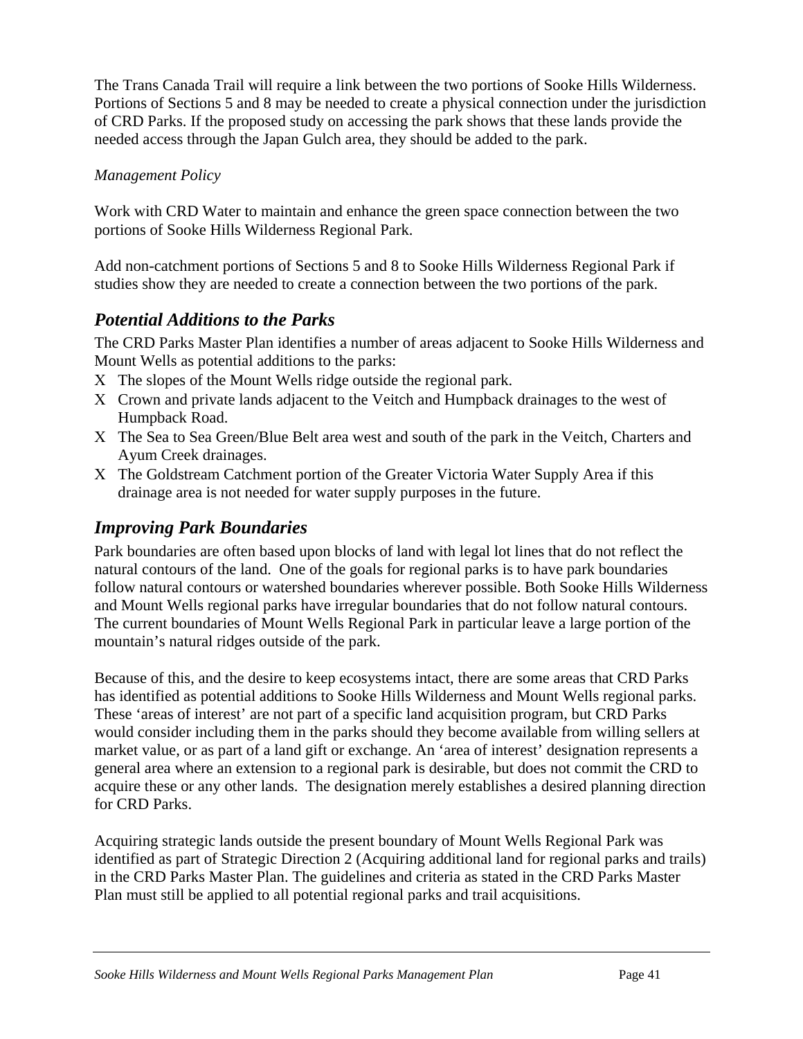The Trans Canada Trail will require a link between the two portions of Sooke Hills Wilderness. Portions of Sections 5 and 8 may be needed to create a physical connection under the jurisdiction of CRD Parks. If the proposed study on accessing the park shows that these lands provide the needed access through the Japan Gulch area, they should be added to the park.

*Management Policy*

Work with CRD Water to maintain and enhance the green space connection between the two portions of Sooke Hills Wilderness Regional Park.

Add non-catchment portions of Sections 5 and 8 to Sooke Hills Wilderness Regional Park if studies show they are needed to create a connection between the two portions of the park.

## *Potential Additions to the Parks*

The CRD Parks Master Plan identifies a number of areas adjacent to Sooke Hills Wilderness and Mount Wells as potential additions to the parks:

- The slopes of the Mount Wells ridge outside the regional park.
- Crown and private lands adjacent to the Veitch and Humpback drainages to the west of Humpback Road.
- The Sea to Sea Green/Blue Belt area west and south of the park in the Veitch, Charters and Ayum Creek drainages.
- The Goldstream Catchment portion of the Greater Victoria Water Supply Area if this drainage area is not needed for water supply purposes in the future.

## *Improving Park Boundaries*

Park boundaries are often based upon blocks of land with legal lot lines that do not reflect the natural contours of the land. One of the goals for regional parks is to have park boundaries follow natural contours or watershed boundaries wherever possible. Both Sooke Hills Wilderness and Mount Wells regional parks have irregular boundaries that do not follow natural contours. The current boundaries of Mount Wells Regional Park in particular leave a large portion of the mountain's natural ridges outside of the park.

Because of this, and the desire to keep ecosystems intact, there are some areas that CRD Parks has identified as potential additions to Sooke Hills Wilderness and Mount Wells regional parks. These 'areas of interest' are not part of a specific land acquisition program, but CRD Parks would consider including them in the parks should they become available from willing sellers at market value, or as part of a land gift or exchange. An 'area of interest' designation represents a general area where an extension to a regional park is desirable, but does not commit the CRD to acquire these or any other lands. The designation merely establishes a desired planning direction for CRD Parks.

Acquiring strategic lands outside the present boundary of Mount Wells Regional Park was identified as part of Strategic Direction 2 (Acquiring additional land for regional parks and trails) in the CRD Parks Master Plan. The guidelines and criteria as stated in the CRD Parks Master Plan must still be applied to all potential regional parks and trail acquisitions.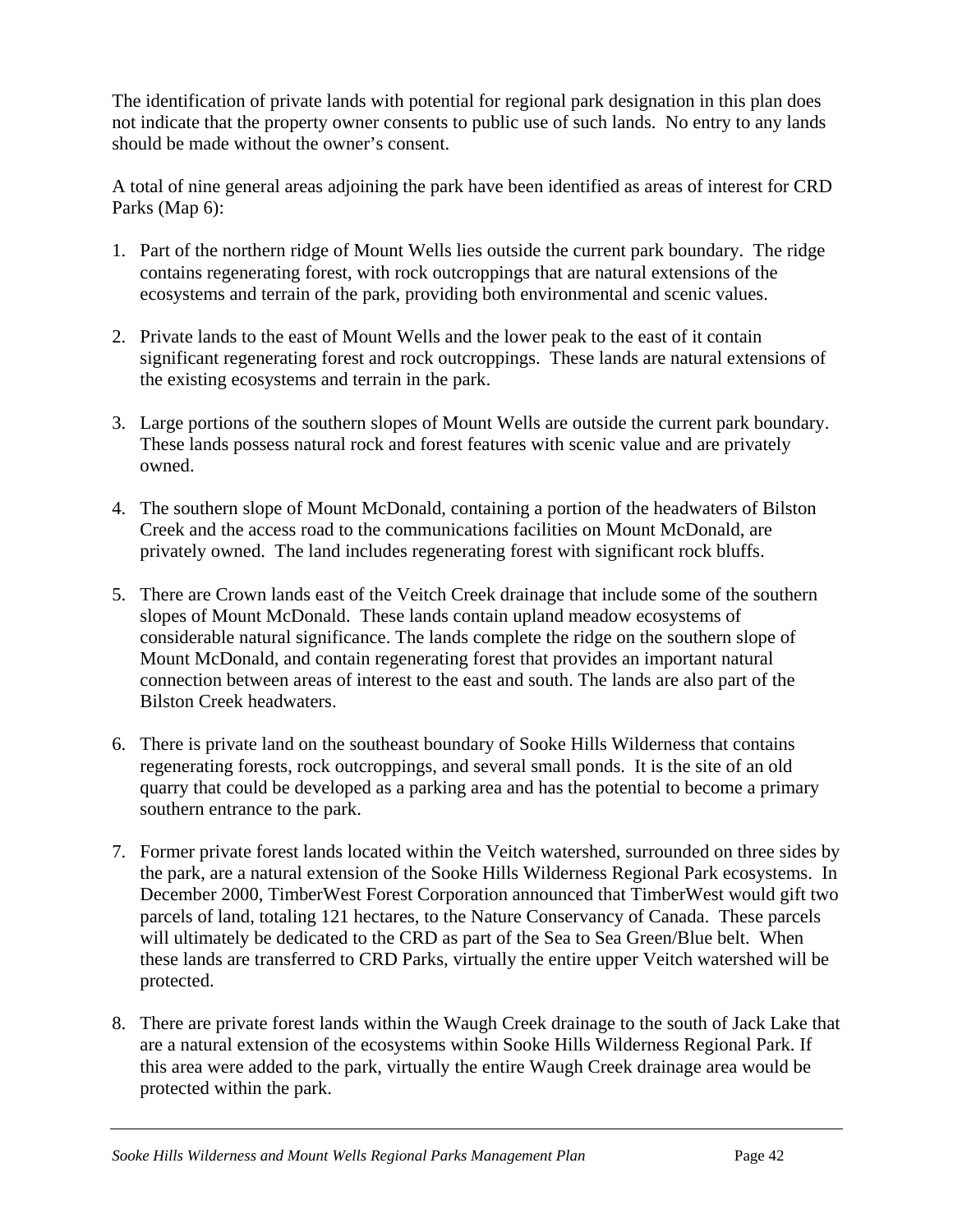The identification of private lands with potential for regional park designation in this plan does not indicate that the property owner consents to public use of such lands. No entry to any lands should be made without the owner's consent.

A total of nine general areas adjoining the park have been identified as areas of interest for CRD Parks (Map 6):

1. Part of the northern ridge of Mount Wells lies outside the current park boundary. The ridge contains regenerating forest, with rock outcroppings that are natural extensions of the ecosystems and terrain of the park, providing both environmental and scenic values.

2. Private lands to the east of Mount Wells and the lower peak to the east of it contain significant regenerating forest and rock outcroppings. These lands are natural extensions of the existing ecosystems and terrain in the park.

3. Large portions of the southern slopes of Mount Wells are outside the current park boundary. These lands possess natural rock and forest features with scenic value and are privately owned.

4. The southern slope of Mount McDonald, containing a portion of the headwaters of Bilston Creek and the access road to the communications facilities on Mount McDonald, are privately owned. The land includes regenerating forest with significant rock bluffs.

5. There are Crown lands east of the Veitch Creek drainage that include some of the southern slopes of Mount McDonald. These lands contain upland meadow ecosystems of considerable natural significance. The lands complete the ridge on the southern slope of Mount McDonald, and contain regenerating forest that provides an important natural connection between areas of interest to the east and south. The lands are also part of the Bilston Creek headwaters.

6. There is private land on the southeast boundary of Sooke Hills Wilderness that contains regenerating forests, rock outcroppings, and several small ponds. It is the site of an old quarry that could be developed as a parking area and has the potential to become a primary southern entrance to the park.

7. Former private forest lands located within the Veitch watershed, surrounded on three sides by the park, are a natural extension of the Sooke Hills Wilderness Regional Park ecosystems. In December 2000, TimberWest Forest Corporation announced that TimberWest would gift two parcels of land, totaling 121 hectares, to the Nature Conservancy of Canada. These parcels will ultimately be dedicated to the CRD as part of the Sea to Sea Green/Blue belt. When these lands are transferred to CRD Parks, virtually the entire upper Veitch watershed will be protected.

8. There are private forest lands within the Waugh Creek drainage to the south of Jack Lake that are a natural extension of the ecosystems within Sooke Hills Wilderness Regional Park. If this area were added to the park, virtually the entire Waugh Creek drainage area would be protected within the park.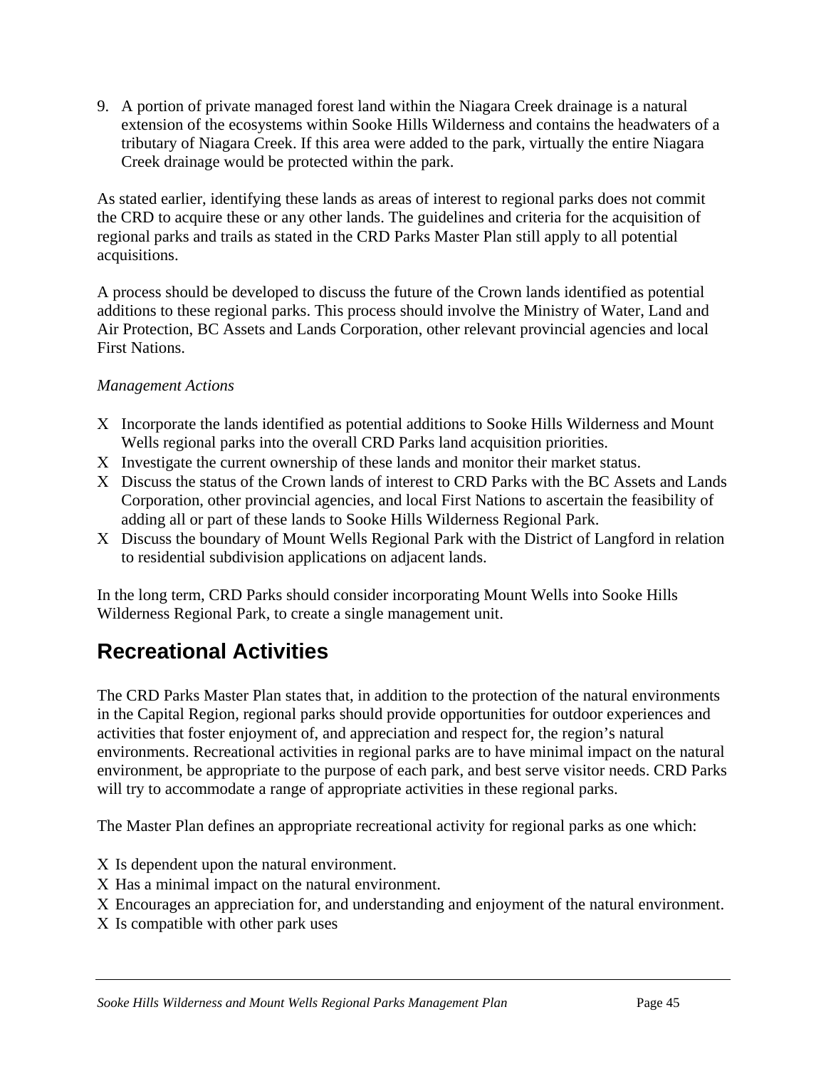9. A portion of private managed forest land within the Niagara Creek drainage is a natural extension of the ecosystems within Sooke Hills Wilderness and contains the headwaters of a tributary of Niagara Creek. If this area were added to the park, virtually the entire Niagara Creek drainage would be protected within the park.

As stated earlier, identifying these lands as areas of interest to regional parks does not commit the CRD to acquire these or any other lands. The guidelines and criteria for the acquisition of regional parks and trails as stated in the CRD Parks Master Plan still apply to all potential acquisitions.

A process should be developed to discuss the future of the Crown lands identified as potential additions to these regional parks. This process should involve the Ministry of Water, Land and Air Protection, BC Assets and Lands Corporation, other relevant provincial agencies and local First Nations.

*Management Actions*

- Incorporate the lands identified as potential additions to Sooke Hills Wilderness and Mount Wells regional parks into the overall CRD Parks land acquisition priorities.
- Investigate the current ownership of these lands and monitor their market status.
- Discuss the status of the Crown lands of interest to CRD Parks with the BC Assets and Lands Corporation, other provincial agencies, and local First Nations to ascertain the feasibility of adding all or part of these lands to Sooke Hills Wilderness Regional Park.
- Discuss the boundary of Mount Wells Regional Park with the District of Langford in relation to residential subdivision applications on adjacent lands.

In the long term, CRD Parks should consider incorporating Mount Wells into Sooke Hills Wilderness Regional Park, to create a single management unit.

## Recreational Activities

The CRD Parks Master Plan states that, in addition to the protection of the natural environments in the Capital Region, regional parks should provide opportunities for outdoor experiences and activities that foster enjoyment of, and appreciation and respect for, the region's natural environments. Recreational activities in regional parks are to have minimal impact on the natural environment, be appropriate to the purpose of each park, and best serve visitor needs. CRD Parks will try to accommodate a range of appropriate activities in these regional parks.

The Master Plan defines an appropriate recreational activity for regional parks as one which:

- Is dependent upon the natural environment.
- Has a minimal impact on the natural environment.
- Encourages an appreciation for, and understanding and enjoyment of the natural environment.
- Is compatible with other park uses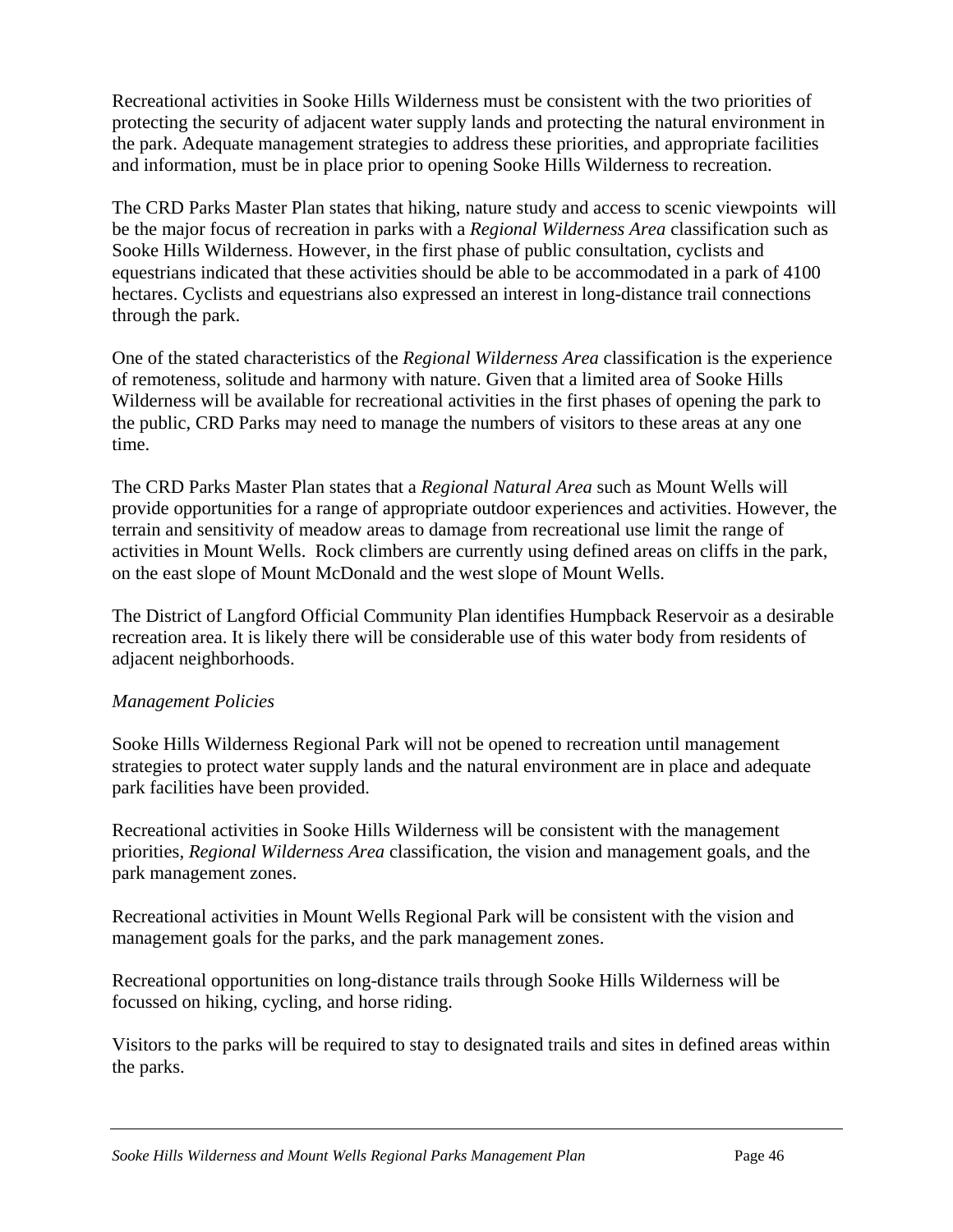Recreational activities in Sooke Hills Wilderness must be consistent with the two priorities of protecting the security of adjacent water supply lands and protecting the natural environment in the park. Adequate management strategies to address these priorities, and appropriate facilities and information, must be in place prior to opening Sooke Hills Wilderness to recreation.

The CRD Parks Master Plan states that hiking, nature study and access to scenic viewpoints will be the major focus of recreation in parks with a *Regional Wilderness Area* classification such as Sooke Hills Wilderness. However, in the first phase of public consultation, cyclists and equestrians indicated that these activities should be able to be accommodated in a park of 4100 hectares. Cyclists and equestrians also expressed an interest in long-distance trail connections through the park.

One of the stated characteristics of the *Regional Wilderness Area* classification is the experience of remoteness, solitude and harmony with nature. Given that a limited area of Sooke Hills Wilderness will be available for recreational activities in the first phases of opening the park to the public, CRD Parks may need to manage the numbers of visitors to these areas at any one time.

The CRD Parks Master Plan states that a *Regional Natural Area* such as Mount Wells will provide opportunities for a range of appropriate outdoor experiences and activities. However, the terrain and sensitivity of meadow areas to damage from recreational use limit the range of activities in Mount Wells. Rock climbers are currently using defined areas on cliffs in the park, on the east slope of Mount McDonald and the west slope of Mount Wells.

The District of Langford Official Community Plan identifies Humpback Reservoir as a desirable recreation area. It is likely there will be considerable use of this water body from residents of adjacent neighborhoods.

*Management Policies*

Sooke Hills Wilderness Regional Park will not be opened to recreation until management strategies to protect water supply lands and the natural environment are in place and adequate park facilities have been provided.

Recreational activities in Sooke Hills Wilderness will be consistent with the management priorities, *Regional Wilderness Area* classification, the vision and management goals, and the park management zones.

Recreational activities in Mount Wells Regional Park will be consistent with the vision and management goals for the parks, and the park management zones.

Recreational opportunities on long-distance trails through Sooke Hills Wilderness will be focussed on hiking, cycling, and horse riding.

Visitors to the parks will be required to stay to designated trails and sites in defined areas within the parks.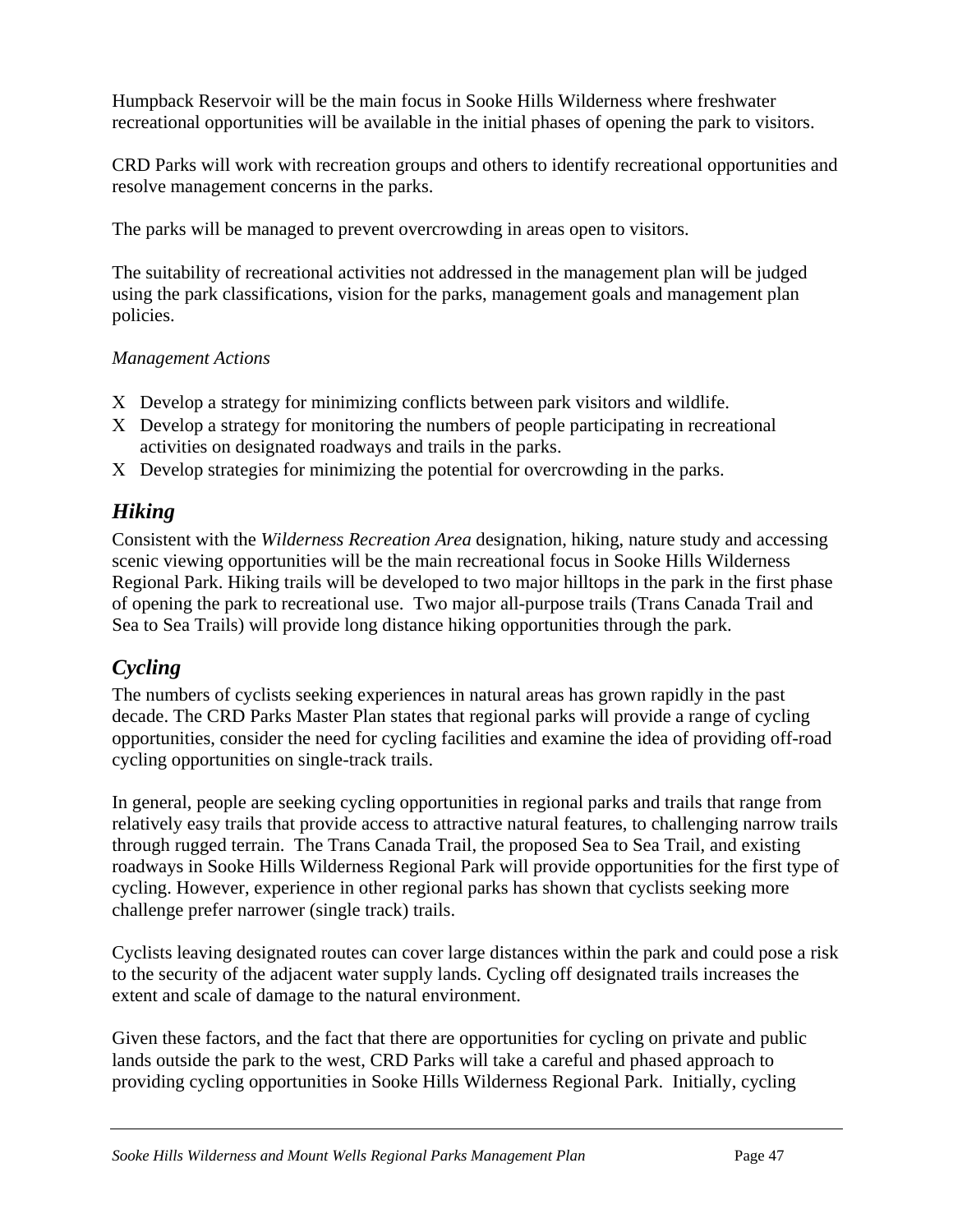Humpback Reservoir will be the main focus in Sooke Hills Wilderness where freshwater recreational opportunities will be available in the initial phases of opening the park to visitors.

CRD Parks will work with recreation groups and others to identify recreational opportunities and resolve management concerns in the parks.

The parks will be managed to prevent overcrowding in areas open to visitors.

The suitability of recreational activities not addressed in the management plan will be judged using the park classifications, vision for the parks, management goals and management plan policies.

*Management Actions*

- Develop a strategy for minimizing conflicts between park visitors and wildlife.
- Develop a strategy for monitoring the numbers of people participating in recreational activities on designated roadways and trails in the parks.
- Develop strategies for minimizing the potential for overcrowding in the parks.

## *Hiking*

Consistent with the *Wilderness Recreation Area* designation, hiking, nature study and accessing scenic viewing opportunities will be the main recreational focus in Sooke Hills Wilderness Regional Park. Hiking trails will be developed to two major hilltops in the park in the first phase of opening the park to recreational use. Two major all-purpose trails (Trans Canada Trail and Sea to Sea Trails) will provide long distance hiking opportunities through the park.

## *Cycling*

The numbers of cyclists seeking experiences in natural areas has grown rapidly in the past decade. The CRD Parks Master Plan states that regional parks will provide a range of cycling opportunities, consider the need for cycling facilities and examine the idea of providing off-road cycling opportunities on single-track trails.

In general, people are seeking cycling opportunities in regional parks and trails that range from relatively easy trails that provide access to attractive natural features, to challenging narrow trails through rugged terrain. The Trans Canada Trail, the proposed Sea to Sea Trail, and existing roadways in Sooke Hills Wilderness Regional Park will provide opportunities for the first type of cycling. However, experience in other regional parks has shown that cyclists seeking more challenge prefer narrower (single track) trails.

Cyclists leaving designated routes can cover large distances within the park and could pose a risk to the security of the adjacent water supply lands. Cycling off designated trails increases the extent and scale of damage to the natural environment.

Given these factors, and the fact that there are opportunities for cycling on private and public lands outside the park to the west, CRD Parks will take a careful and phased approach to providing cycling opportunities in Sooke Hills Wilderness Regional Park. Initially, cycling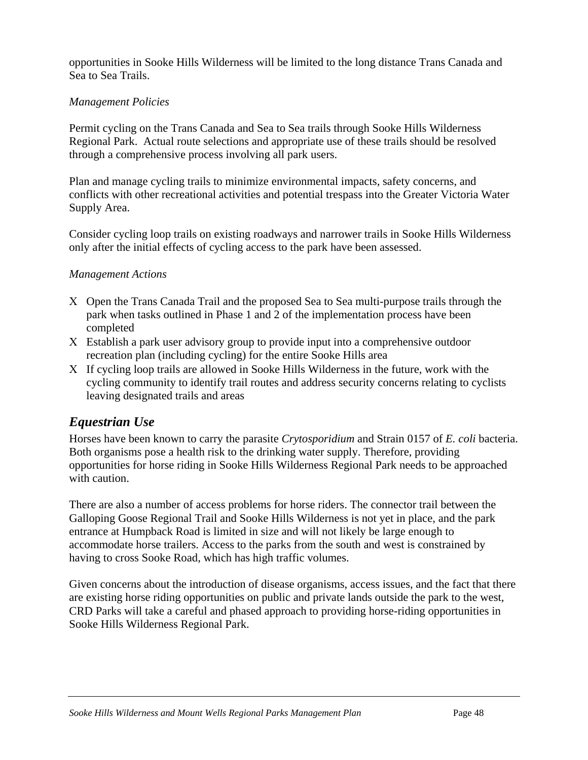opportunities in Sooke Hills Wilderness will be limited to the long distance Trans Canada and Sea to Sea Trails.

*Management Policies*

Permit cycling on the Trans Canada and Sea to Sea trails through Sooke Hills Wilderness Regional Park. Actual route selections and appropriate use of these trails should be resolved through a comprehensive process involving all park users.

Plan and manage cycling trails to minimize environmental impacts, safety concerns, and conflicts with other recreational activities and potential trespass into the Greater Victoria Water Supply Area.

Consider cycling loop trails on existing roadways and narrower trails in Sooke Hills Wilderness only after the initial effects of cycling access to the park have been assessed.

*Management Actions*

- Open the Trans Canada Trail and the proposed Sea to Sea multi-purpose trails through the park when tasks outlined in Phase 1 and 2 of the implementation process have been completed
- Establish a park user advisory group to provide input into a comprehensive outdoor recreation plan (including cycling) for the entire Sooke Hills area
- If cycling loop trails are allowed in Sooke Hills Wilderness in the future, work with the cycling community to identify trail routes and address security concerns relating to cyclists leaving designated trails and areas

## *Equestrian Use*

Horses have been known to carry the parasite *Crytosporidium* and Strain 0157 of *E. coli* bacteria. Both organisms pose a health risk to the drinking water supply. Therefore, providing opportunities for horse riding in Sooke Hills Wilderness Regional Park needs to be approached with caution.

There are also a number of access problems for horse riders. The connector trail between the Galloping Goose Regional Trail and Sooke Hills Wilderness is not yet in place, and the park entrance at Humpback Road is limited in size and will not likely be large enough to accommodate horse trailers. Access to the parks from the south and west is constrained by having to cross Sooke Road, which has high traffic volumes.

Given concerns about the introduction of disease organisms, access issues, and the fact that there are existing horse riding opportunities on public and private lands outside the park to the west, CRD Parks will take a careful and phased approach to providing horse-riding opportunities in Sooke Hills Wilderness Regional Park.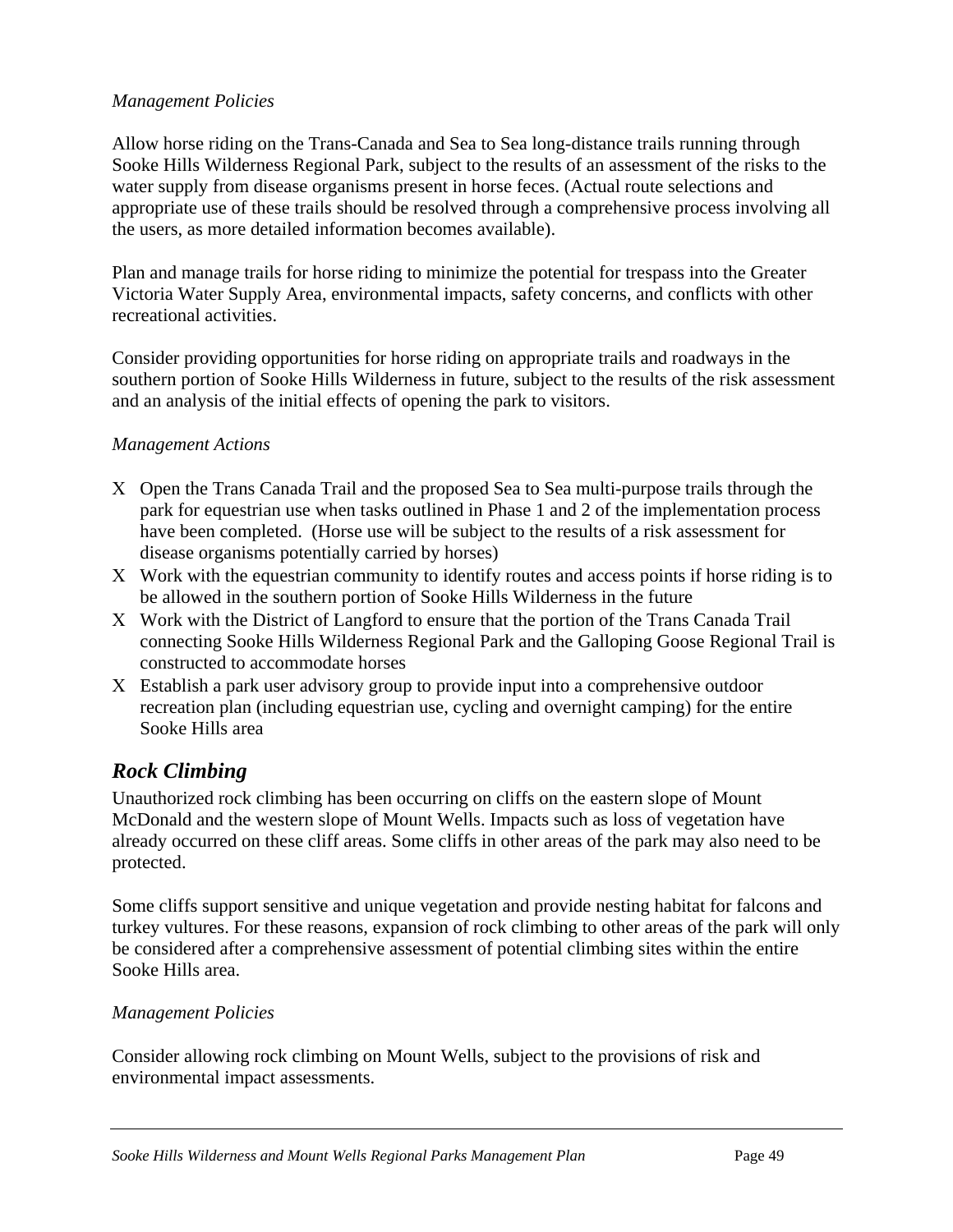*Management Policies*

Allow horse riding on the Trans-Canada and Sea to Sea long-distance trails running through Sooke Hills Wilderness Regional Park, subject to the results of an assessment of the risks to the water supply from disease organisms present in horse feces. (Actual route selections and appropriate use of these trails should be resolved through a comprehensive process involving all the users, as more detailed information becomes available).

Plan and manage trails for horse riding to minimize the potential for trespass into the Greater Victoria Water Supply Area, environmental impacts, safety concerns, and conflicts with other recreational activities.

Consider providing opportunities for horse riding on appropriate trails and roadways in the southern portion of Sooke Hills Wilderness in future, subject to the results of the risk assessment and an analysis of the initial effects of opening the park to visitors.

*Management Actions*

- Open the Trans Canada Trail and the proposed Sea to Sea multi-purpose trails through the park for equestrian use when tasks outlined in Phase 1 and 2 of the implementation process have been completed. (Horse use will be subject to the results of a risk assessment for disease organisms potentially carried by horses)
- Work with the equestrian community to identify routes and access points if horse riding is to be allowed in the southern portion of Sooke Hills Wilderness in the future
- Work with the District of Langford to ensure that the portion of the Trans Canada Trail connecting Sooke Hills Wilderness Regional Park and the Galloping Goose Regional Trail is constructed to accommodate horses
- Establish a park user advisory group to provide input into a comprehensive outdoor recreation plan (including equestrian use, cycling and overnight camping) for the entire Sooke Hills area

## *Rock Climbing*

Unauthorized rock climbing has been occurring on cliffs on the eastern slope of Mount McDonald and the western slope of Mount Wells. Impacts such as loss of vegetation have already occurred on these cliff areas. Some cliffs in other areas of the park may also need to be protected.

Some cliffs support sensitive and unique vegetation and provide nesting habitat for falcons and turkey vultures. For these reasons, expansion of rock climbing to other areas of the park will only be considered after a comprehensive assessment of potential climbing sites within the entire Sooke Hills area.

*Management Policies*

Consider allowing rock climbing on Mount Wells, subject to the provisions of risk and environmental impact assessments.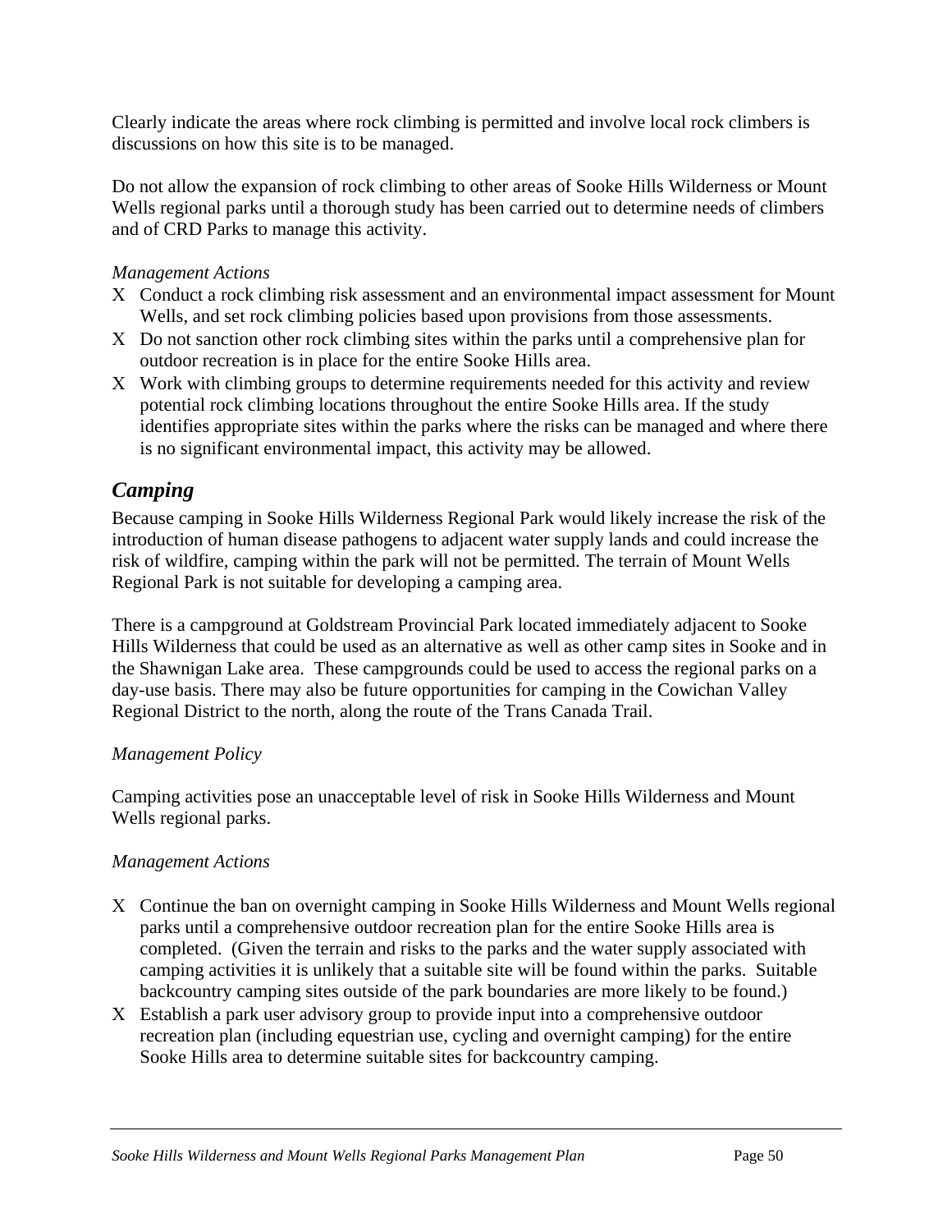Clearly indicate the areas where rock climbing is permitted and involve local rock climbers is discussions on how this site is to be managed.

Do not allow the expansion of rock climbing to other areas of Sooke Hills Wilderness or Mount Wells regional parks until a thorough study has been carried out to determine needs of climbers and of CRD Parks to manage this activity.

*Management Actions*

- Conduct a rock climbing risk assessment and an environmental impact assessment for Mount Wells, and set rock climbing policies based upon provisions from those assessments.
- Do not sanction other rock climbing sites within the parks until a comprehensive plan for outdoor recreation is in place for the entire Sooke Hills area.
- Work with climbing groups to determine requirements needed for this activity and review potential rock climbing locations throughout the entire Sooke Hills area. If the study identifies appropriate sites within the parks where the risks can be managed and where there is no significant environmental impact, this activity may be allowed.

## *Camping*

Because camping in Sooke Hills Wilderness Regional Park would likely increase the risk of the introduction of human disease pathogens to adjacent water supply lands and could increase the risk of wildfire, camping within the park will not be permitted. The terrain of Mount Wells Regional Park is not suitable for developing a camping area.

There is a campground at Goldstream Provincial Park located immediately adjacent to Sooke Hills Wilderness that could be used as an alternative as well as other camp sites in Sooke and in the Shawnigan Lake area. These campgrounds could be used to access the regional parks on a day-use basis. There may also be future opportunities for camping in the Cowichan Valley Regional District to the north, along the route of the Trans Canada Trail.

*Management Policy*

Camping activities pose an unacceptable level of risk in Sooke Hills Wilderness and Mount Wells regional parks.

*Management Actions*

- Continue the ban on overnight camping in Sooke Hills Wilderness and Mount Wells regional parks until a comprehensive outdoor recreation plan for the entire Sooke Hills area is completed. (Given the terrain and risks to the parks and the water supply associated with camping activities it is unlikely that a suitable site will be found within the parks. Suitable backcountry camping sites outside of the park boundaries are more likely to be found.)
- Establish a park user advisory group to provide input into a comprehensive outdoor recreation plan (including equestrian use, cycling and overnight camping) for the entire Sooke Hills area to determine suitable sites for backcountry camping.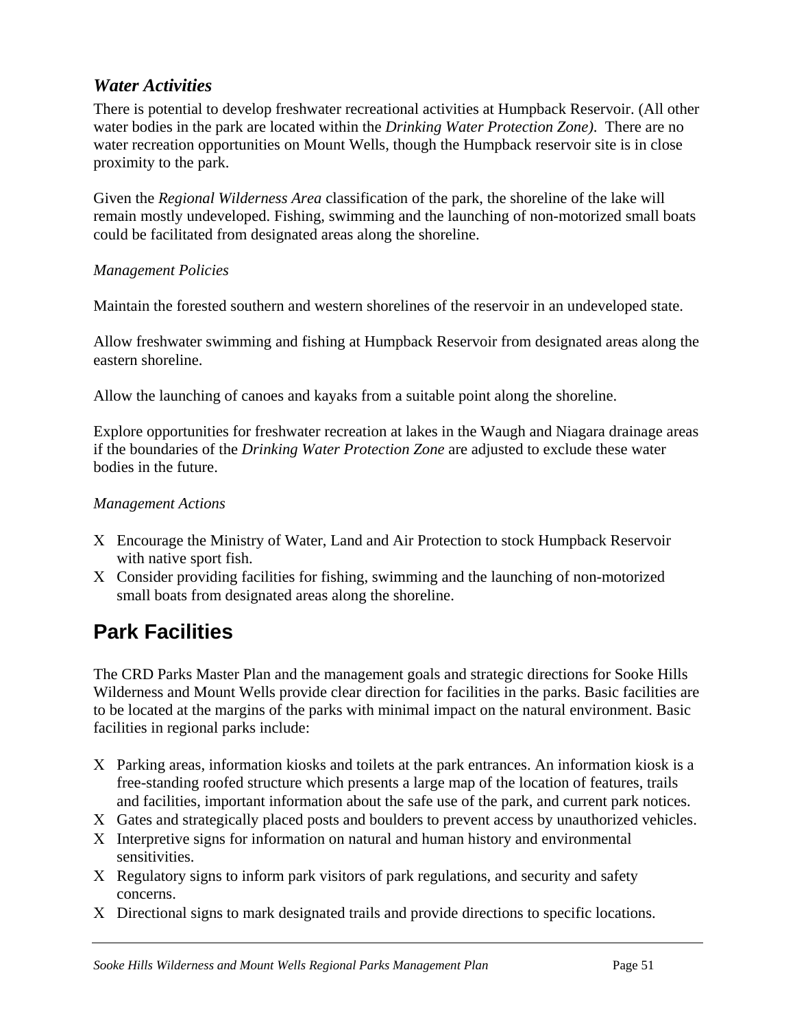### *Water Activities*

There is potential to develop freshwater recreational activities at Humpback Reservoir. (All other water bodies in the park are located within the *Drinking Water Protection Zone)*. There are no water recreation opportunities on Mount Wells, though the Humpback reservoir site is in close proximity to the park.

Given the *Regional Wilderness Area* classification of the park, the shoreline of the lake will remain mostly undeveloped. Fishing, swimming and the launching of non-motorized small boats could be facilitated from designated areas along the shoreline.

*Management Policies*

Maintain the forested southern and western shorelines of the reservoir in an undeveloped state.

Allow freshwater swimming and fishing at Humpback Reservoir from designated areas along the eastern shoreline.

Allow the launching of canoes and kayaks from a suitable point along the shoreline.

Explore opportunities for freshwater recreation at lakes in the Waugh and Niagara drainage areas if the boundaries of the *Drinking Water Protection Zone* are adjusted to exclude these water bodies in the future.

*Management Actions*

- Encourage the Ministry of Water, Land and Air Protection to stock Humpback Reservoir with native sport fish.
- Consider providing facilities for fishing, swimming and the launching of non-motorized small boats from designated areas along the shoreline.

## Park Facilities

The CRD Parks Master Plan and the management goals and strategic directions for Sooke Hills Wilderness and Mount Wells provide clear direction for facilities in the parks. Basic facilities are to be located at the margins of the parks with minimal impact on the natural environment. Basic facilities in regional parks include:

- Parking areas, information kiosks and toilets at the park entrances. An information kiosk is a free-standing roofed structure which presents a large map of the location of features, trails and facilities, important information about the safe use of the park, and current park notices.
- Gates and strategically placed posts and boulders to prevent access by unauthorized vehicles.
- Interpretive signs for information on natural and human history and environmental sensitivities.
- Regulatory signs to inform park visitors of park regulations, and security and safety concerns.
- Directional signs to mark designated trails and provide directions to specific locations.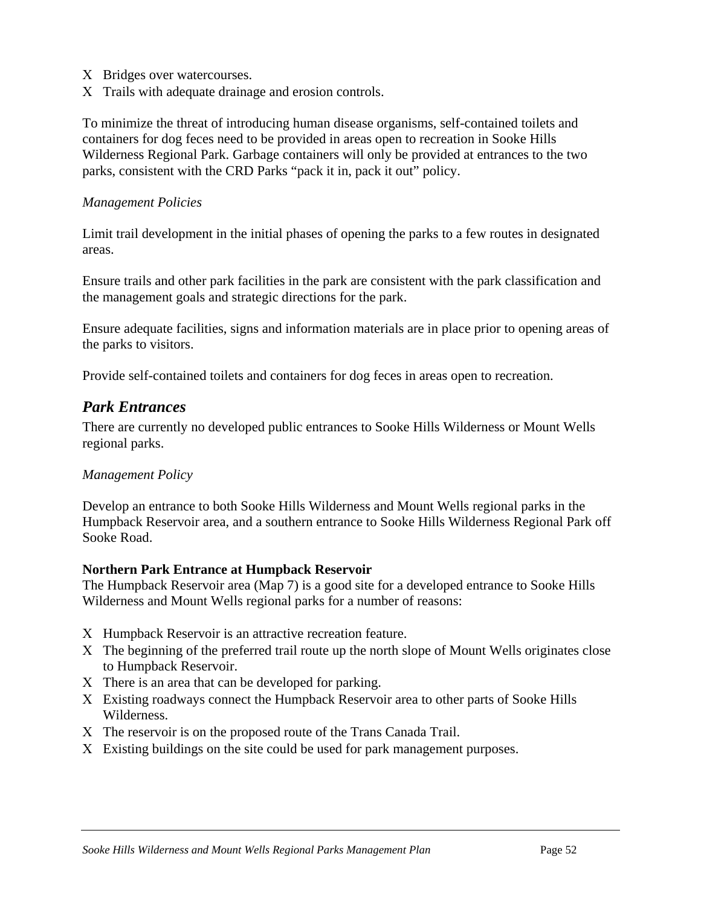- Bridges over watercourses.
- Trails with adequate drainage and erosion controls.

To minimize the threat of introducing human disease organisms, self-contained toilets and containers for dog feces need to be provided in areas open to recreation in Sooke Hills Wilderness Regional Park. Garbage containers will only be provided at entrances to the two parks, consistent with the CRD Parks "pack it in, pack it out" policy.

*Management Policies*

Limit trail development in the initial phases of opening the parks to a few routes in designated areas.

Ensure trails and other park facilities in the park are consistent with the park classification and the management goals and strategic directions for the park.

Ensure adequate facilities, signs and information materials are in place prior to opening areas of the parks to visitors.

Provide self-contained toilets and containers for dog feces in areas open to recreation.

## *Park Entrances*

There are currently no developed public entrances to Sooke Hills Wilderness or Mount Wells regional parks.

*Management Policy*

Develop an entrance to both Sooke Hills Wilderness and Mount Wells regional parks in the Humpback Reservoir area, and a southern entrance to Sooke Hills Wilderness Regional Park off Sooke Road.

**Northern Park Entrance at Humpback Reservoir**

The Humpback Reservoir area (Map 7) is a good site for a developed entrance to Sooke Hills Wilderness and Mount Wells regional parks for a number of reasons:

- Humpback Reservoir is an attractive recreation feature.
- The beginning of the preferred trail route up the north slope of Mount Wells originates close to Humpback Reservoir.
- There is an area that can be developed for parking.
- Existing roadways connect the Humpback Reservoir area to other parts of Sooke Hills Wilderness.
- The reservoir is on the proposed route of the Trans Canada Trail.
- Existing buildings on the site could be used for park management purposes.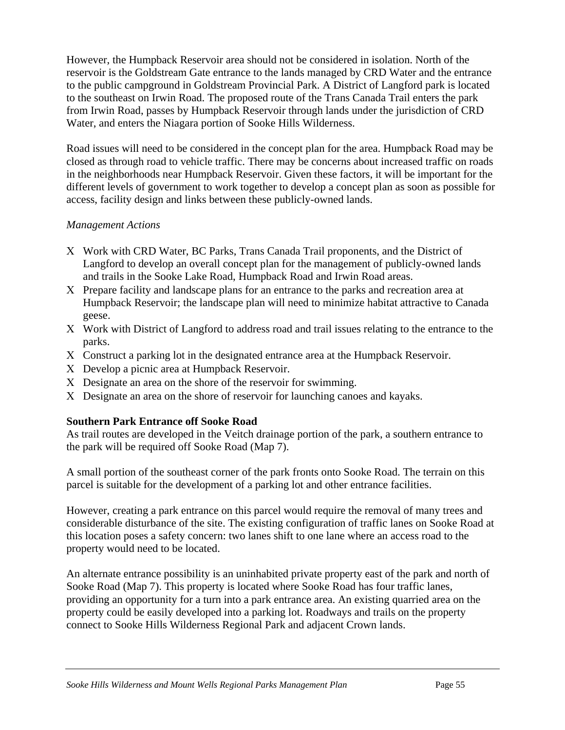However, the Humpback Reservoir area should not be considered in isolation. North of the reservoir is the Goldstream Gate entrance to the lands managed by CRD Water and the entrance to the public campground in Goldstream Provincial Park. A District of Langford park is located to the southeast on Irwin Road. The proposed route of the Trans Canada Trail enters the park from Irwin Road, passes by Humpback Reservoir through lands under the jurisdiction of CRD Water, and enters the Niagara portion of Sooke Hills Wilderness.

Road issues will need to be considered in the concept plan for the area. Humpback Road may be closed as through road to vehicle traffic. There may be concerns about increased traffic on roads in the neighborhoods near Humpback Reservoir. Given these factors, it will be important for the different levels of government to work together to develop a concept plan as soon as possible for access, facility design and links between these publicly-owned lands.

*Management Actions*

- Work with CRD Water, BC Parks, Trans Canada Trail proponents, and the District of Langford to develop an overall concept plan for the management of publicly-owned lands and trails in the Sooke Lake Road, Humpback Road and Irwin Road areas.
- Prepare facility and landscape plans for an entrance to the parks and recreation area at Humpback Reservoir; the landscape plan will need to minimize habitat attractive to Canada geese.
- Work with District of Langford to address road and trail issues relating to the entrance to the parks.
- Construct a parking lot in the designated entrance area at the Humpback Reservoir.
- Develop a picnic area at Humpback Reservoir.
- Designate an area on the shore of the reservoir for swimming.
- Designate an area on the shore of reservoir for launching canoes and kayaks.

**Southern Park Entrance off Sooke Road**

As trail routes are developed in the Veitch drainage portion of the park, a southern entrance to the park will be required off Sooke Road (Map 7).

A small portion of the southeast corner of the park fronts onto Sooke Road. The terrain on this parcel is suitable for the development of a parking lot and other entrance facilities.

However, creating a park entrance on this parcel would require the removal of many trees and considerable disturbance of the site. The existing configuration of traffic lanes on Sooke Road at this location poses a safety concern: two lanes shift to one lane where an access road to the property would need to be located.

An alternate entrance possibility is an uninhabited private property east of the park and north of Sooke Road (Map 7). This property is located where Sooke Road has four traffic lanes, providing an opportunity for a turn into a park entrance area. An existing quarried area on the property could be easily developed into a parking lot. Roadways and trails on the property connect to Sooke Hills Wilderness Regional Park and adjacent Crown lands.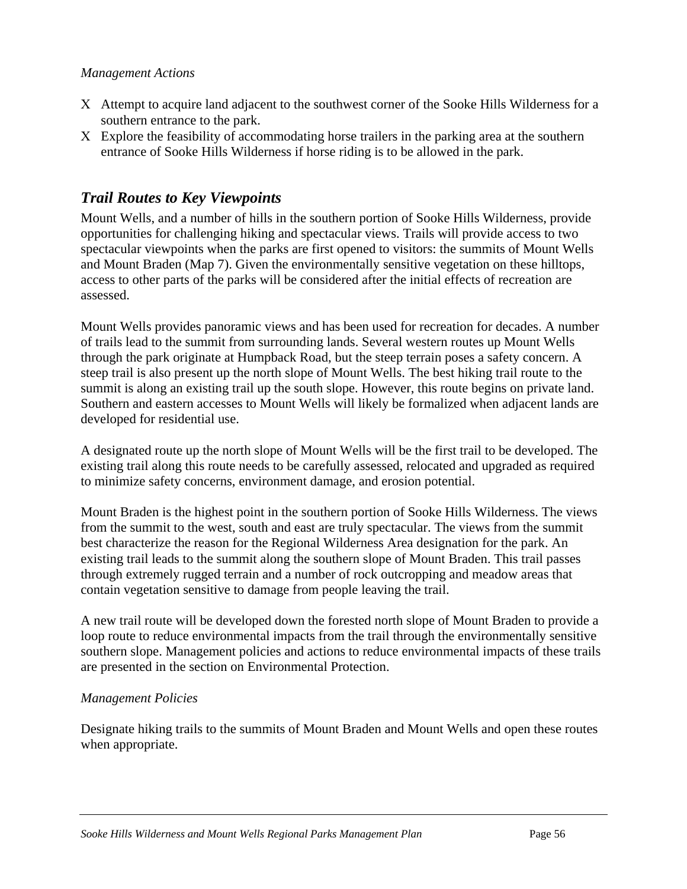*Management Actions*

- Attempt to acquire land adjacent to the southwest corner of the Sooke Hills Wilderness for a southern entrance to the park.
- Explore the feasibility of accommodating horse trailers in the parking area at the southern entrance of Sooke Hills Wilderness if horse riding is to be allowed in the park.

## *Trail Routes to Key Viewpoints*

Mount Wells, and a number of hills in the southern portion of Sooke Hills Wilderness, provide opportunities for challenging hiking and spectacular views. Trails will provide access to two spectacular viewpoints when the parks are first opened to visitors: the summits of Mount Wells and Mount Braden (Map 7). Given the environmentally sensitive vegetation on these hilltops, access to other parts of the parks will be considered after the initial effects of recreation are assessed.

Mount Wells provides panoramic views and has been used for recreation for decades. A number of trails lead to the summit from surrounding lands. Several western routes up Mount Wells through the park originate at Humpback Road, but the steep terrain poses a safety concern. A steep trail is also present up the north slope of Mount Wells. The best hiking trail route to the summit is along an existing trail up the south slope. However, this route begins on private land. Southern and eastern accesses to Mount Wells will likely be formalized when adjacent lands are developed for residential use.

A designated route up the north slope of Mount Wells will be the first trail to be developed. The existing trail along this route needs to be carefully assessed, relocated and upgraded as required to minimize safety concerns, environment damage, and erosion potential.

Mount Braden is the highest point in the southern portion of Sooke Hills Wilderness. The views from the summit to the west, south and east are truly spectacular. The views from the summit best characterize the reason for the Regional Wilderness Area designation for the park. An existing trail leads to the summit along the southern slope of Mount Braden. This trail passes through extremely rugged terrain and a number of rock outcropping and meadow areas that contain vegetation sensitive to damage from people leaving the trail.

A new trail route will be developed down the forested north slope of Mount Braden to provide a loop route to reduce environmental impacts from the trail through the environmentally sensitive southern slope. Management policies and actions to reduce environmental impacts of these trails are presented in the section on Environmental Protection.

*Management Policies*

Designate hiking trails to the summits of Mount Braden and Mount Wells and open these routes when appropriate.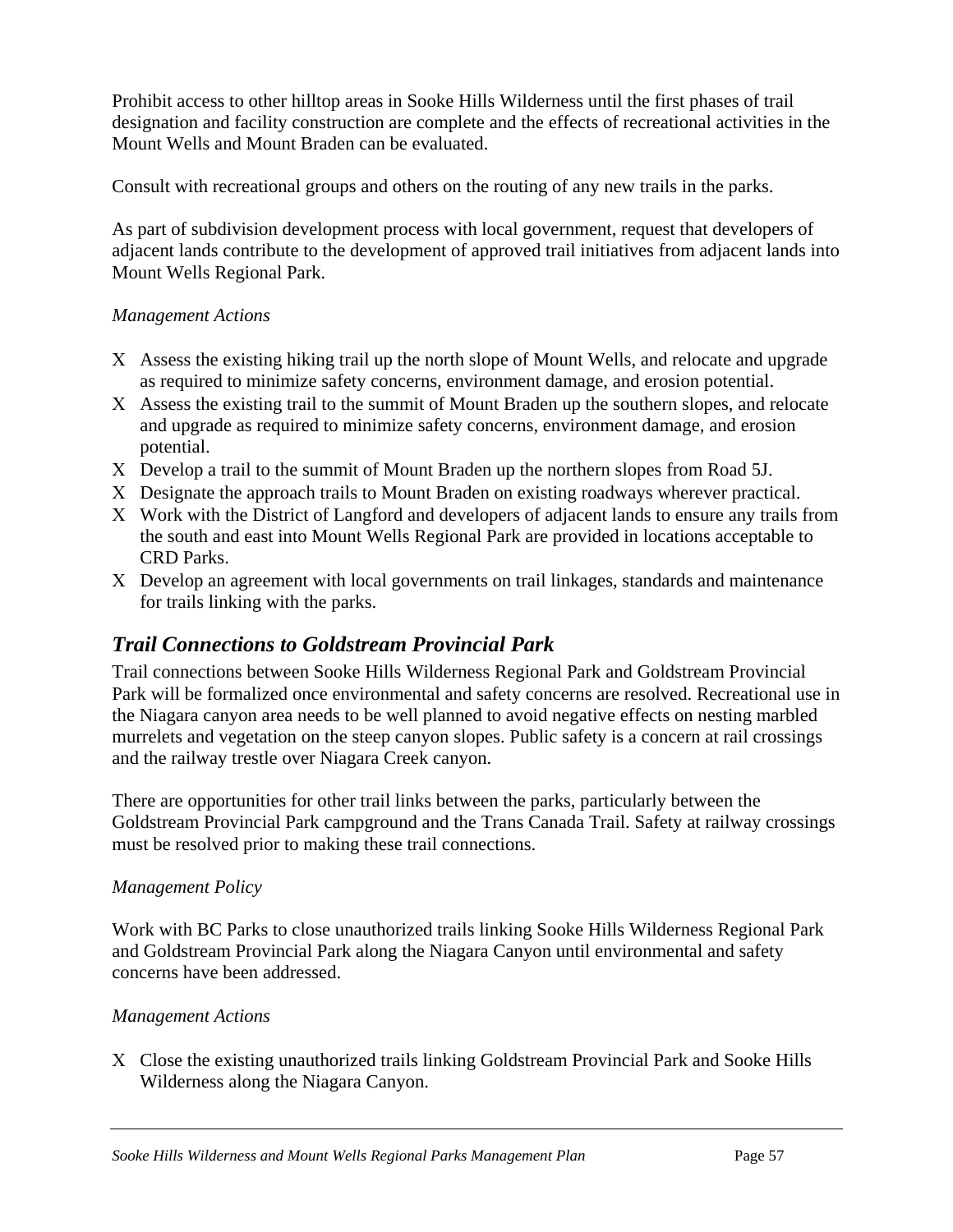Prohibit access to other hilltop areas in Sooke Hills Wilderness until the first phases of trail designation and facility construction are complete and the effects of recreational activities in the Mount Wells and Mount Braden can be evaluated.

Consult with recreational groups and others on the routing of any new trails in the parks.

As part of subdivision development process with local government, request that developers of adjacent lands contribute to the development of approved trail initiatives from adjacent lands into Mount Wells Regional Park.

*Management Actions*

- Assess the existing hiking trail up the north slope of Mount Wells, and relocate and upgrade as required to minimize safety concerns, environment damage, and erosion potential.
- Assess the existing trail to the summit of Mount Braden up the southern slopes, and relocate and upgrade as required to minimize safety concerns, environment damage, and erosion potential.
- Develop a trail to the summit of Mount Braden up the northern slopes from Road 5J.
- Designate the approach trails to Mount Braden on existing roadways wherever practical.
- Work with the District of Langford and developers of adjacent lands to ensure any trails from the south and east into Mount Wells Regional Park are provided in locations acceptable to CRD Parks.
- Develop an agreement with local governments on trail linkages, standards and maintenance for trails linking with the parks.

## *Trail Connections to Goldstream Provincial Park*

Trail connections between Sooke Hills Wilderness Regional Park and Goldstream Provincial Park will be formalized once environmental and safety concerns are resolved. Recreational use in the Niagara canyon area needs to be well planned to avoid negative effects on nesting marbled murrelets and vegetation on the steep canyon slopes. Public safety is a concern at rail crossings and the railway trestle over Niagara Creek canyon.

There are opportunities for other trail links between the parks, particularly between the Goldstream Provincial Park campground and the Trans Canada Trail. Safety at railway crossings must be resolved prior to making these trail connections.

*Management Policy*

Work with BC Parks to close unauthorized trails linking Sooke Hills Wilderness Regional Park and Goldstream Provincial Park along the Niagara Canyon until environmental and safety concerns have been addressed.

*Management Actions*

- Close the existing unauthorized trails linking Goldstream Provincial Park and Sooke Hills Wilderness along the Niagara Canyon.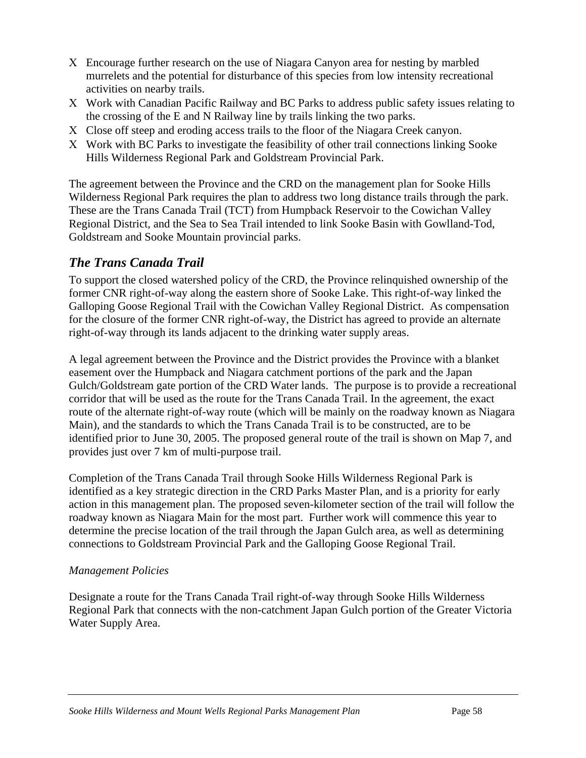- Encourage further research on the use of Niagara Canyon area for nesting by marbled murrelets and the potential for disturbance of this species from low intensity recreational activities on nearby trails.
- Work with Canadian Pacific Railway and BC Parks to address public safety issues relating to the crossing of the E and N Railway line by trails linking the two parks.
- Close off steep and eroding access trails to the floor of the Niagara Creek canyon.
- Work with BC Parks to investigate the feasibility of other trail connections linking Sooke Hills Wilderness Regional Park and Goldstream Provincial Park.

The agreement between the Province and the CRD on the management plan for Sooke Hills Wilderness Regional Park requires the plan to address two long distance trails through the park. These are the Trans Canada Trail (TCT) from Humpback Reservoir to the Cowichan Valley Regional District, and the Sea to Sea Trail intended to link Sooke Basin with Gowlland-Tod, Goldstream and Sooke Mountain provincial parks.

## *The Trans Canada Trail*

To support the closed watershed policy of the CRD, the Province relinquished ownership of the former CNR right-of-way along the eastern shore of Sooke Lake. This right-of-way linked the Galloping Goose Regional Trail with the Cowichan Valley Regional District. As compensation for the closure of the former CNR right-of-way, the District has agreed to provide an alternate right-of-way through its lands adjacent to the drinking water supply areas.

A legal agreement between the Province and the District provides the Province with a blanket easement over the Humpback and Niagara catchment portions of the park and the Japan Gulch/Goldstream gate portion of the CRD Water lands. The purpose is to provide a recreational corridor that will be used as the route for the Trans Canada Trail. In the agreement, the exact route of the alternate right-of-way route (which will be mainly on the roadway known as Niagara Main), and the standards to which the Trans Canada Trail is to be constructed, are to be identified prior to June 30, 2005. The proposed general route of the trail is shown on Map 7, and provides just over 7 km of multi-purpose trail.

Completion of the Trans Canada Trail through Sooke Hills Wilderness Regional Park is identified as a key strategic direction in the CRD Parks Master Plan, and is a priority for early action in this management plan. The proposed seven-kilometer section of the trail will follow the roadway known as Niagara Main for the most part. Further work will commence this year to determine the precise location of the trail through the Japan Gulch area, as well as determining connections to Goldstream Provincial Park and the Galloping Goose Regional Trail.

*Management Policies*

Designate a route for the Trans Canada Trail right-of-way through Sooke Hills Wilderness Regional Park that connects with the non-catchment Japan Gulch portion of the Greater Victoria Water Supply Area.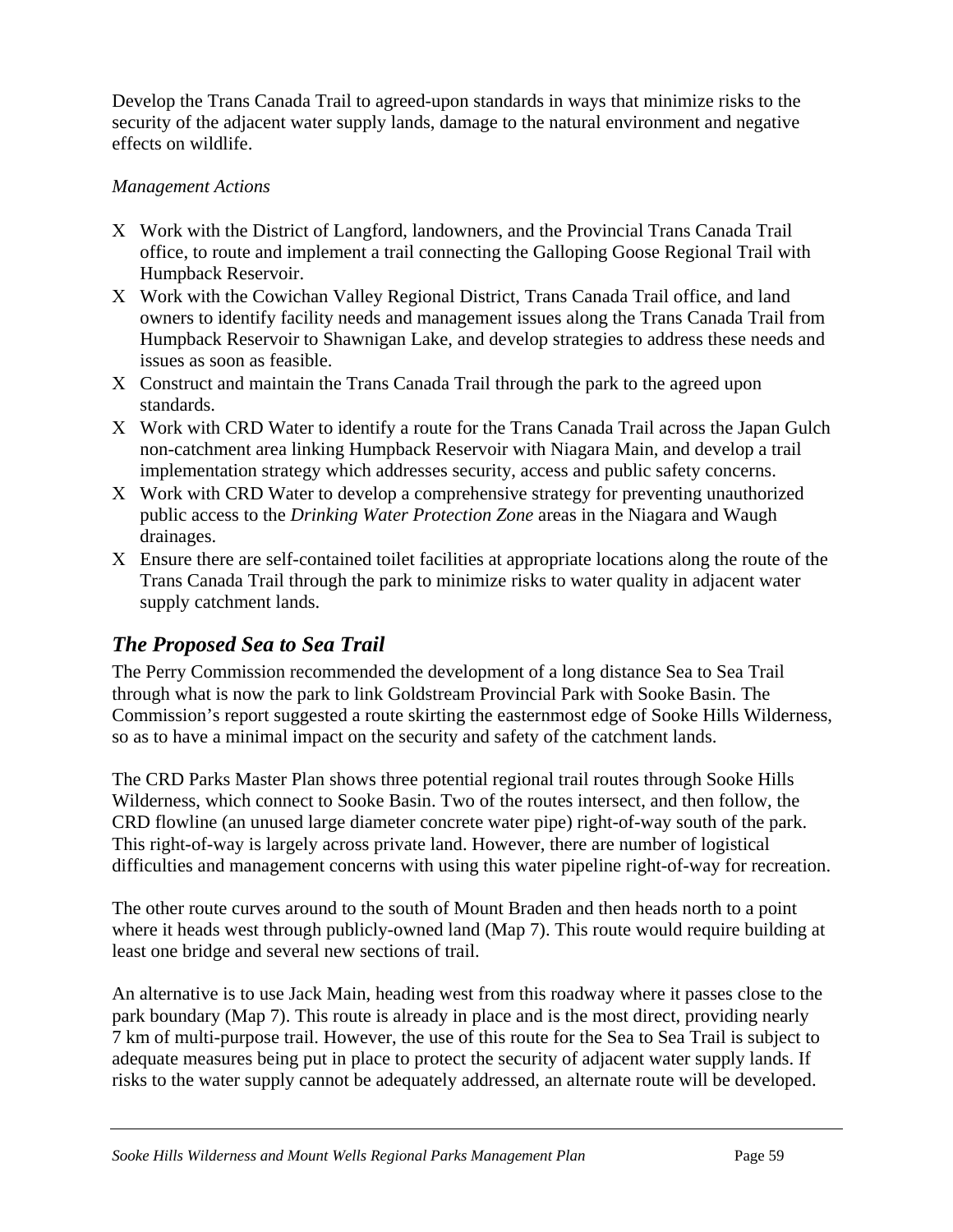Develop the Trans Canada Trail to agreed-upon standards in ways that minimize risks to the security of the adjacent water supply lands, damage to the natural environment and negative effects on wildlife.

*Management Actions*

- Work with the District of Langford, landowners, and the Provincial Trans Canada Trail office, to route and implement a trail connecting the Galloping Goose Regional Trail with Humpback Reservoir.
- Work with the Cowichan Valley Regional District, Trans Canada Trail office, and land owners to identify facility needs and management issues along the Trans Canada Trail from Humpback Reservoir to Shawnigan Lake, and develop strategies to address these needs and issues as soon as feasible.
- Construct and maintain the Trans Canada Trail through the park to the agreed upon standards.
- Work with CRD Water to identify a route for the Trans Canada Trail across the Japan Gulch non-catchment area linking Humpback Reservoir with Niagara Main, and develop a trail implementation strategy which addresses security, access and public safety concerns.
- Work with CRD Water to develop a comprehensive strategy for preventing unauthorized public access to the *Drinking Water Protection Zone* areas in the Niagara and Waugh drainages.
- Ensure there are self-contained toilet facilities at appropriate locations along the route of the Trans Canada Trail through the park to minimize risks to water quality in adjacent water supply catchment lands.

## *The Proposed Sea to Sea Trail*

The Perry Commission recommended the development of a long distance Sea to Sea Trail through what is now the park to link Goldstream Provincial Park with Sooke Basin. The Commission's report suggested a route skirting the easternmost edge of Sooke Hills Wilderness, so as to have a minimal impact on the security and safety of the catchment lands.

The CRD Parks Master Plan shows three potential regional trail routes through Sooke Hills Wilderness, which connect to Sooke Basin. Two of the routes intersect, and then follow, the CRD flowline (an unused large diameter concrete water pipe) right-of-way south of the park. This right-of-way is largely across private land. However, there are number of logistical difficulties and management concerns with using this water pipeline right-of-way for recreation.

The other route curves around to the south of Mount Braden and then heads north to a point where it heads west through publicly-owned land (Map 7). This route would require building at least one bridge and several new sections of trail.

An alternative is to use Jack Main, heading west from this roadway where it passes close to the park boundary (Map 7). This route is already in place and is the most direct, providing nearly 7 km of multi-purpose trail. However, the use of this route for the Sea to Sea Trail is subject to adequate measures being put in place to protect the security of adjacent water supply lands. If risks to the water supply cannot be adequately addressed, an alternate route will be developed.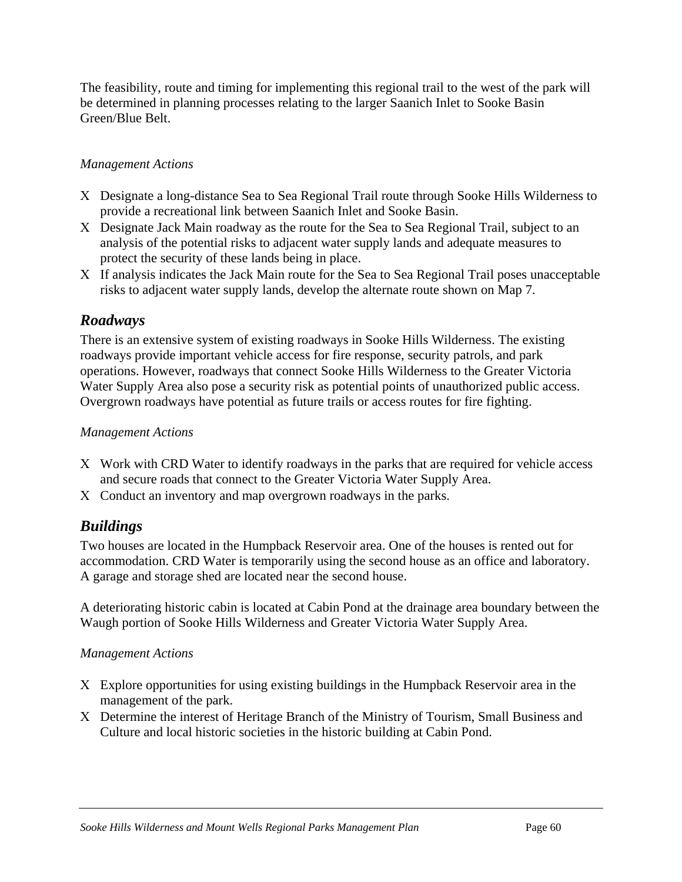The feasibility, route and timing for implementing this regional trail to the west of the park will be determined in planning processes relating to the larger Saanich Inlet to Sooke Basin Green/Blue Belt.

*Management Actions*

- Designate a long-distance Sea to Sea Regional Trail route through Sooke Hills Wilderness to provide a recreational link between Saanich Inlet and Sooke Basin.
- Designate Jack Main roadway as the route for the Sea to Sea Regional Trail, subject to an analysis of the potential risks to adjacent water supply lands and adequate measures to protect the security of these lands being in place.
- If analysis indicates the Jack Main route for the Sea to Sea Regional Trail poses unacceptable risks to adjacent water supply lands, develop the alternate route shown on Map 7.

## *Roadways*

There is an extensive system of existing roadways in Sooke Hills Wilderness. The existing roadways provide important vehicle access for fire response, security patrols, and park operations. However, roadways that connect Sooke Hills Wilderness to the Greater Victoria Water Supply Area also pose a security risk as potential points of unauthorized public access. Overgrown roadways have potential as future trails or access routes for fire fighting.

*Management Actions*

- Work with CRD Water to identify roadways in the parks that are required for vehicle access and secure roads that connect to the Greater Victoria Water Supply Area.
- Conduct an inventory and map overgrown roadways in the parks.

## *Buildings*

Two houses are located in the Humpback Reservoir area. One of the houses is rented out for accommodation. CRD Water is temporarily using the second house as an office and laboratory. A garage and storage shed are located near the second house.

A deteriorating historic cabin is located at Cabin Pond at the drainage area boundary between the Waugh portion of Sooke Hills Wilderness and Greater Victoria Water Supply Area.

*Management Actions*

- Explore opportunities for using existing buildings in the Humpback Reservoir area in the management of the park.
- Determine the interest of Heritage Branch of the Ministry of Tourism, Small Business and Culture and local historic societies in the historic building at Cabin Pond.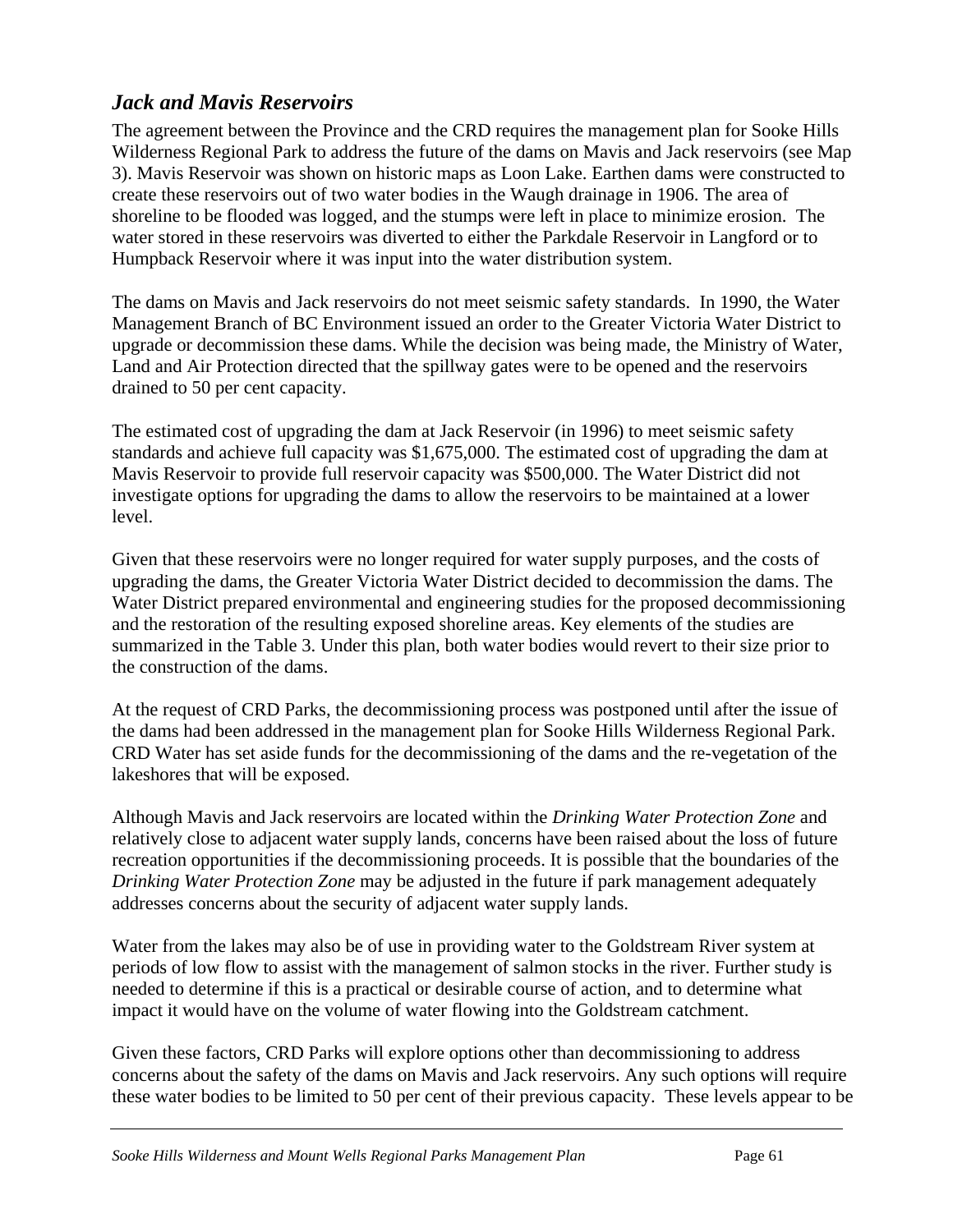## *Jack and Mavis Reservoirs*

The agreement between the Province and the CRD requires the management plan for Sooke Hills Wilderness Regional Park to address the future of the dams on Mavis and Jack reservoirs (see Map 3). Mavis Reservoir was shown on historic maps as Loon Lake. Earthen dams were constructed to create these reservoirs out of two water bodies in the Waugh drainage in 1906. The area of shoreline to be flooded was logged, and the stumps were left in place to minimize erosion. The water stored in these reservoirs was diverted to either the Parkdale Reservoir in Langford or to Humpback Reservoir where it was input into the water distribution system.

The dams on Mavis and Jack reservoirs do not meet seismic safety standards. In 1990, the Water Management Branch of BC Environment issued an order to the Greater Victoria Water District to upgrade or decommission these dams. While the decision was being made, the Ministry of Water, Land and Air Protection directed that the spillway gates were to be opened and the reservoirs drained to 50 per cent capacity.

The estimated cost of upgrading the dam at Jack Reservoir (in 1996) to meet seismic safety standards and achieve full capacity was $1,675,000. The estimated cost of upgrading the dam at Mavis Reservoir to provide full reservoir capacity was $500,000. The Water District did not investigate options for upgrading the dams to allow the reservoirs to be maintained at a lower level.

Given that these reservoirs were no longer required for water supply purposes, and the costs of upgrading the dams, the Greater Victoria Water District decided to decommission the dams. The Water District prepared environmental and engineering studies for the proposed decommissioning and the restoration of the resulting exposed shoreline areas. Key elements of the studies are summarized in the Table 3. Under this plan, both water bodies would revert to their size prior to the construction of the dams.

At the request of CRD Parks, the decommissioning process was postponed until after the issue of the dams had been addressed in the management plan for Sooke Hills Wilderness Regional Park. CRD Water has set aside funds for the decommissioning of the dams and the re-vegetation of the lakeshores that will be exposed.

Although Mavis and Jack reservoirs are located within the *Drinking Water Protection Zone* and relatively close to adjacent water supply lands, concerns have been raised about the loss of future recreation opportunities if the decommissioning proceeds. It is possible that the boundaries of the *Drinking Water Protection Zone* may be adjusted in the future if park management adequately addresses concerns about the security of adjacent water supply lands.

Water from the lakes may also be of use in providing water to the Goldstream River system at periods of low flow to assist with the management of salmon stocks in the river. Further study is needed to determine if this is a practical or desirable course of action, and to determine what impact it would have on the volume of water flowing into the Goldstream catchment.

Given these factors, CRD Parks will explore options other than decommissioning to address concerns about the safety of the dams on Mavis and Jack reservoirs. Any such options will require these water bodies to be limited to 50 per cent of their previous capacity. These levels appear to be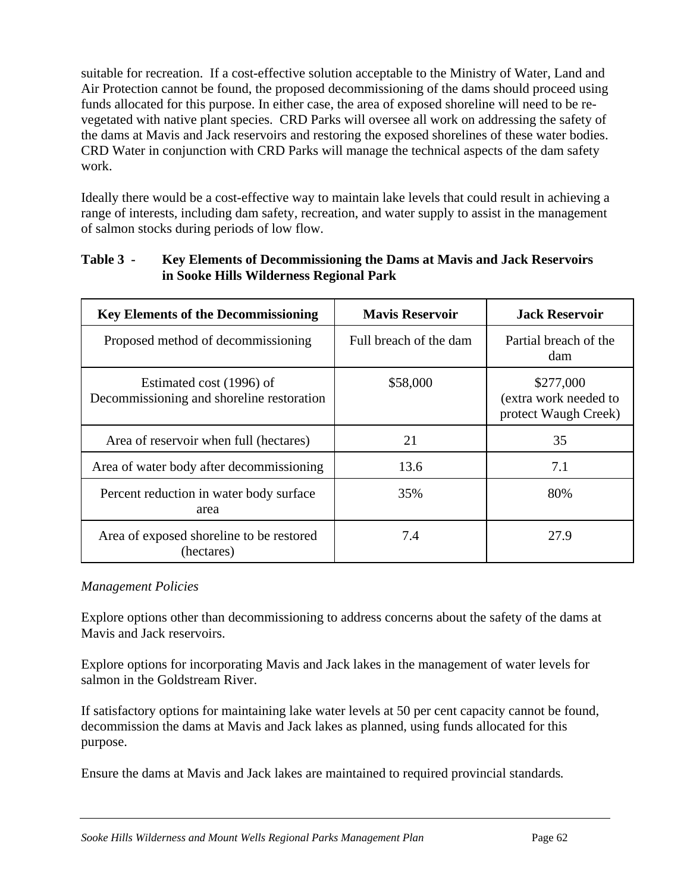suitable for recreation. If a cost-effective solution acceptable to the Ministry of Water, Land and Air Protection cannot be found, the proposed decommissioning of the dams should proceed using funds allocated for this purpose. In either case, the area of exposed shoreline will need to be re-vegetated with native plant species. CRD Parks will oversee all work on addressing the safety of the dams at Mavis and Jack reservoirs and restoring the exposed shorelines of these water bodies. CRD Water in conjunction with CRD Parks will manage the technical aspects of the dam safety work.

Ideally there would be a cost-effective way to maintain lake levels that could result in achieving a range of interests, including dam safety, recreation, and water supply to assist in the management of salmon stocks during periods of low flow.

**Table 3 - Key Elements of Decommissioning the Dams at Mavis and Jack Reservoirs in Sooke Hills Wilderness Regional Park**

| Key Elements of the Decommissioning | Mavis Reservoir | Jack Reservoir |
|---|---|---|
| Proposed method of decommissioning | Full breach of the dam | Partial breach of the dam |
| Estimated cost (1996) of Decommissioning and shoreline restoration | \$58,000 | \$277,000 (extra work needed to protect Waugh Creek) |
| Area of reservoir when full (hectares) | 21 | 35 |
| Area of water body after decommissioning | 13.6 | 7.1 |
| Percent reduction in water body surface area | 35% | 80% |
| Area of exposed shoreline to be restored (hectares) | 7.4 | 27.9 |

*Management Policies*

Explore options other than decommissioning to address concerns about the safety of the dams at Mavis and Jack reservoirs.

Explore options for incorporating Mavis and Jack lakes in the management of water levels for salmon in the Goldstream River.

If satisfactory options for maintaining lake water levels at 50 per cent capacity cannot be found, decommission the dams at Mavis and Jack lakes as planned, using funds allocated for this purpose.

Ensure the dams at Mavis and Jack lakes are maintained to required provincial standards.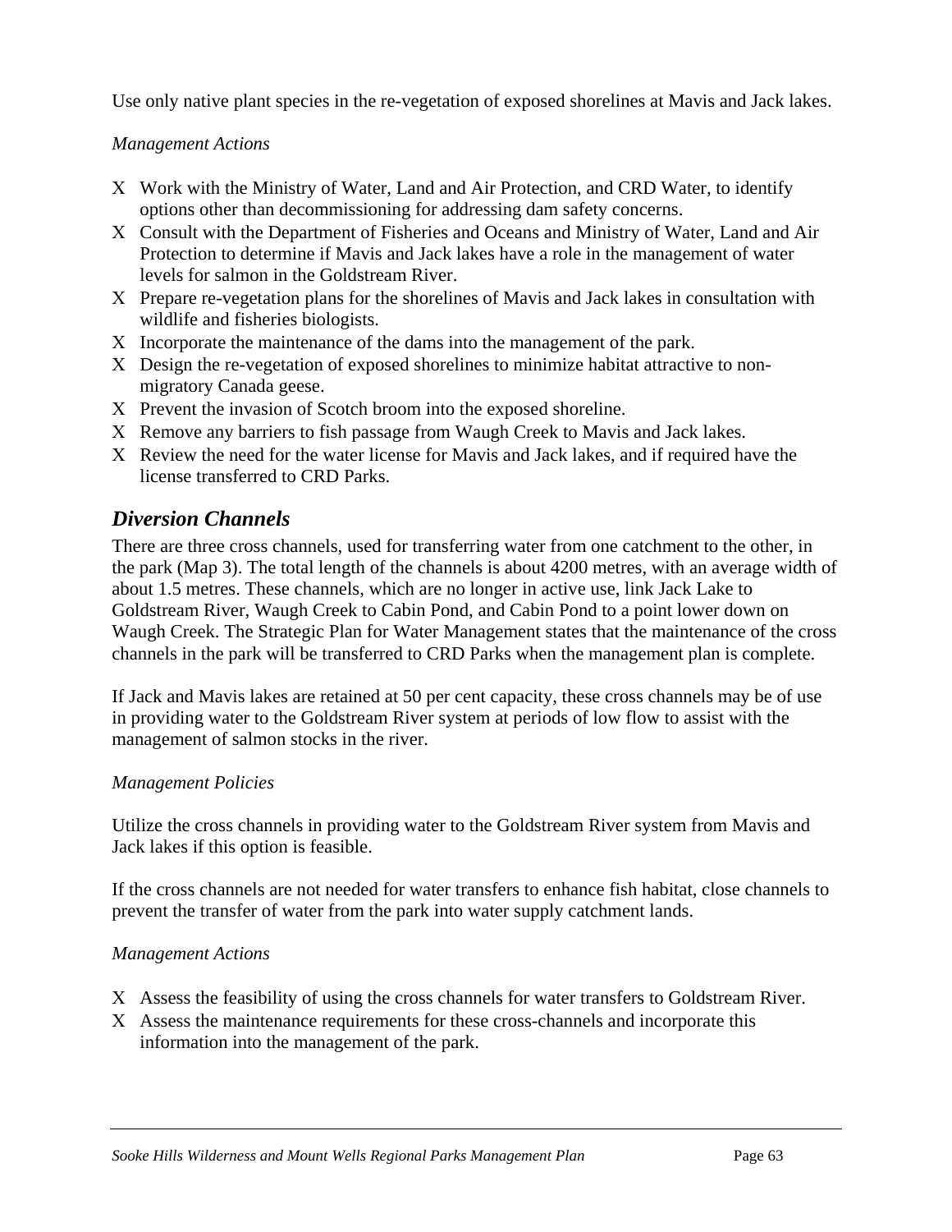Use only native plant species in the re-vegetation of exposed shorelines at Mavis and Jack lakes.

*Management Actions*

- Work with the Ministry of Water, Land and Air Protection, and CRD Water, to identify options other than decommissioning for addressing dam safety concerns.
- Consult with the Department of Fisheries and Oceans and Ministry of Water, Land and Air Protection to determine if Mavis and Jack lakes have a role in the management of water levels for salmon in the Goldstream River.
- Prepare re-vegetation plans for the shorelines of Mavis and Jack lakes in consultation with wildlife and fisheries biologists.
- Incorporate the maintenance of the dams into the management of the park.
- Design the re-vegetation of exposed shorelines to minimize habitat attractive to non-migratory Canada geese.
- Prevent the invasion of Scotch broom into the exposed shoreline.
- Remove any barriers to fish passage from Waugh Creek to Mavis and Jack lakes.
- Review the need for the water license for Mavis and Jack lakes, and if required have the license transferred to CRD Parks.

## *Diversion Channels*

There are three cross channels, used for transferring water from one catchment to the other, in the park (Map 3). The total length of the channels is about 4200 metres, with an average width of about 1.5 metres. These channels, which are no longer in active use, link Jack Lake to Goldstream River, Waugh Creek to Cabin Pond, and Cabin Pond to a point lower down on Waugh Creek. The Strategic Plan for Water Management states that the maintenance of the cross channels in the park will be transferred to CRD Parks when the management plan is complete.

If Jack and Mavis lakes are retained at 50 per cent capacity, these cross channels may be of use in providing water to the Goldstream River system at periods of low flow to assist with the management of salmon stocks in the river.

*Management Policies*

Utilize the cross channels in providing water to the Goldstream River system from Mavis and Jack lakes if this option is feasible.

If the cross channels are not needed for water transfers to enhance fish habitat, close channels to prevent the transfer of water from the park into water supply catchment lands.

*Management Actions*

- Assess the feasibility of using the cross channels for water transfers to Goldstream River.
- Assess the maintenance requirements for these cross-channels and incorporate this information into the management of the park.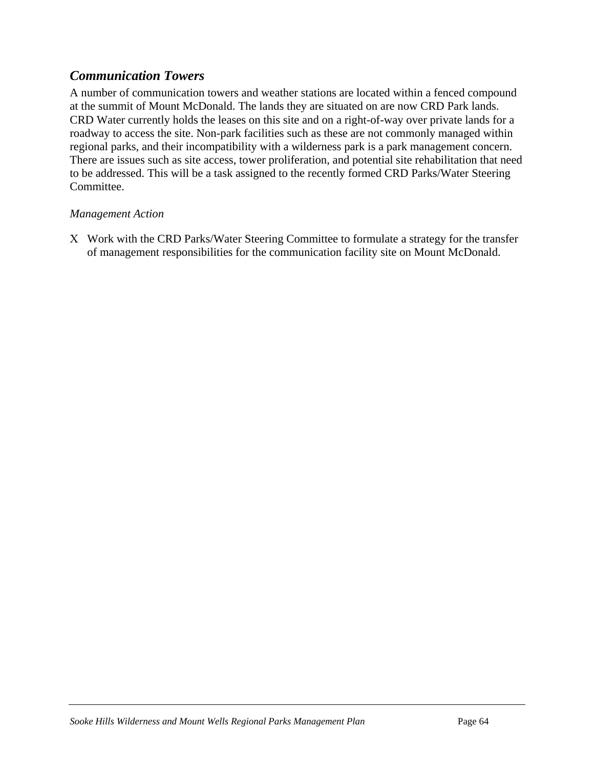### *Communication Towers*

A number of communication towers and weather stations are located within a fenced compound at the summit of Mount McDonald. The lands they are situated on are now CRD Park lands. CRD Water currently holds the leases on this site and on a right-of-way over private lands for a roadway to access the site. Non-park facilities such as these are not commonly managed within regional parks, and their incompatibility with a wilderness park is a park management concern. There are issues such as site access, tower proliferation, and potential site rehabilitation that need to be addressed. This will be a task assigned to the recently formed CRD Parks/Water Steering Committee.

*Management Action*

X Work with the CRD Parks/Water Steering Committee to formulate a strategy for the transfer of management responsibilities for the communication facility site on Mount McDonald.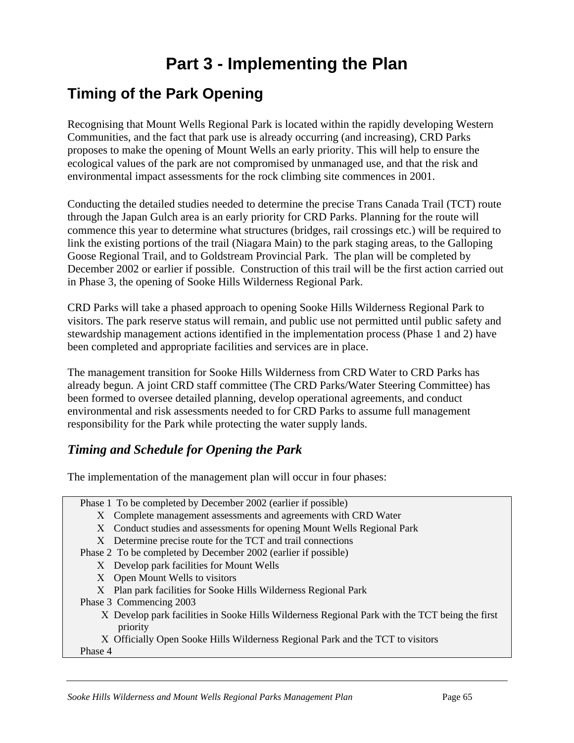# Part 3 - Implementing the Plan

## Timing of the Park Opening

Recognising that Mount Wells Regional Park is located within the rapidly developing Western Communities, and the fact that park use is already occurring (and increasing), CRD Parks proposes to make the opening of Mount Wells an early priority. This will help to ensure the ecological values of the park are not compromised by unmanaged use, and that the risk and environmental impact assessments for the rock climbing site commences in 2001.

Conducting the detailed studies needed to determine the precise Trans Canada Trail (TCT) route through the Japan Gulch area is an early priority for CRD Parks. Planning for the route will commence this year to determine what structures (bridges, rail crossings etc.) will be required to link the existing portions of the trail (Niagara Main) to the park staging areas, to the Galloping Goose Regional Trail, and to Goldstream Provincial Park. The plan will be completed by December 2002 or earlier if possible. Construction of this trail will be the first action carried out in Phase 3, the opening of Sooke Hills Wilderness Regional Park.

CRD Parks will take a phased approach to opening Sooke Hills Wilderness Regional Park to visitors. The park reserve status will remain, and public use not permitted until public safety and stewardship management actions identified in the implementation process (Phase 1 and 2) have been completed and appropriate facilities and services are in place.

The management transition for Sooke Hills Wilderness from CRD Water to CRD Parks has already begun. A joint CRD staff committee (The CRD Parks/Water Steering Committee) has been formed to oversee detailed planning, develop operational agreements, and conduct environmental and risk assessments needed to for CRD Parks to assume full management responsibility for the Park while protecting the water supply lands.

### *Timing and Schedule for Opening the Park*

The implementation of the management plan will occur in four phases:

Phase 1 To be completed by December 2002 (earlier if possible)
- X Complete management assessments and agreements with CRD Water
- X Conduct studies and assessments for opening Mount Wells Regional Park
- X Determine precise route for the TCT and trail connections

Phase 2 To be completed by December 2002 (earlier if possible)
- X Develop park facilities for Mount Wells
- X Open Mount Wells to visitors
- X Plan park facilities for Sooke Hills Wilderness Regional Park

Phase 3 Commencing 2003
- X Develop park facilities in Sooke Hills Wilderness Regional Park with the TCT being the first priority
- X Officially Open Sooke Hills Wilderness Regional Park and the TCT to visitors

Phase 4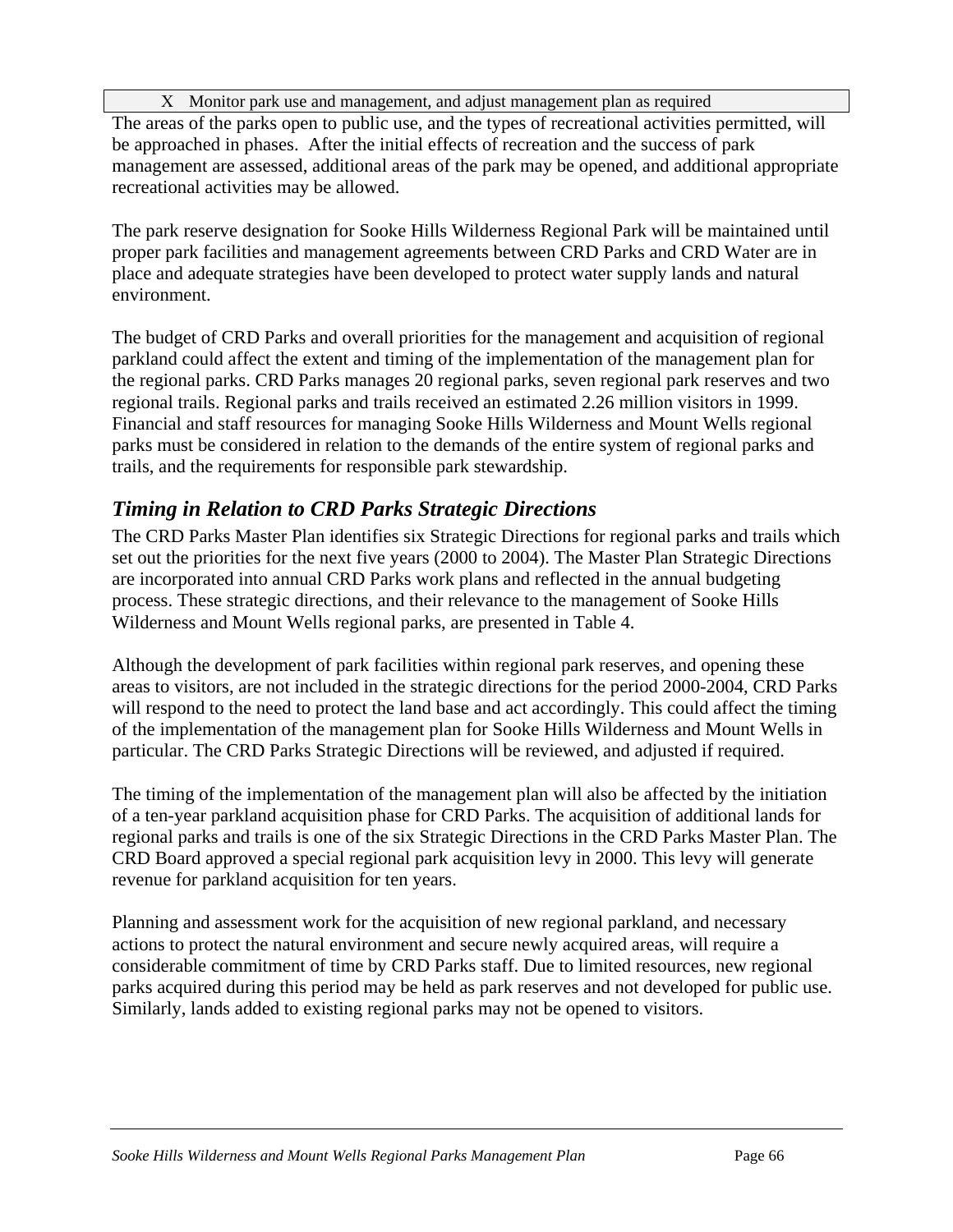| X Monitor park use and management, and adjust management plan as required |
|---|

The areas of the parks open to public use, and the types of recreational activities permitted, will be approached in phases. After the initial effects of recreation and the success of park management are assessed, additional areas of the park may be opened, and additional appropriate recreational activities may be allowed.

The park reserve designation for Sooke Hills Wilderness Regional Park will be maintained until proper park facilities and management agreements between CRD Parks and CRD Water are in place and adequate strategies have been developed to protect water supply lands and natural environment.

The budget of CRD Parks and overall priorities for the management and acquisition of regional parkland could affect the extent and timing of the implementation of the management plan for the regional parks. CRD Parks manages 20 regional parks, seven regional park reserves and two regional trails. Regional parks and trails received an estimated 2.26 million visitors in 1999. Financial and staff resources for managing Sooke Hills Wilderness and Mount Wells regional parks must be considered in relation to the demands of the entire system of regional parks and trails, and the requirements for responsible park stewardship.

## *Timing in Relation to CRD Parks Strategic Directions*

The CRD Parks Master Plan identifies six Strategic Directions for regional parks and trails which set out the priorities for the next five years (2000 to 2004). The Master Plan Strategic Directions are incorporated into annual CRD Parks work plans and reflected in the annual budgeting process. These strategic directions, and their relevance to the management of Sooke Hills Wilderness and Mount Wells regional parks, are presented in Table 4.

Although the development of park facilities within regional park reserves, and opening these areas to visitors, are not included in the strategic directions for the period 2000-2004, CRD Parks will respond to the need to protect the land base and act accordingly. This could affect the timing of the implementation of the management plan for Sooke Hills Wilderness and Mount Wells in particular. The CRD Parks Strategic Directions will be reviewed, and adjusted if required.

The timing of the implementation of the management plan will also be affected by the initiation of a ten-year parkland acquisition phase for CRD Parks. The acquisition of additional lands for regional parks and trails is one of the six Strategic Directions in the CRD Parks Master Plan. The CRD Board approved a special regional park acquisition levy in 2000. This levy will generate revenue for parkland acquisition for ten years.

Planning and assessment work for the acquisition of new regional parkland, and necessary actions to protect the natural environment and secure newly acquired areas, will require a considerable commitment of time by CRD Parks staff. Due to limited resources, new regional parks acquired during this period may be held as park reserves and not developed for public use. Similarly, lands added to existing regional parks may not be opened to visitors.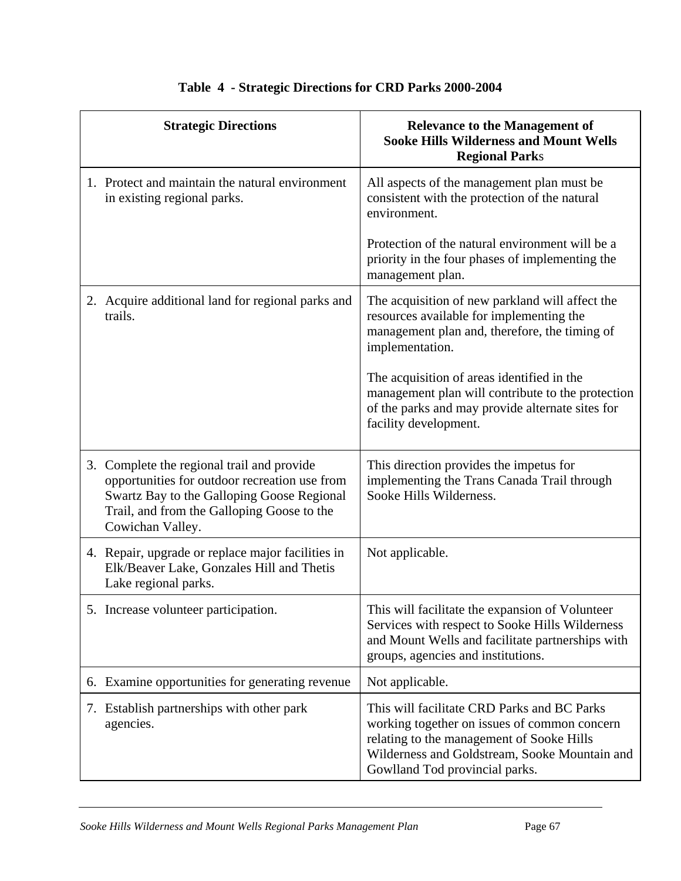**Table 4 - Strategic Directions for CRD Parks 2000-2004**

| Strategic Directions | Relevance to the Management of Sooke Hills Wilderness and Mount Wells Regional Parks |
|---|---|
| 1. Protect and maintain the natural environment in existing regional parks. | All aspects of the management plan must be consistent with the protection of the natural environment.<br><br>Protection of the natural environment will be a priority in the four phases of implementing the management plan. |
| 2. Acquire additional land for regional parks and trails. | The acquisition of new parkland will affect the resources available for implementing the management plan and, therefore, the timing of implementation.<br><br>The acquisition of areas identified in the management plan will contribute to the protection of the parks and may provide alternate sites for facility development. |
| 3. Complete the regional trail and provide opportunities for outdoor recreation use from Swartz Bay to the Galloping Goose Regional Trail, and from the Galloping Goose to the Cowichan Valley. | This direction provides the impetus for implementing the Trans Canada Trail through Sooke Hills Wilderness. |
| 4. Repair, upgrade or replace major facilities in Elk/Beaver Lake, Gonzales Hill and Thetis Lake regional parks. | Not applicable. |
| 5. Increase volunteer participation. | This will facilitate the expansion of Volunteer Services with respect to Sooke Hills Wilderness and Mount Wells and facilitate partnerships with groups, agencies and institutions. |
| 6. Examine opportunities for generating revenue | Not applicable. |
| 7. Establish partnerships with other park agencies. | This will facilitate CRD Parks and BC Parks working together on issues of common concern relating to the management of Sooke Hills Wilderness and Goldstream, Sooke Mountain and Gowlland Tod provincial parks. |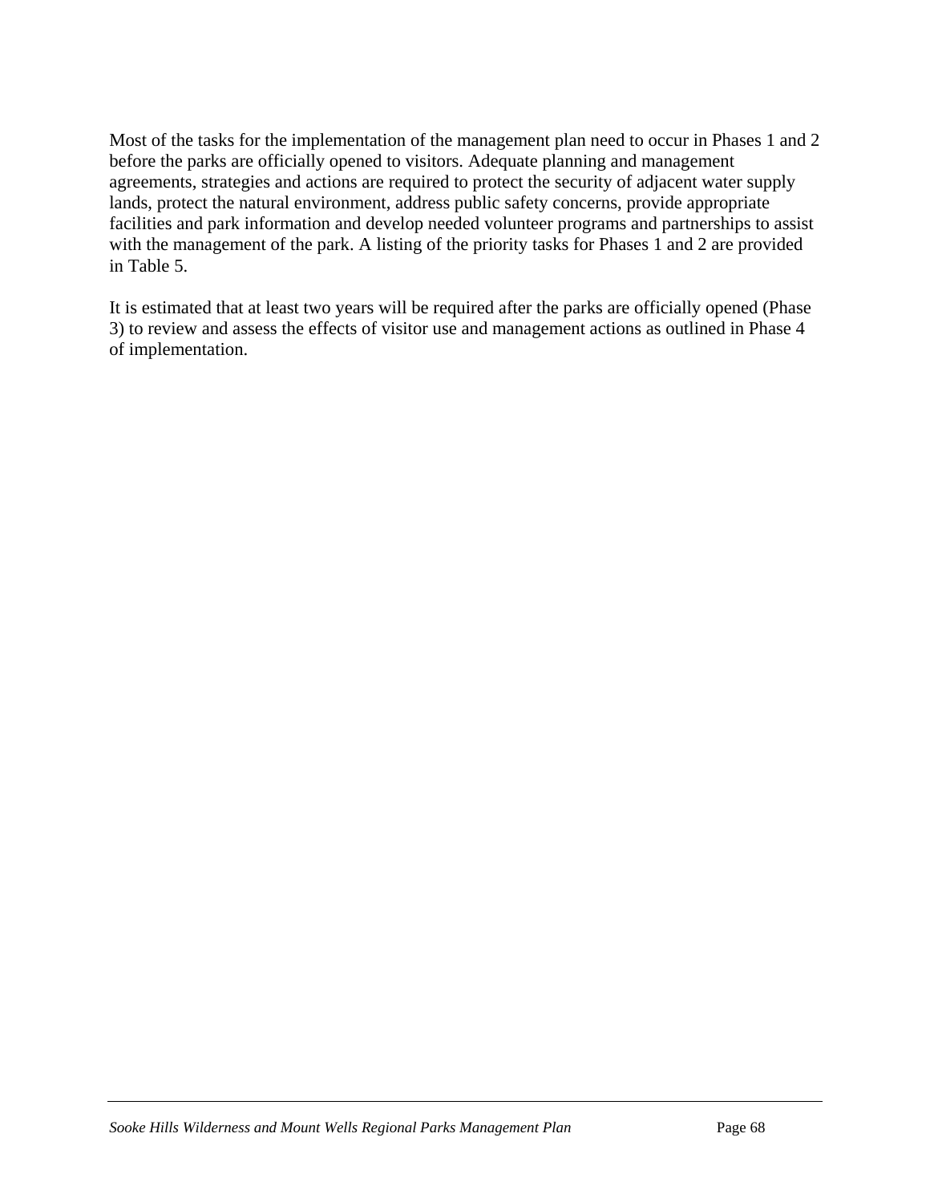Most of the tasks for the implementation of the management plan need to occur in Phases 1 and 2 before the parks are officially opened to visitors. Adequate planning and management agreements, strategies and actions are required to protect the security of adjacent water supply lands, protect the natural environment, address public safety concerns, provide appropriate facilities and park information and develop needed volunteer programs and partnerships to assist with the management of the park. A listing of the priority tasks for Phases 1 and 2 are provided in Table 5.

It is estimated that at least two years will be required after the parks are officially opened (Phase 3) to review and assess the effects of visitor use and management actions as outlined in Phase 4 of implementation.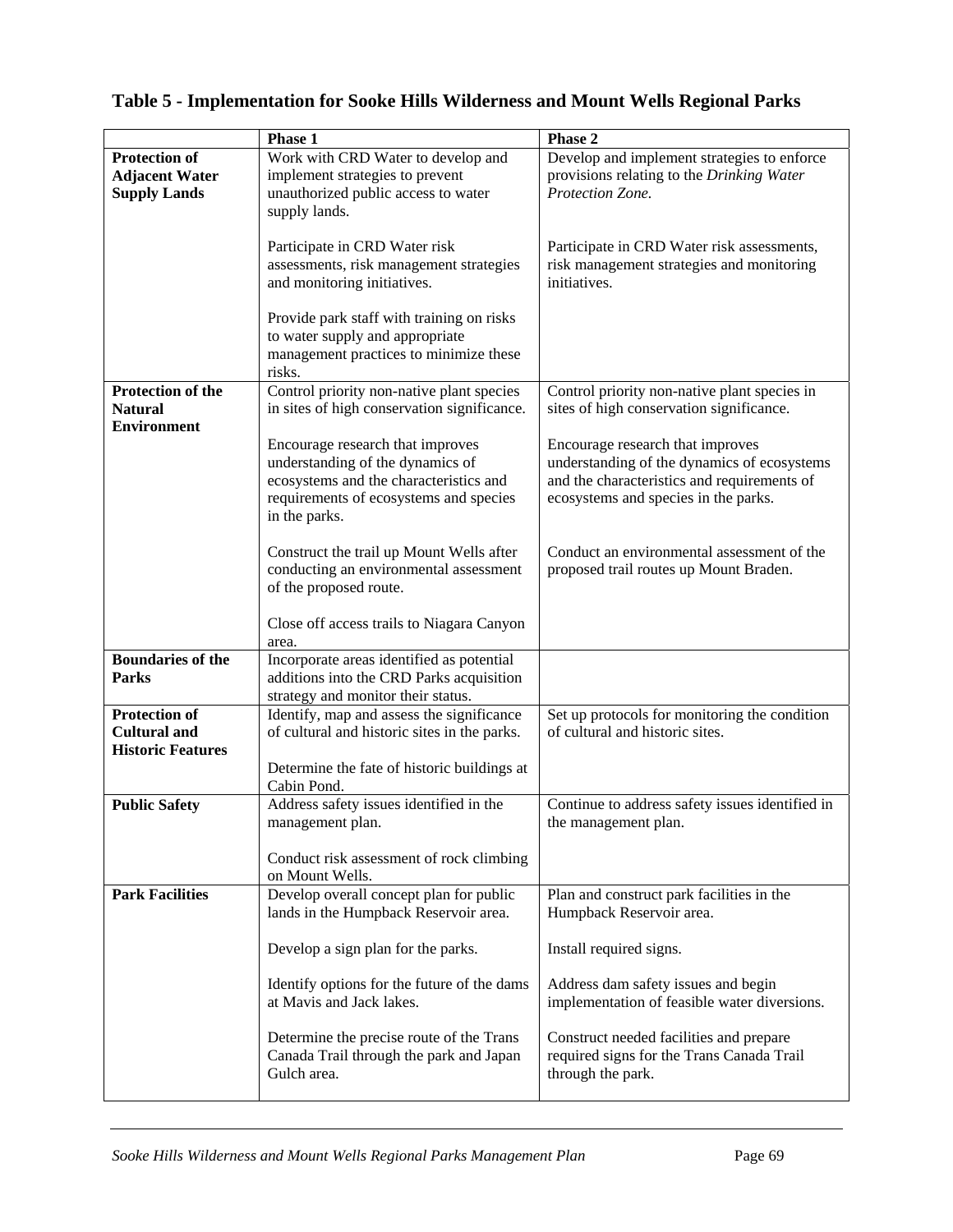## Table 5 - Implementation for Sooke Hills Wilderness and Mount Wells Regional Parks

| | Phase 1 | Phase 2 |
|---|---|---|
| **Protection of Adjacent Water Supply Lands** | Work with CRD Water to develop and implement strategies to prevent unauthorized public access to water supply lands.<br><br>Participate in CRD Water risk assessments, risk management strategies and monitoring initiatives.<br><br>Provide park staff with training on risks to water supply and appropriate management practices to minimize these risks. | Develop and implement strategies to enforce provisions relating to the *Drinking Water Protection Zone.*<br><br>Participate in CRD Water risk assessments, risk management strategies and monitoring initiatives. |
| **Protection of the Natural Environment** | Control priority non-native plant species in sites of high conservation significance.<br><br>Encourage research that improves understanding of the dynamics of ecosystems and the characteristics and requirements of ecosystems and species in the parks.<br><br>Construct the trail up Mount Wells after conducting an environmental assessment of the proposed route.<br><br>Close off access trails to Niagara Canyon area. | Control priority non-native plant species in sites of high conservation significance.<br><br>Encourage research that improves understanding of the dynamics of ecosystems and the characteristics and requirements of ecosystems and species in the parks.<br><br>Conduct an environmental assessment of the proposed trail routes up Mount Braden. |
| **Boundaries of the Parks** | Incorporate areas identified as potential additions into the CRD Parks acquisition strategy and monitor their status. | |
| **Protection of Cultural and Historic Features** | Identify, map and assess the significance of cultural and historic sites in the parks.<br><br>Determine the fate of historic buildings at Cabin Pond. | Set up protocols for monitoring the condition of cultural and historic sites. |
| **Public Safety** | Address safety issues identified in the management plan.<br><br>Conduct risk assessment of rock climbing on Mount Wells. | Continue to address safety issues identified in the management plan. |
| **Park Facilities** | Develop overall concept plan for public lands in the Humpback Reservoir area.<br><br>Develop a sign plan for the parks.<br><br>Identify options for the future of the dams at Mavis and Jack lakes.<br><br>Determine the precise route of the Trans Canada Trail through the park and Japan Gulch area. | Plan and construct park facilities in the Humpback Reservoir area.<br><br>Install required signs.<br><br>Address dam safety issues and begin implementation of feasible water diversions.<br><br>Construct needed facilities and prepare required signs for the Trans Canada Trail through the park. |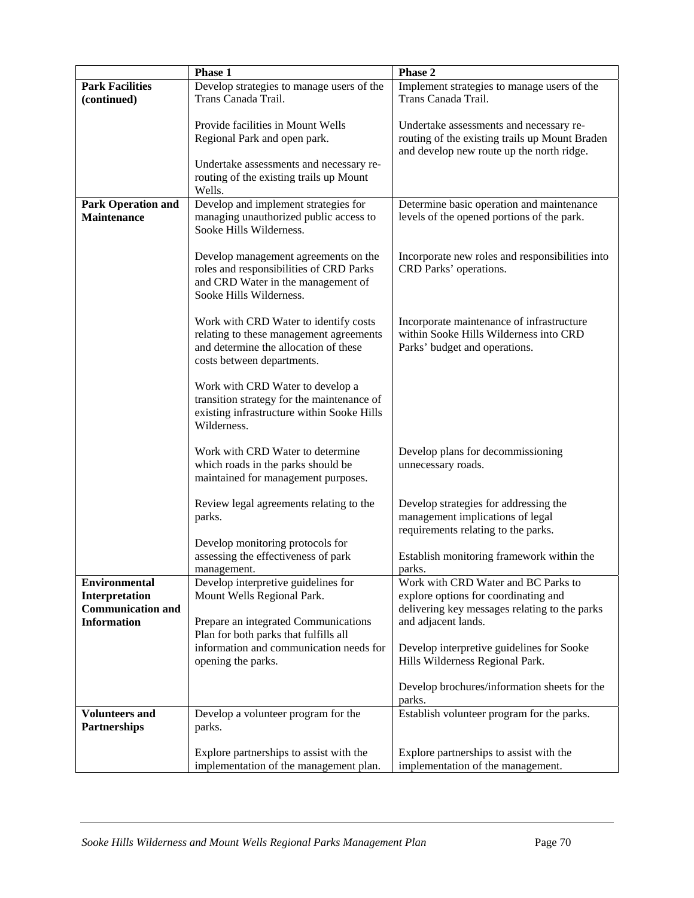| | Phase 1 | Phase 2 |
|---|---|---|
| **Park Facilities (continued)** | Develop strategies to manage users of the Trans Canada Trail.<br><br>Provide facilities in Mount Wells Regional Park and open park.<br><br>Undertake assessments and necessary re-routing of the existing trails up Mount Wells. | Implement strategies to manage users of the Trans Canada Trail.<br><br>Undertake assessments and necessary re-routing of the existing trails up Mount Braden and develop new route up the north ridge. |
| **Park Operation and Maintenance** | Develop and implement strategies for managing unauthorized public access to Sooke Hills Wilderness.<br><br>Develop management agreements on the roles and responsibilities of CRD Parks and CRD Water in the management of Sooke Hills Wilderness.<br><br>Work with CRD Water to identify costs relating to these management agreements and determine the allocation of these costs between departments.<br><br>Work with CRD Water to develop a transition strategy for the maintenance of existing infrastructure within Sooke Hills Wilderness.<br><br>Work with CRD Water to determine which roads in the parks should be maintained for management purposes.<br><br>Review legal agreements relating to the parks.<br><br>Develop monitoring protocols for assessing the effectiveness of park management. | Determine basic operation and maintenance levels of the opened portions of the park.<br><br>Incorporate new roles and responsibilities into CRD Parks' operations.<br><br>Incorporate maintenance of infrastructure within Sooke Hills Wilderness into CRD Parks' budget and operations.<br><br>Develop plans for decommissioning unnecessary roads.<br><br>Develop strategies for addressing the management implications of legal requirements relating to the parks.<br><br>Establish monitoring framework within the parks. |
| **Environmental Interpretation Communication and Information** | Develop interpretive guidelines for Mount Wells Regional Park.<br><br>Prepare an integrated Communications Plan for both parks that fulfills all information and communication needs for opening the parks. | Work with CRD Water and BC Parks to explore options for coordinating and delivering key messages relating to the parks and adjacent lands.<br><br>Develop interpretive guidelines for Sooke Hills Wilderness Regional Park.<br><br>Develop brochures/information sheets for the parks. |
| **Volunteers and Partnerships** | Develop a volunteer program for the parks.<br><br>Explore partnerships to assist with the implementation of the management plan. | Establish volunteer program for the parks.<br><br>Explore partnerships to assist with the implementation of the management. |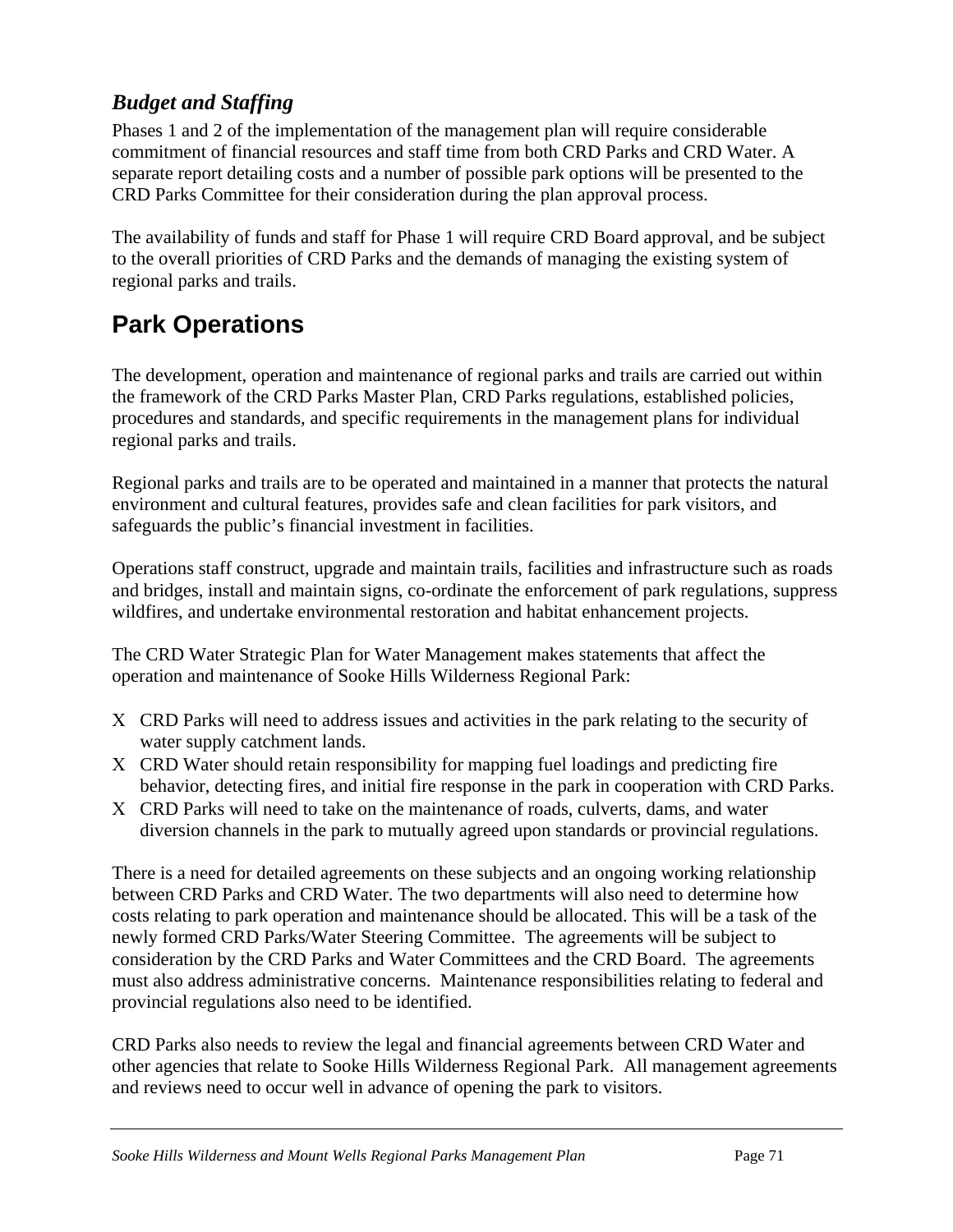### *Budget and Staffing*

Phases 1 and 2 of the implementation of the management plan will require considerable commitment of financial resources and staff time from both CRD Parks and CRD Water. A separate report detailing costs and a number of possible park options will be presented to the CRD Parks Committee for their consideration during the plan approval process.

The availability of funds and staff for Phase 1 will require CRD Board approval, and be subject to the overall priorities of CRD Parks and the demands of managing the existing system of regional parks and trails.

## Park Operations

The development, operation and maintenance of regional parks and trails are carried out within the framework of the CRD Parks Master Plan, CRD Parks regulations, established policies, procedures and standards, and specific requirements in the management plans for individual regional parks and trails.

Regional parks and trails are to be operated and maintained in a manner that protects the natural environment and cultural features, provides safe and clean facilities for park visitors, and safeguards the public's financial investment in facilities.

Operations staff construct, upgrade and maintain trails, facilities and infrastructure such as roads and bridges, install and maintain signs, co-ordinate the enforcement of park regulations, suppress wildfires, and undertake environmental restoration and habitat enhancement projects.

The CRD Water Strategic Plan for Water Management makes statements that affect the operation and maintenance of Sooke Hills Wilderness Regional Park:

- CRD Parks will need to address issues and activities in the park relating to the security of water supply catchment lands.
- CRD Water should retain responsibility for mapping fuel loadings and predicting fire behavior, detecting fires, and initial fire response in the park in cooperation with CRD Parks.
- CRD Parks will need to take on the maintenance of roads, culverts, dams, and water diversion channels in the park to mutually agreed upon standards or provincial regulations.

There is a need for detailed agreements on these subjects and an ongoing working relationship between CRD Parks and CRD Water. The two departments will also need to determine how costs relating to park operation and maintenance should be allocated. This will be a task of the newly formed CRD Parks/Water Steering Committee. The agreements will be subject to consideration by the CRD Parks and Water Committees and the CRD Board. The agreements must also address administrative concerns. Maintenance responsibilities relating to federal and provincial regulations also need to be identified.

CRD Parks also needs to review the legal and financial agreements between CRD Water and other agencies that relate to Sooke Hills Wilderness Regional Park. All management agreements and reviews need to occur well in advance of opening the park to visitors.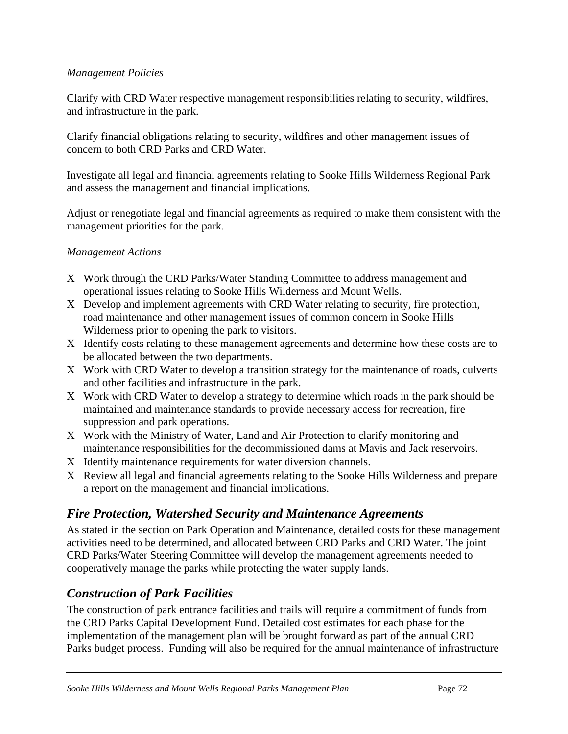*Management Policies*

Clarify with CRD Water respective management responsibilities relating to security, wildfires, and infrastructure in the park.

Clarify financial obligations relating to security, wildfires and other management issues of concern to both CRD Parks and CRD Water.

Investigate all legal and financial agreements relating to Sooke Hills Wilderness Regional Park and assess the management and financial implications.

Adjust or renegotiate legal and financial agreements as required to make them consistent with the management priorities for the park.

*Management Actions*

- Work through the CRD Parks/Water Standing Committee to address management and operational issues relating to Sooke Hills Wilderness and Mount Wells.
- Develop and implement agreements with CRD Water relating to security, fire protection, road maintenance and other management issues of common concern in Sooke Hills Wilderness prior to opening the park to visitors.
- Identify costs relating to these management agreements and determine how these costs are to be allocated between the two departments.
- Work with CRD Water to develop a transition strategy for the maintenance of roads, culverts and other facilities and infrastructure in the park.
- Work with CRD Water to develop a strategy to determine which roads in the park should be maintained and maintenance standards to provide necessary access for recreation, fire suppression and park operations.
- Work with the Ministry of Water, Land and Air Protection to clarify monitoring and maintenance responsibilities for the decommissioned dams at Mavis and Jack reservoirs.
- Identify maintenance requirements for water diversion channels.
- Review all legal and financial agreements relating to the Sooke Hills Wilderness and prepare a report on the management and financial implications.

## *Fire Protection, Watershed Security and Maintenance Agreements*

As stated in the section on Park Operation and Maintenance, detailed costs for these management activities need to be determined, and allocated between CRD Parks and CRD Water. The joint CRD Parks/Water Steering Committee will develop the management agreements needed to cooperatively manage the parks while protecting the water supply lands.

## *Construction of Park Facilities*

The construction of park entrance facilities and trails will require a commitment of funds from the CRD Parks Capital Development Fund. Detailed cost estimates for each phase for the implementation of the management plan will be brought forward as part of the annual CRD Parks budget process. Funding will also be required for the annual maintenance of infrastructure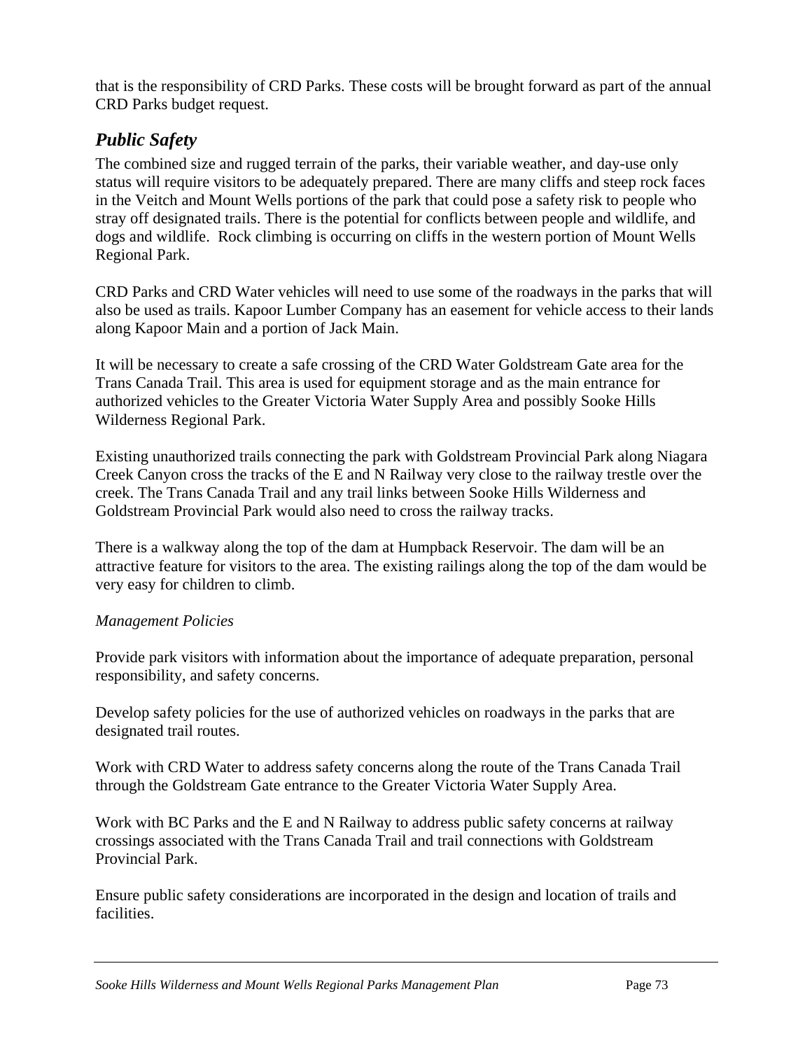that is the responsibility of CRD Parks. These costs will be brought forward as part of the annual CRD Parks budget request.

## *Public Safety*

The combined size and rugged terrain of the parks, their variable weather, and day-use only status will require visitors to be adequately prepared. There are many cliffs and steep rock faces in the Veitch and Mount Wells portions of the park that could pose a safety risk to people who stray off designated trails. There is the potential for conflicts between people and wildlife, and dogs and wildlife. Rock climbing is occurring on cliffs in the western portion of Mount Wells Regional Park.

CRD Parks and CRD Water vehicles will need to use some of the roadways in the parks that will also be used as trails. Kapoor Lumber Company has an easement for vehicle access to their lands along Kapoor Main and a portion of Jack Main.

It will be necessary to create a safe crossing of the CRD Water Goldstream Gate area for the Trans Canada Trail. This area is used for equipment storage and as the main entrance for authorized vehicles to the Greater Victoria Water Supply Area and possibly Sooke Hills Wilderness Regional Park.

Existing unauthorized trails connecting the park with Goldstream Provincial Park along Niagara Creek Canyon cross the tracks of the E and N Railway very close to the railway trestle over the creek. The Trans Canada Trail and any trail links between Sooke Hills Wilderness and Goldstream Provincial Park would also need to cross the railway tracks.

There is a walkway along the top of the dam at Humpback Reservoir. The dam will be an attractive feature for visitors to the area. The existing railings along the top of the dam would be very easy for children to climb.

*Management Policies*

Provide park visitors with information about the importance of adequate preparation, personal responsibility, and safety concerns.

Develop safety policies for the use of authorized vehicles on roadways in the parks that are designated trail routes.

Work with CRD Water to address safety concerns along the route of the Trans Canada Trail through the Goldstream Gate entrance to the Greater Victoria Water Supply Area.

Work with BC Parks and the E and N Railway to address public safety concerns at railway crossings associated with the Trans Canada Trail and trail connections with Goldstream Provincial Park.

Ensure public safety considerations are incorporated in the design and location of trails and facilities.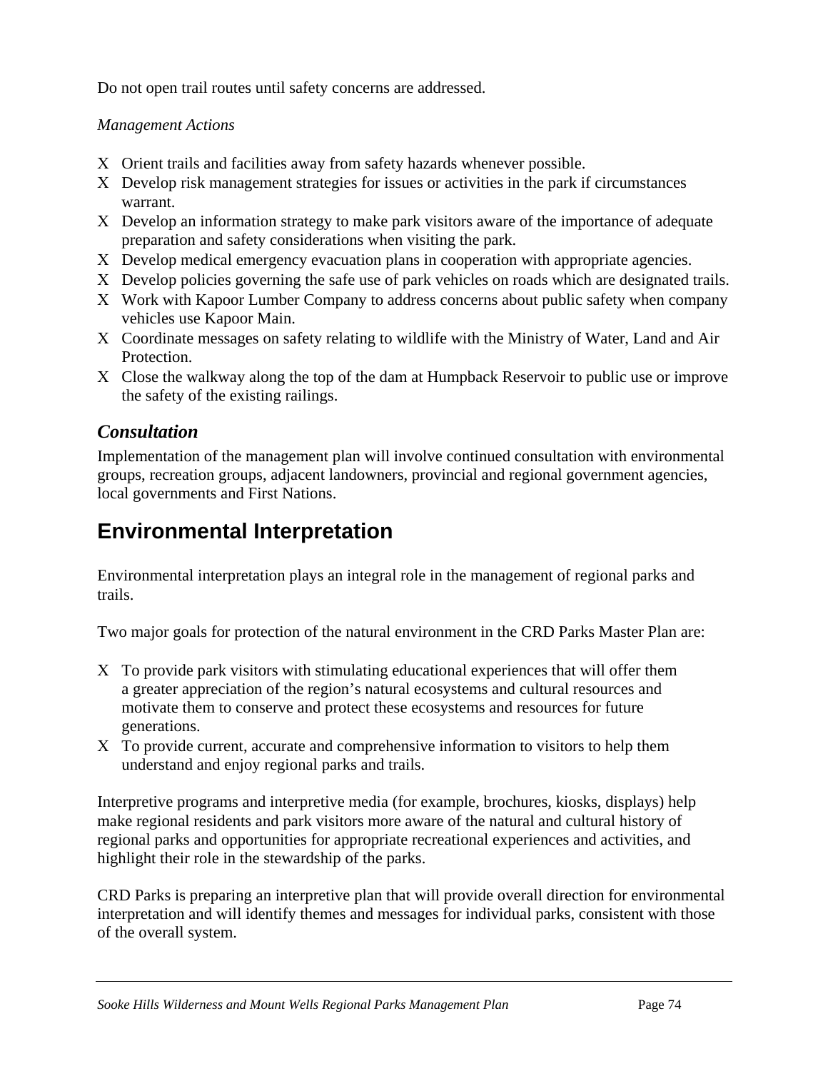Do not open trail routes until safety concerns are addressed.

*Management Actions*

- Orient trails and facilities away from safety hazards whenever possible.
- Develop risk management strategies for issues or activities in the park if circumstances warrant.
- Develop an information strategy to make park visitors aware of the importance of adequate preparation and safety considerations when visiting the park.
- Develop medical emergency evacuation plans in cooperation with appropriate agencies.
- Develop policies governing the safe use of park vehicles on roads which are designated trails.
- Work with Kapoor Lumber Company to address concerns about public safety when company vehicles use Kapoor Main.
- Coordinate messages on safety relating to wildlife with the Ministry of Water, Land and Air Protection.
- Close the walkway along the top of the dam at Humpback Reservoir to public use or improve the safety of the existing railings.

### *Consultation*

Implementation of the management plan will involve continued consultation with environmental groups, recreation groups, adjacent landowners, provincial and regional government agencies, local governments and First Nations.

## Environmental Interpretation

Environmental interpretation plays an integral role in the management of regional parks and trails.

Two major goals for protection of the natural environment in the CRD Parks Master Plan are:

- To provide park visitors with stimulating educational experiences that will offer them a greater appreciation of the region's natural ecosystems and cultural resources and motivate them to conserve and protect these ecosystems and resources for future generations.
- To provide current, accurate and comprehensive information to visitors to help them understand and enjoy regional parks and trails.

Interpretive programs and interpretive media (for example, brochures, kiosks, displays) help make regional residents and park visitors more aware of the natural and cultural history of regional parks and opportunities for appropriate recreational experiences and activities, and highlight their role in the stewardship of the parks.

CRD Parks is preparing an interpretive plan that will provide overall direction for environmental interpretation and will identify themes and messages for individual parks, consistent with those of the overall system.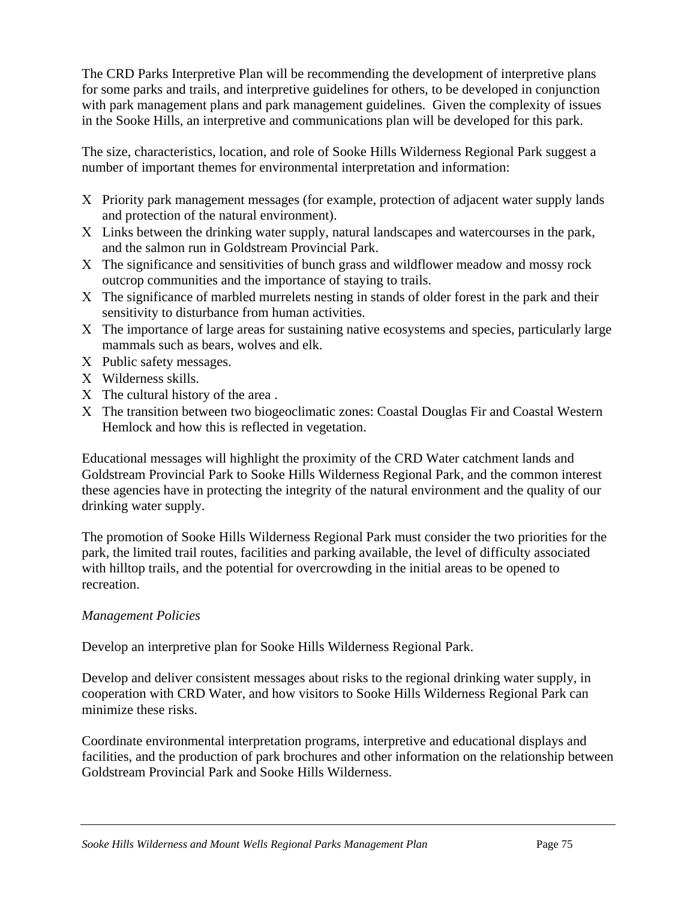The CRD Parks Interpretive Plan will be recommending the development of interpretive plans for some parks and trails, and interpretive guidelines for others, to be developed in conjunction with park management plans and park management guidelines. Given the complexity of issues in the Sooke Hills, an interpretive and communications plan will be developed for this park.

The size, characteristics, location, and role of Sooke Hills Wilderness Regional Park suggest a number of important themes for environmental interpretation and information:

- Priority park management messages (for example, protection of adjacent water supply lands and protection of the natural environment).
- Links between the drinking water supply, natural landscapes and watercourses in the park, and the salmon run in Goldstream Provincial Park.
- The significance and sensitivities of bunch grass and wildflower meadow and mossy rock outcrop communities and the importance of staying to trails.
- The significance of marbled murrelets nesting in stands of older forest in the park and their sensitivity to disturbance from human activities.
- The importance of large areas for sustaining native ecosystems and species, particularly large mammals such as bears, wolves and elk.
- Public safety messages.
- Wilderness skills.
- The cultural history of the area .
- The transition between two biogeoclimatic zones: Coastal Douglas Fir and Coastal Western Hemlock and how this is reflected in vegetation.

Educational messages will highlight the proximity of the CRD Water catchment lands and Goldstream Provincial Park to Sooke Hills Wilderness Regional Park, and the common interest these agencies have in protecting the integrity of the natural environment and the quality of our drinking water supply.

The promotion of Sooke Hills Wilderness Regional Park must consider the two priorities for the park, the limited trail routes, facilities and parking available, the level of difficulty associated with hilltop trails, and the potential for overcrowding in the initial areas to be opened to recreation.

*Management Policies*

Develop an interpretive plan for Sooke Hills Wilderness Regional Park.

Develop and deliver consistent messages about risks to the regional drinking water supply, in cooperation with CRD Water, and how visitors to Sooke Hills Wilderness Regional Park can minimize these risks.

Coordinate environmental interpretation programs, interpretive and educational displays and facilities, and the production of park brochures and other information on the relationship between Goldstream Provincial Park and Sooke Hills Wilderness.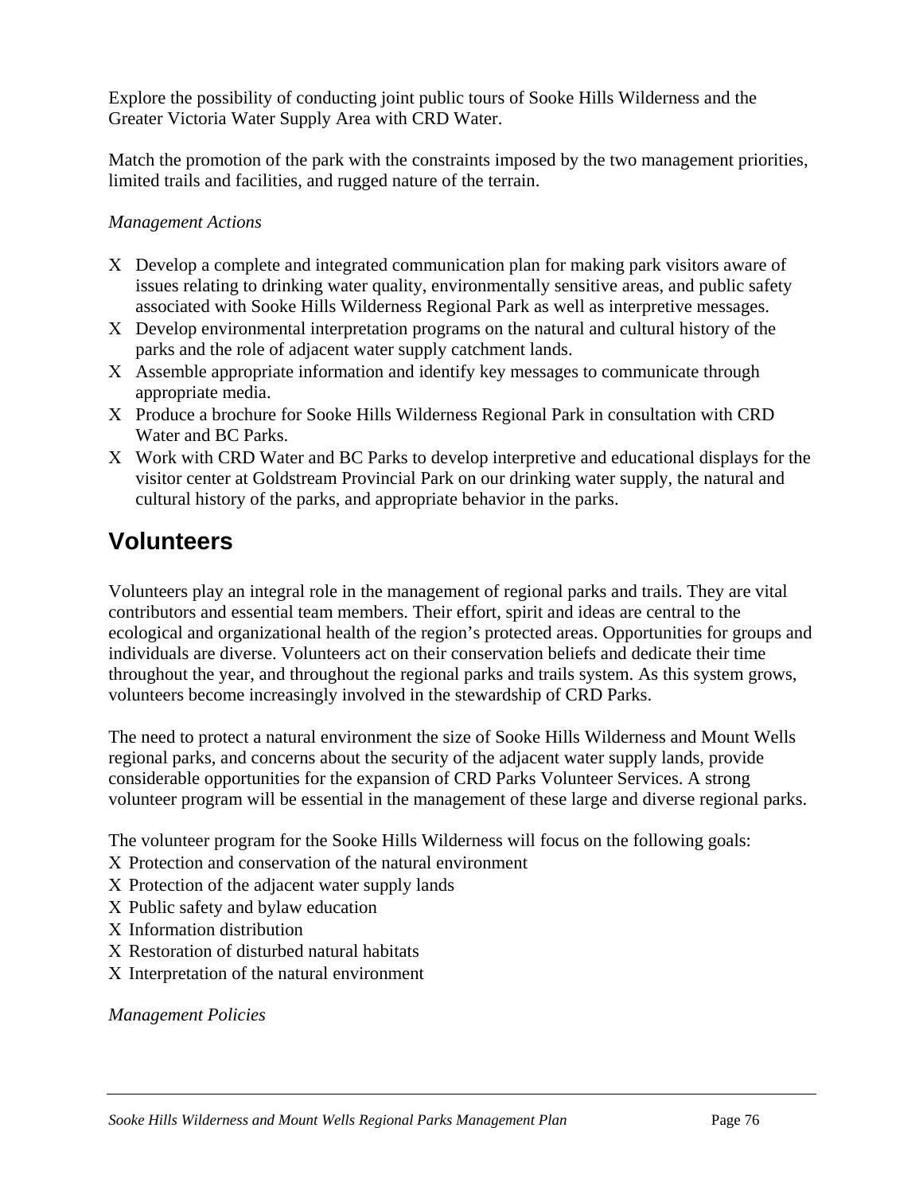Explore the possibility of conducting joint public tours of Sooke Hills Wilderness and the Greater Victoria Water Supply Area with CRD Water.

Match the promotion of the park with the constraints imposed by the two management priorities, limited trails and facilities, and rugged nature of the terrain.

*Management Actions*

- Develop a complete and integrated communication plan for making park visitors aware of issues relating to drinking water quality, environmentally sensitive areas, and public safety associated with Sooke Hills Wilderness Regional Park as well as interpretive messages.
- Develop environmental interpretation programs on the natural and cultural history of the parks and the role of adjacent water supply catchment lands.
- Assemble appropriate information and identify key messages to communicate through appropriate media.
- Produce a brochure for Sooke Hills Wilderness Regional Park in consultation with CRD Water and BC Parks.
- Work with CRD Water and BC Parks to develop interpretive and educational displays for the visitor center at Goldstream Provincial Park on our drinking water supply, the natural and cultural history of the parks, and appropriate behavior in the parks.

## Volunteers

Volunteers play an integral role in the management of regional parks and trails. They are vital contributors and essential team members. Their effort, spirit and ideas are central to the ecological and organizational health of the region's protected areas. Opportunities for groups and individuals are diverse. Volunteers act on their conservation beliefs and dedicate their time throughout the year, and throughout the regional parks and trails system. As this system grows, volunteers become increasingly involved in the stewardship of CRD Parks.

The need to protect a natural environment the size of Sooke Hills Wilderness and Mount Wells regional parks, and concerns about the security of the adjacent water supply lands, provide considerable opportunities for the expansion of CRD Parks Volunteer Services. A strong volunteer program will be essential in the management of these large and diverse regional parks.

The volunteer program for the Sooke Hills Wilderness will focus on the following goals:

- Protection and conservation of the natural environment
- Protection of the adjacent water supply lands
- Public safety and bylaw education
- Information distribution
- Restoration of disturbed natural habitats
- Interpretation of the natural environment

*Management Policies*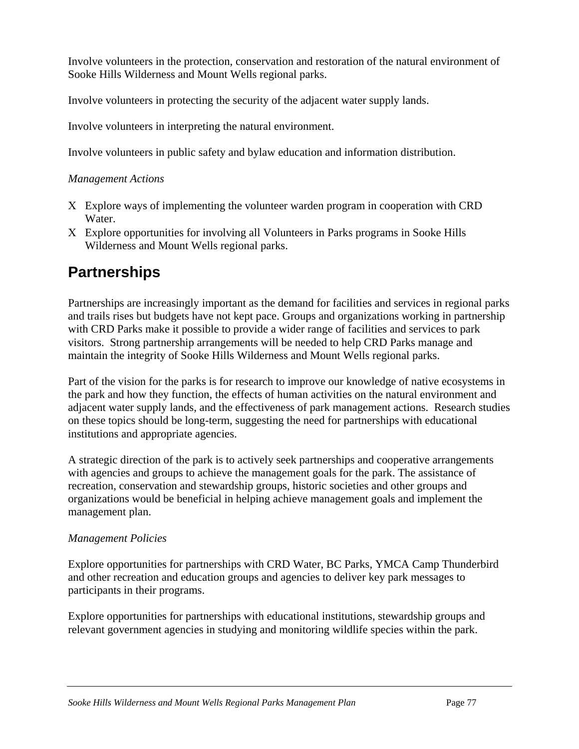Involve volunteers in the protection, conservation and restoration of the natural environment of Sooke Hills Wilderness and Mount Wells regional parks.

Involve volunteers in protecting the security of the adjacent water supply lands.

Involve volunteers in interpreting the natural environment.

Involve volunteers in public safety and bylaw education and information distribution.

*Management Actions*

- Explore ways of implementing the volunteer warden program in cooperation with CRD Water.
- Explore opportunities for involving all Volunteers in Parks programs in Sooke Hills Wilderness and Mount Wells regional parks.

## Partnerships

Partnerships are increasingly important as the demand for facilities and services in regional parks and trails rises but budgets have not kept pace. Groups and organizations working in partnership with CRD Parks make it possible to provide a wider range of facilities and services to park visitors. Strong partnership arrangements will be needed to help CRD Parks manage and maintain the integrity of Sooke Hills Wilderness and Mount Wells regional parks.

Part of the vision for the parks is for research to improve our knowledge of native ecosystems in the park and how they function, the effects of human activities on the natural environment and adjacent water supply lands, and the effectiveness of park management actions. Research studies on these topics should be long-term, suggesting the need for partnerships with educational institutions and appropriate agencies.

A strategic direction of the park is to actively seek partnerships and cooperative arrangements with agencies and groups to achieve the management goals for the park. The assistance of recreation, conservation and stewardship groups, historic societies and other groups and organizations would be beneficial in helping achieve management goals and implement the management plan.

*Management Policies*

Explore opportunities for partnerships with CRD Water, BC Parks, YMCA Camp Thunderbird and other recreation and education groups and agencies to deliver key park messages to participants in their programs.

Explore opportunities for partnerships with educational institutions, stewardship groups and relevant government agencies in studying and monitoring wildlife species within the park.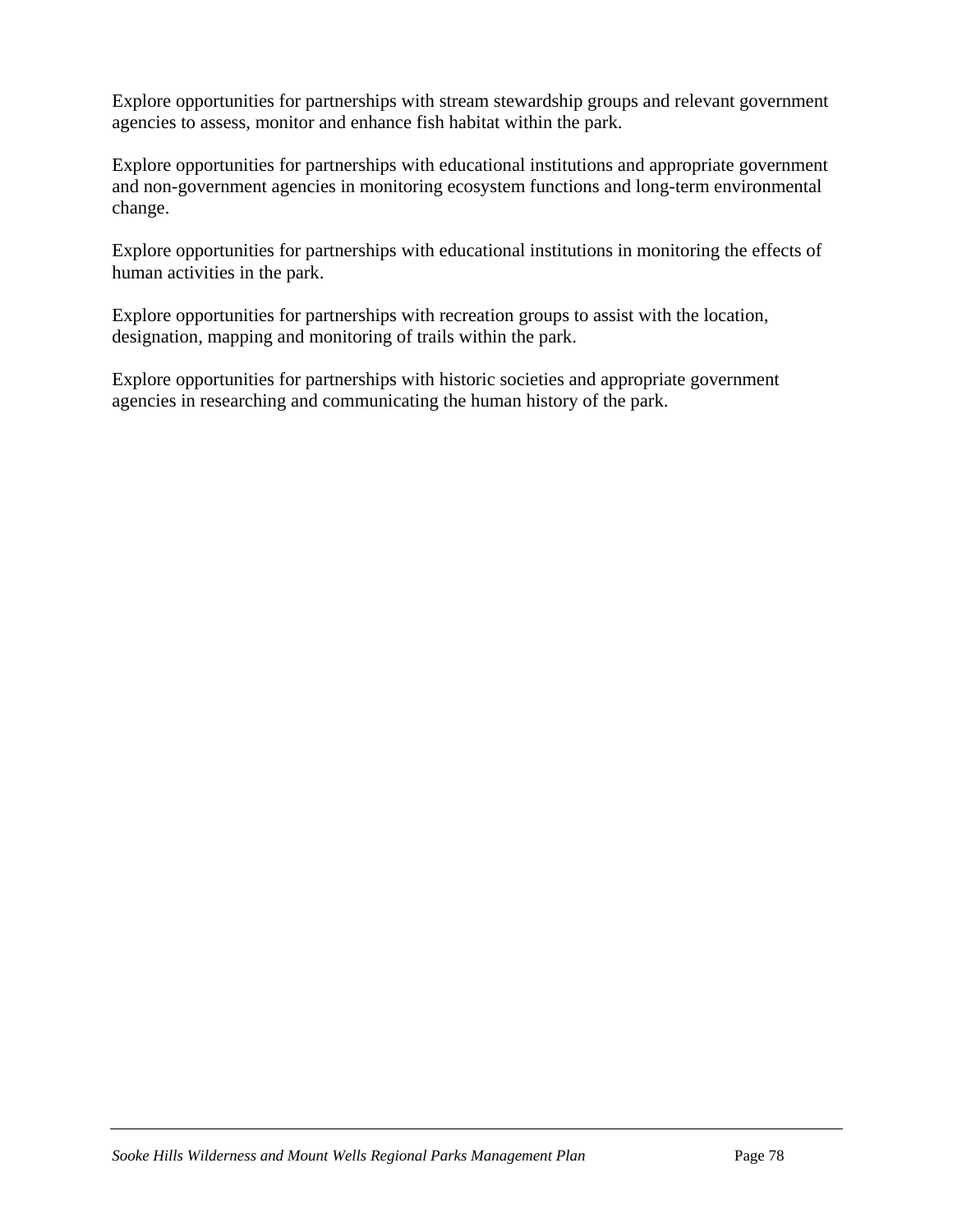Explore opportunities for partnerships with stream stewardship groups and relevant government agencies to assess, monitor and enhance fish habitat within the park.

Explore opportunities for partnerships with educational institutions and appropriate government and non-government agencies in monitoring ecosystem functions and long-term environmental change.

Explore opportunities for partnerships with educational institutions in monitoring the effects of human activities in the park.

Explore opportunities for partnerships with recreation groups to assist with the location, designation, mapping and monitoring of trails within the park.

Explore opportunities for partnerships with historic societies and appropriate government agencies in researching and communicating the human history of the park.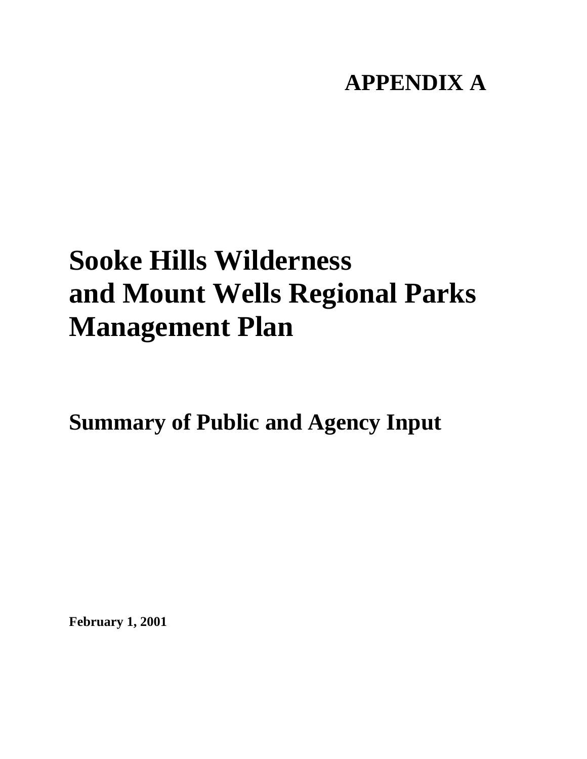# APPENDIX A

# Sooke Hills Wilderness and Mount Wells Regional Parks Management Plan

## Summary of Public and Agency Input

**February 1, 2001**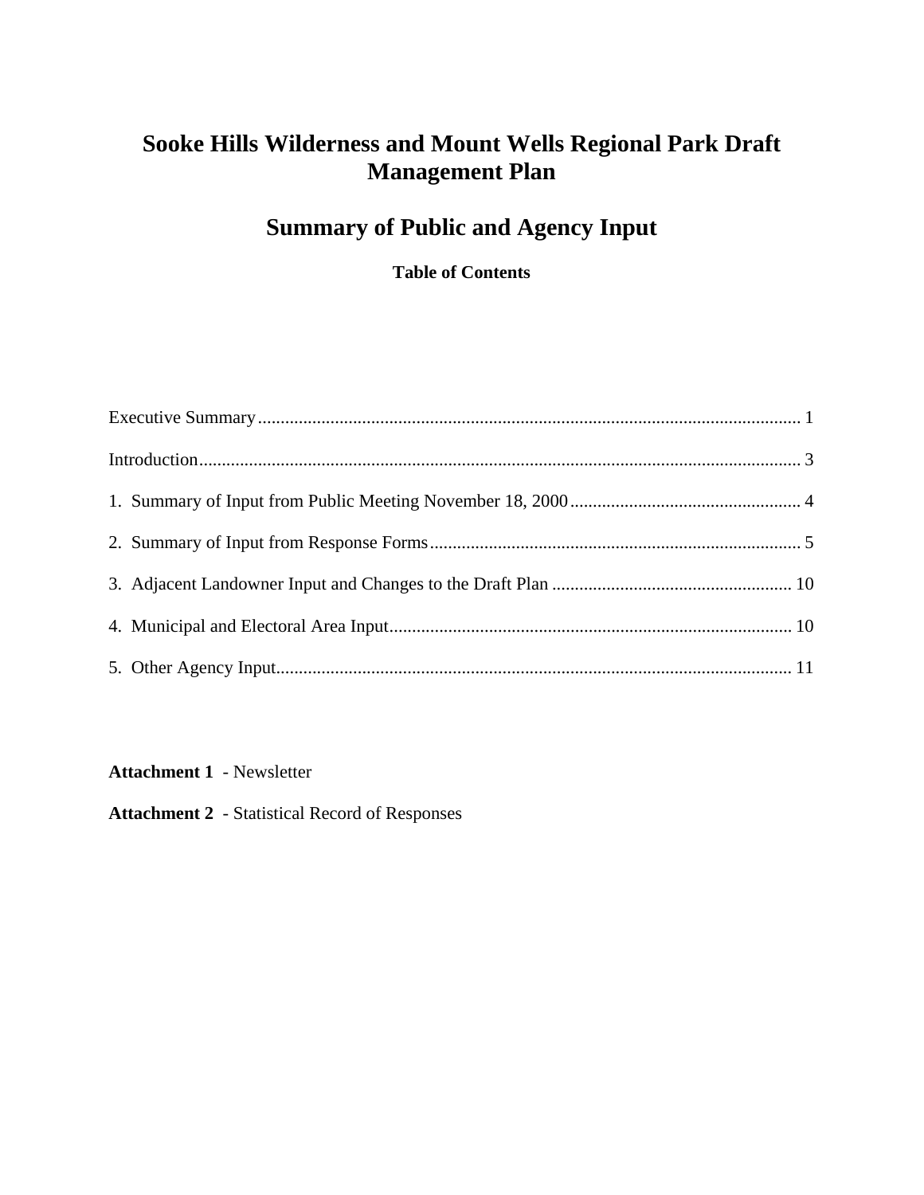# Sooke Hills Wilderness and Mount Wells Regional Park Draft Management Plan

## Summary of Public and Agency Input

### Table of Contents

Executive Summary ........................................................................................................................ 1

Introduction..................................................................................................................................... 3

1. Summary of Input from Public Meeting November 18, 2000 .................................................. 4

2. Summary of Input from Response Forms .................................................................................. 5

3. Adjacent Landowner Input and Changes to the Draft Plan ..................................................... 10

4. Municipal and Electoral Area Input......................................................................................... 10

5. Other Agency Input.................................................................................................................. 11

**Attachment 1** - Newsletter

**Attachment 2** - Statistical Record of Responses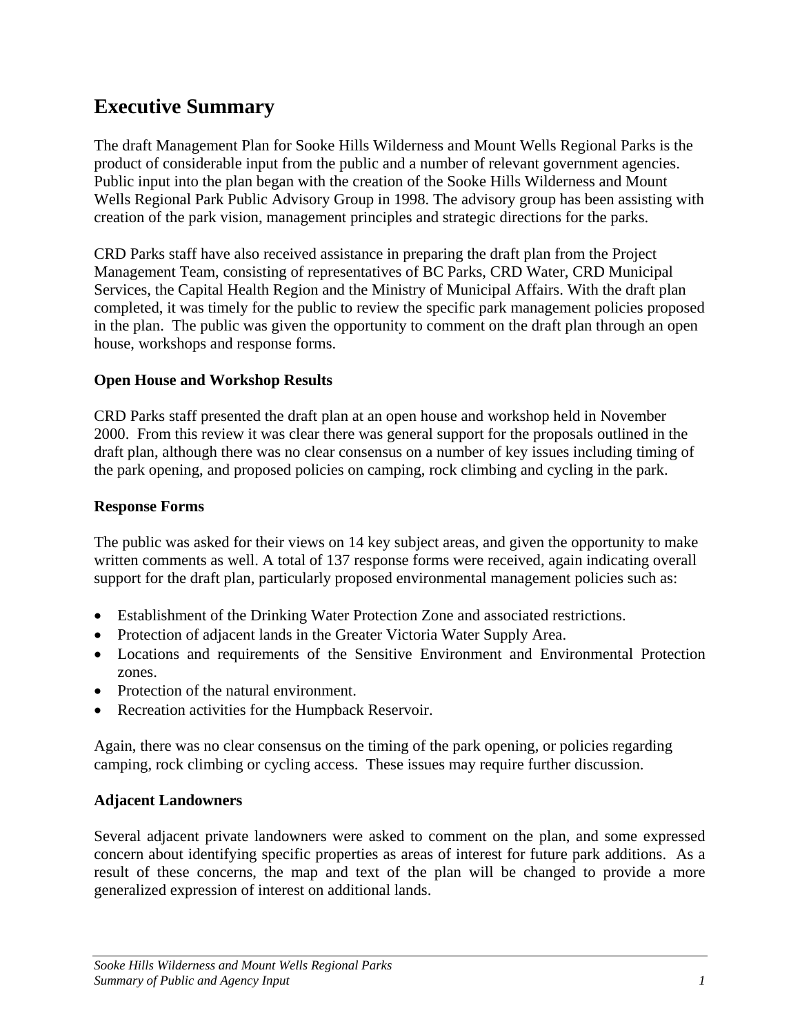# Executive Summary

The draft Management Plan for Sooke Hills Wilderness and Mount Wells Regional Parks is the product of considerable input from the public and a number of relevant government agencies. Public input into the plan began with the creation of the Sooke Hills Wilderness and Mount Wells Regional Park Public Advisory Group in 1998. The advisory group has been assisting with creation of the park vision, management principles and strategic directions for the parks.

CRD Parks staff have also received assistance in preparing the draft plan from the Project Management Team, consisting of representatives of BC Parks, CRD Water, CRD Municipal Services, the Capital Health Region and the Ministry of Municipal Affairs. With the draft plan completed, it was timely for the public to review the specific park management policies proposed in the plan. The public was given the opportunity to comment on the draft plan through an open house, workshops and response forms.

**Open House and Workshop Results**

CRD Parks staff presented the draft plan at an open house and workshop held in November 2000. From this review it was clear there was general support for the proposals outlined in the draft plan, although there was no clear consensus on a number of key issues including timing of the park opening, and proposed policies on camping, rock climbing and cycling in the park.

**Response Forms**

The public was asked for their views on 14 key subject areas, and given the opportunity to make written comments as well. A total of 137 response forms were received, again indicating overall support for the draft plan, particularly proposed environmental management policies such as:

- Establishment of the Drinking Water Protection Zone and associated restrictions.
- Protection of adjacent lands in the Greater Victoria Water Supply Area.
- Locations and requirements of the Sensitive Environment and Environmental Protection zones.
- Protection of the natural environment.
- Recreation activities for the Humpback Reservoir.

Again, there was no clear consensus on the timing of the park opening, or policies regarding camping, rock climbing or cycling access. These issues may require further discussion.

**Adjacent Landowners**

Several adjacent private landowners were asked to comment on the plan, and some expressed concern about identifying specific properties as areas of interest for future park additions. As a result of these concerns, the map and text of the plan will be changed to provide a more generalized expression of interest on additional lands.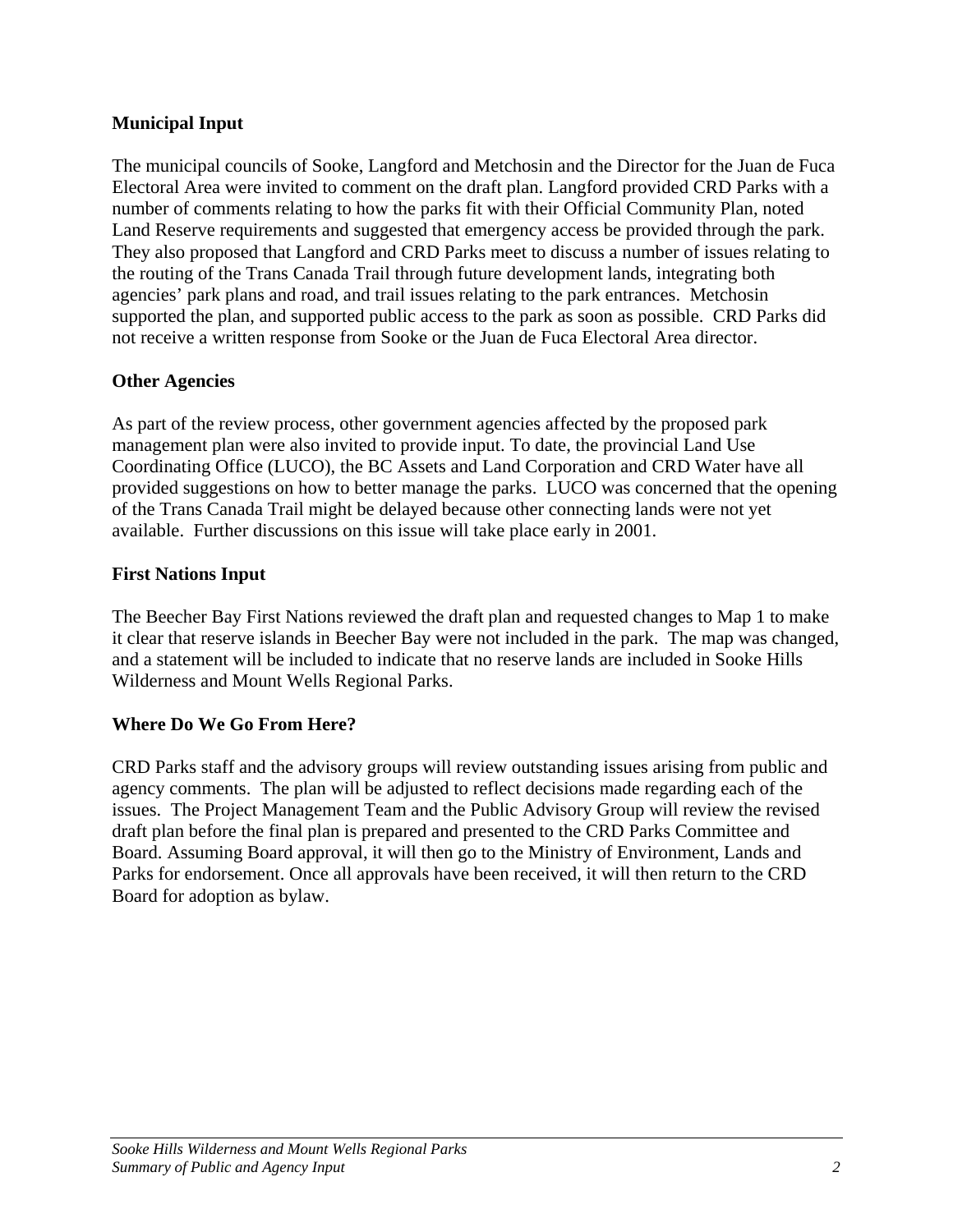**Municipal Input**

The municipal councils of Sooke, Langford and Metchosin and the Director for the Juan de Fuca Electoral Area were invited to comment on the draft plan. Langford provided CRD Parks with a number of comments relating to how the parks fit with their Official Community Plan, noted Land Reserve requirements and suggested that emergency access be provided through the park. They also proposed that Langford and CRD Parks meet to discuss a number of issues relating to the routing of the Trans Canada Trail through future development lands, integrating both agencies' park plans and road, and trail issues relating to the park entrances. Metchosin supported the plan, and supported public access to the park as soon as possible. CRD Parks did not receive a written response from Sooke or the Juan de Fuca Electoral Area director.

**Other Agencies**

As part of the review process, other government agencies affected by the proposed park management plan were also invited to provide input. To date, the provincial Land Use Coordinating Office (LUCO), the BC Assets and Land Corporation and CRD Water have all provided suggestions on how to better manage the parks. LUCO was concerned that the opening of the Trans Canada Trail might be delayed because other connecting lands were not yet available. Further discussions on this issue will take place early in 2001.

**First Nations Input**

The Beecher Bay First Nations reviewed the draft plan and requested changes to Map 1 to make it clear that reserve islands in Beecher Bay were not included in the park. The map was changed, and a statement will be included to indicate that no reserve lands are included in Sooke Hills Wilderness and Mount Wells Regional Parks.

**Where Do We Go From Here?**

CRD Parks staff and the advisory groups will review outstanding issues arising from public and agency comments. The plan will be adjusted to reflect decisions made regarding each of the issues. The Project Management Team and the Public Advisory Group will review the revised draft plan before the final plan is prepared and presented to the CRD Parks Committee and Board. Assuming Board approval, it will then go to the Ministry of Environment, Lands and Parks for endorsement. Once all approvals have been received, it will then return to the CRD Board for adoption as bylaw.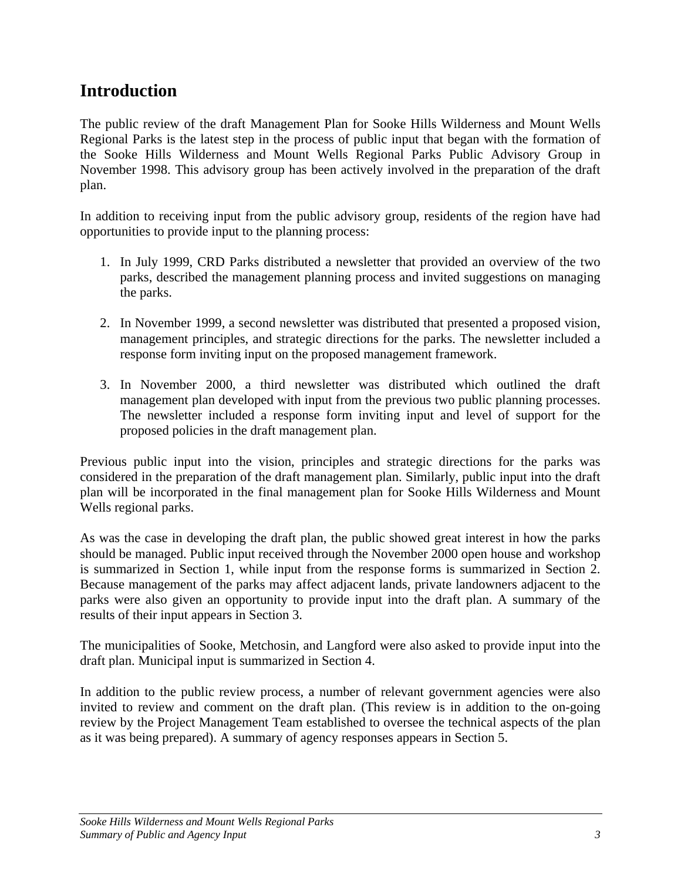# Introduction

The public review of the draft Management Plan for Sooke Hills Wilderness and Mount Wells Regional Parks is the latest step in the process of public input that began with the formation of the Sooke Hills Wilderness and Mount Wells Regional Parks Public Advisory Group in November 1998. This advisory group has been actively involved in the preparation of the draft plan.

In addition to receiving input from the public advisory group, residents of the region have had opportunities to provide input to the planning process:

1. In July 1999, CRD Parks distributed a newsletter that provided an overview of the two parks, described the management planning process and invited suggestions on managing the parks.

2. In November 1999, a second newsletter was distributed that presented a proposed vision, management principles, and strategic directions for the parks. The newsletter included a response form inviting input on the proposed management framework.

3. In November 2000, a third newsletter was distributed which outlined the draft management plan developed with input from the previous two public planning processes. The newsletter included a response form inviting input and level of support for the proposed policies in the draft management plan.

Previous public input into the vision, principles and strategic directions for the parks was considered in the preparation of the draft management plan. Similarly, public input into the draft plan will be incorporated in the final management plan for Sooke Hills Wilderness and Mount Wells regional parks.

As was the case in developing the draft plan, the public showed great interest in how the parks should be managed. Public input received through the November 2000 open house and workshop is summarized in Section 1, while input from the response forms is summarized in Section 2. Because management of the parks may affect adjacent lands, private landowners adjacent to the parks were also given an opportunity to provide input into the draft plan. A summary of the results of their input appears in Section 3.

The municipalities of Sooke, Metchosin, and Langford were also asked to provide input into the draft plan. Municipal input is summarized in Section 4.

In addition to the public review process, a number of relevant government agencies were also invited to review and comment on the draft plan. (This review is in addition to the on-going review by the Project Management Team established to oversee the technical aspects of the plan as it was being prepared). A summary of agency responses appears in Section 5.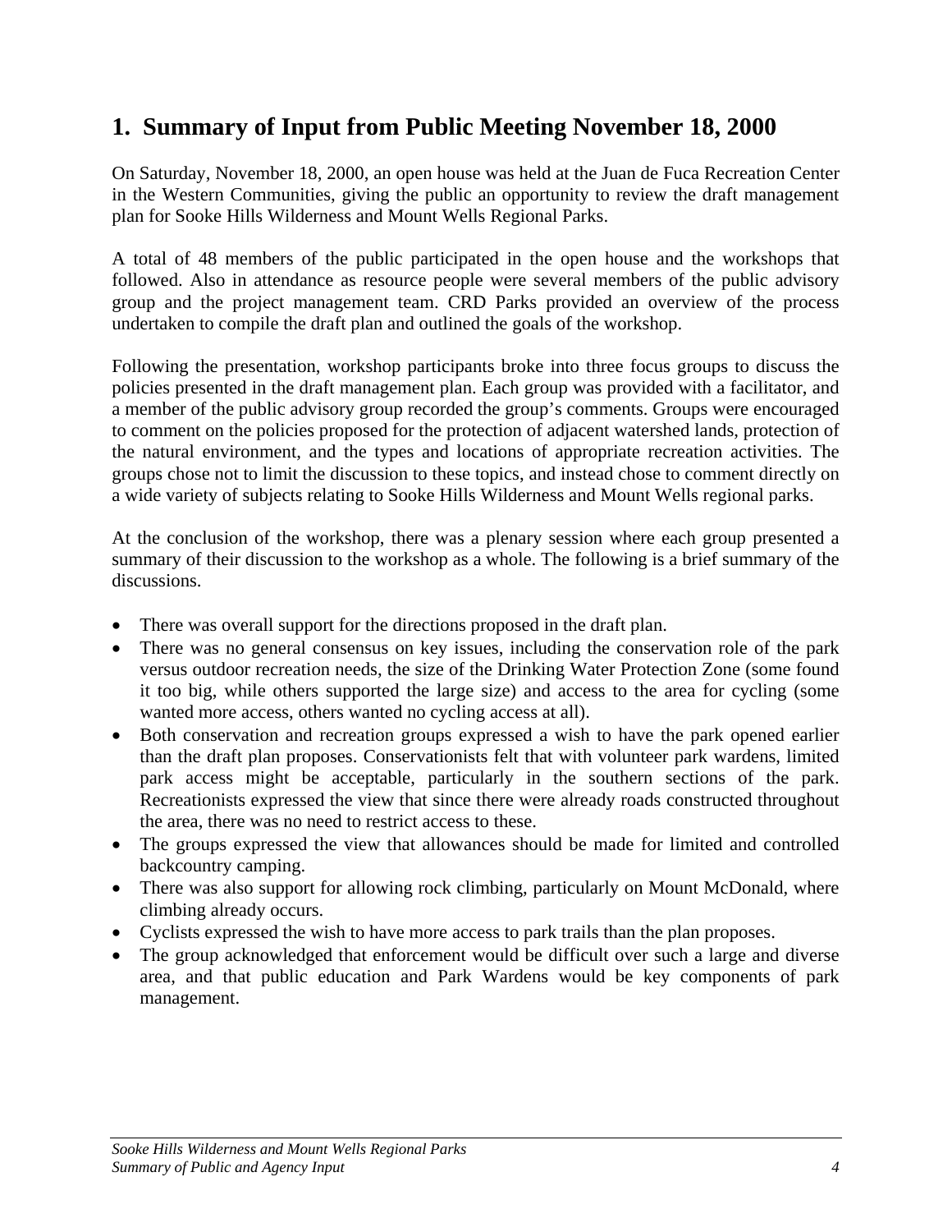## 1. Summary of Input from Public Meeting November 18, 2000

On Saturday, November 18, 2000, an open house was held at the Juan de Fuca Recreation Center in the Western Communities, giving the public an opportunity to review the draft management plan for Sooke Hills Wilderness and Mount Wells Regional Parks.

A total of 48 members of the public participated in the open house and the workshops that followed. Also in attendance as resource people were several members of the public advisory group and the project management team. CRD Parks provided an overview of the process undertaken to compile the draft plan and outlined the goals of the workshop.

Following the presentation, workshop participants broke into three focus groups to discuss the policies presented in the draft management plan. Each group was provided with a facilitator, and a member of the public advisory group recorded the group's comments. Groups were encouraged to comment on the policies proposed for the protection of adjacent watershed lands, protection of the natural environment, and the types and locations of appropriate recreation activities. The groups chose not to limit the discussion to these topics, and instead chose to comment directly on a wide variety of subjects relating to Sooke Hills Wilderness and Mount Wells regional parks.

At the conclusion of the workshop, there was a plenary session where each group presented a summary of their discussion to the workshop as a whole. The following is a brief summary of the discussions.

- There was overall support for the directions proposed in the draft plan.
- There was no general consensus on key issues, including the conservation role of the park versus outdoor recreation needs, the size of the Drinking Water Protection Zone (some found it too big, while others supported the large size) and access to the area for cycling (some wanted more access, others wanted no cycling access at all).
- Both conservation and recreation groups expressed a wish to have the park opened earlier than the draft plan proposes. Conservationists felt that with volunteer park wardens, limited park access might be acceptable, particularly in the southern sections of the park. Recreationists expressed the view that since there were already roads constructed throughout the area, there was no need to restrict access to these.
- The groups expressed the view that allowances should be made for limited and controlled backcountry camping.
- There was also support for allowing rock climbing, particularly on Mount McDonald, where climbing already occurs.
- Cyclists expressed the wish to have more access to park trails than the plan proposes.
- The group acknowledged that enforcement would be difficult over such a large and diverse area, and that public education and Park Wardens would be key components of park management.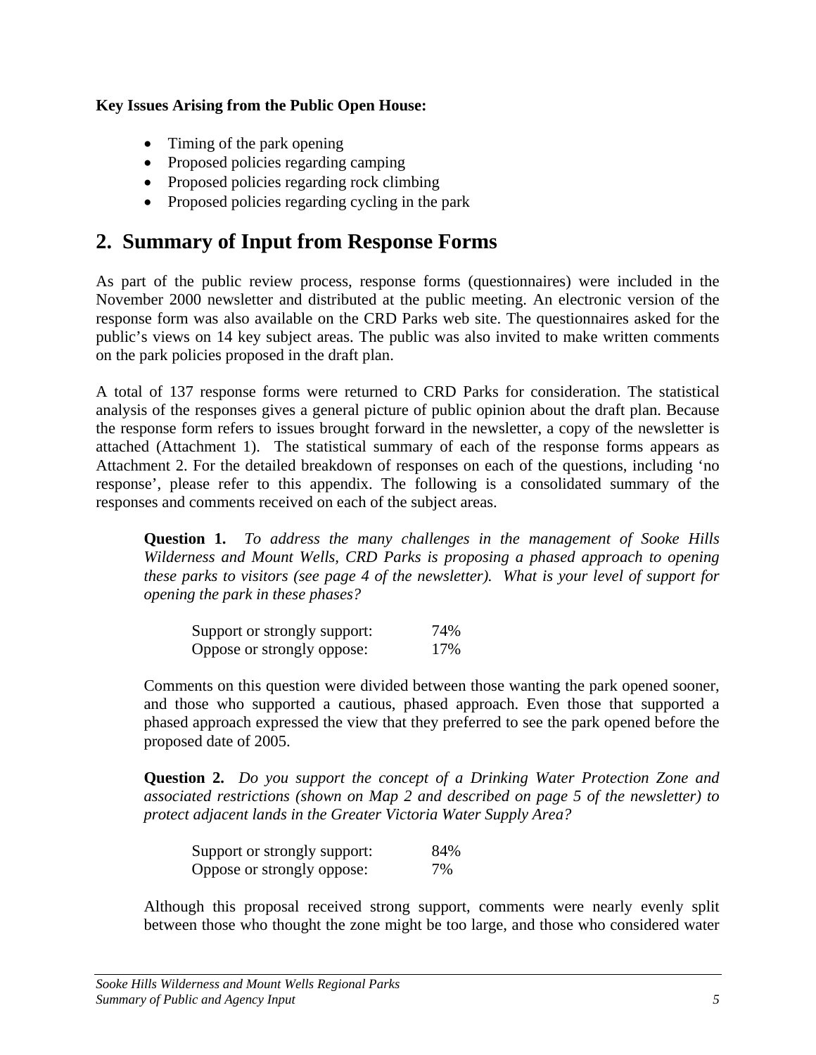**Key Issues Arising from the Public Open House:**

- Timing of the park opening
- Proposed policies regarding camping
- Proposed policies regarding rock climbing
- Proposed policies regarding cycling in the park

## 2. Summary of Input from Response Forms

As part of the public review process, response forms (questionnaires) were included in the November 2000 newsletter and distributed at the public meeting. An electronic version of the response form was also available on the CRD Parks web site. The questionnaires asked for the public's views on 14 key subject areas. The public was also invited to make written comments on the park policies proposed in the draft plan.

A total of 137 response forms were returned to CRD Parks for consideration. The statistical analysis of the responses gives a general picture of public opinion about the draft plan. Because the response form refers to issues brought forward in the newsletter, a copy of the newsletter is attached (Attachment 1). The statistical summary of each of the response forms appears as Attachment 2. For the detailed breakdown of responses on each of the questions, including 'no response', please refer to this appendix. The following is a consolidated summary of the responses and comments received on each of the subject areas.

**Question 1.** *To address the many challenges in the management of Sooke Hills Wilderness and Mount Wells, CRD Parks is proposing a phased approach to opening these parks to visitors (see page 4 of the newsletter). What is your level of support for opening the park in these phases?*

| | |
|---|---|
| Support or strongly support: | 74% |
| Oppose or strongly oppose: | 17% |

Comments on this question were divided between those wanting the park opened sooner, and those who supported a cautious, phased approach. Even those that supported a phased approach expressed the view that they preferred to see the park opened before the proposed date of 2005.

**Question 2.** *Do you support the concept of a Drinking Water Protection Zone and associated restrictions (shown on Map 2 and described on page 5 of the newsletter) to protect adjacent lands in the Greater Victoria Water Supply Area?*

| | |
|---|---|
| Support or strongly support: | 84% |
| Oppose or strongly oppose: | 7% |

Although this proposal received strong support, comments were nearly evenly split between those who thought the zone might be too large, and those who considered water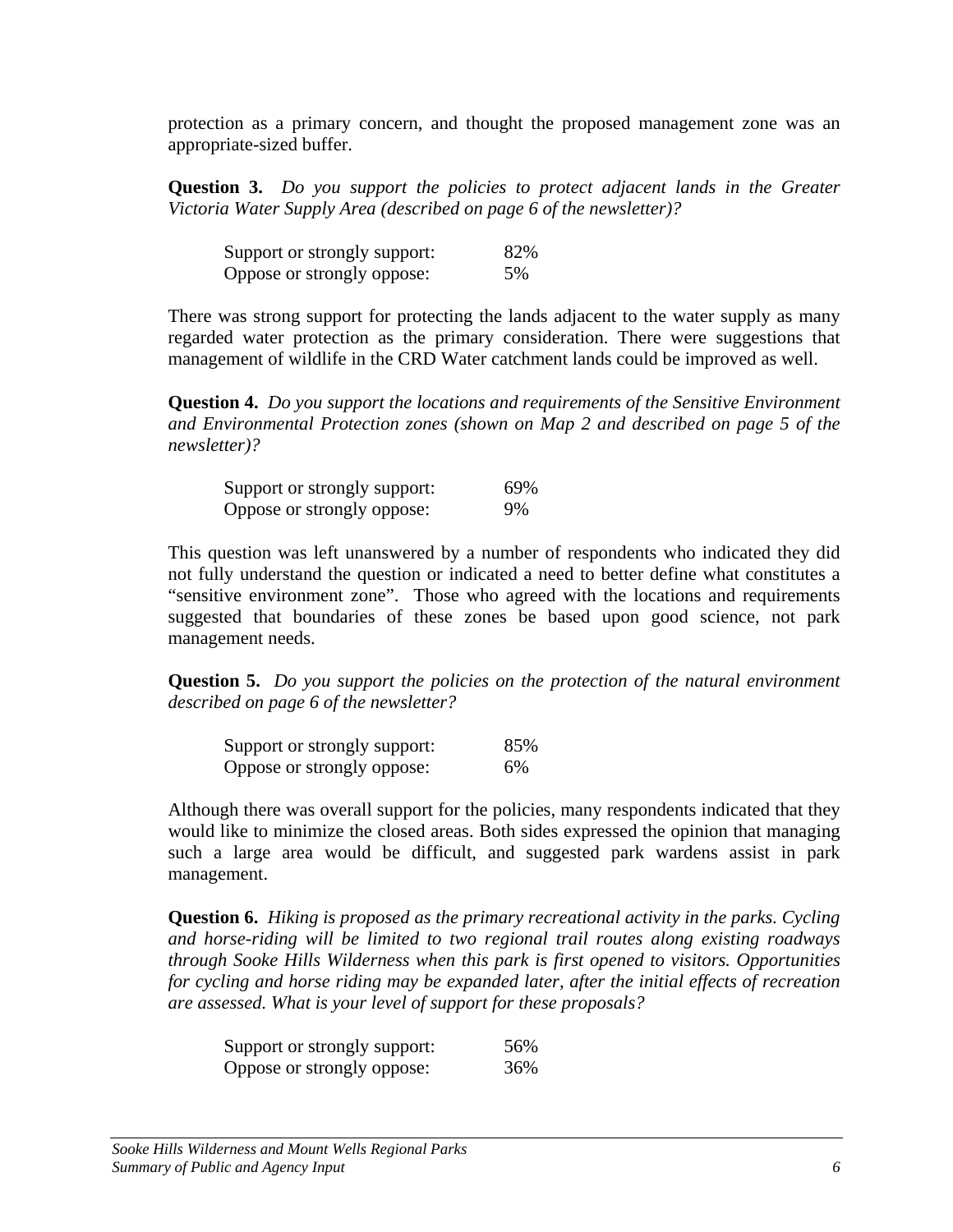protection as a primary concern, and thought the proposed management zone was an appropriate-sized buffer.

**Question 3.** *Do you support the policies to protect adjacent lands in the Greater Victoria Water Supply Area (described on page 6 of the newsletter)?*

| | |
|---|---|
| Support or strongly support: | 82% |
| Oppose or strongly oppose: | 5% |

There was strong support for protecting the lands adjacent to the water supply as many regarded water protection as the primary consideration. There were suggestions that management of wildlife in the CRD Water catchment lands could be improved as well.

**Question 4.** *Do you support the locations and requirements of the Sensitive Environment and Environmental Protection zones (shown on Map 2 and described on page 5 of the newsletter)?*

| | |
|---|---|
| Support or strongly support: | 69% |
| Oppose or strongly oppose: | 9% |

This question was left unanswered by a number of respondents who indicated they did not fully understand the question or indicated a need to better define what constitutes a "sensitive environment zone". Those who agreed with the locations and requirements suggested that boundaries of these zones be based upon good science, not park management needs.

**Question 5.** *Do you support the policies on the protection of the natural environment described on page 6 of the newsletter?*

| | |
|---|---|
| Support or strongly support: | 85% |
| Oppose or strongly oppose: | 6% |

Although there was overall support for the policies, many respondents indicated that they would like to minimize the closed areas. Both sides expressed the opinion that managing such a large area would be difficult, and suggested park wardens assist in park management.

**Question 6.** *Hiking is proposed as the primary recreational activity in the parks. Cycling and horse-riding will be limited to two regional trail routes along existing roadways through Sooke Hills Wilderness when this park is first opened to visitors. Opportunities for cycling and horse riding may be expanded later, after the initial effects of recreation are assessed. What is your level of support for these proposals?*

| | |
|---|---|
| Support or strongly support: | 56% |
| Oppose or strongly oppose: | 36% |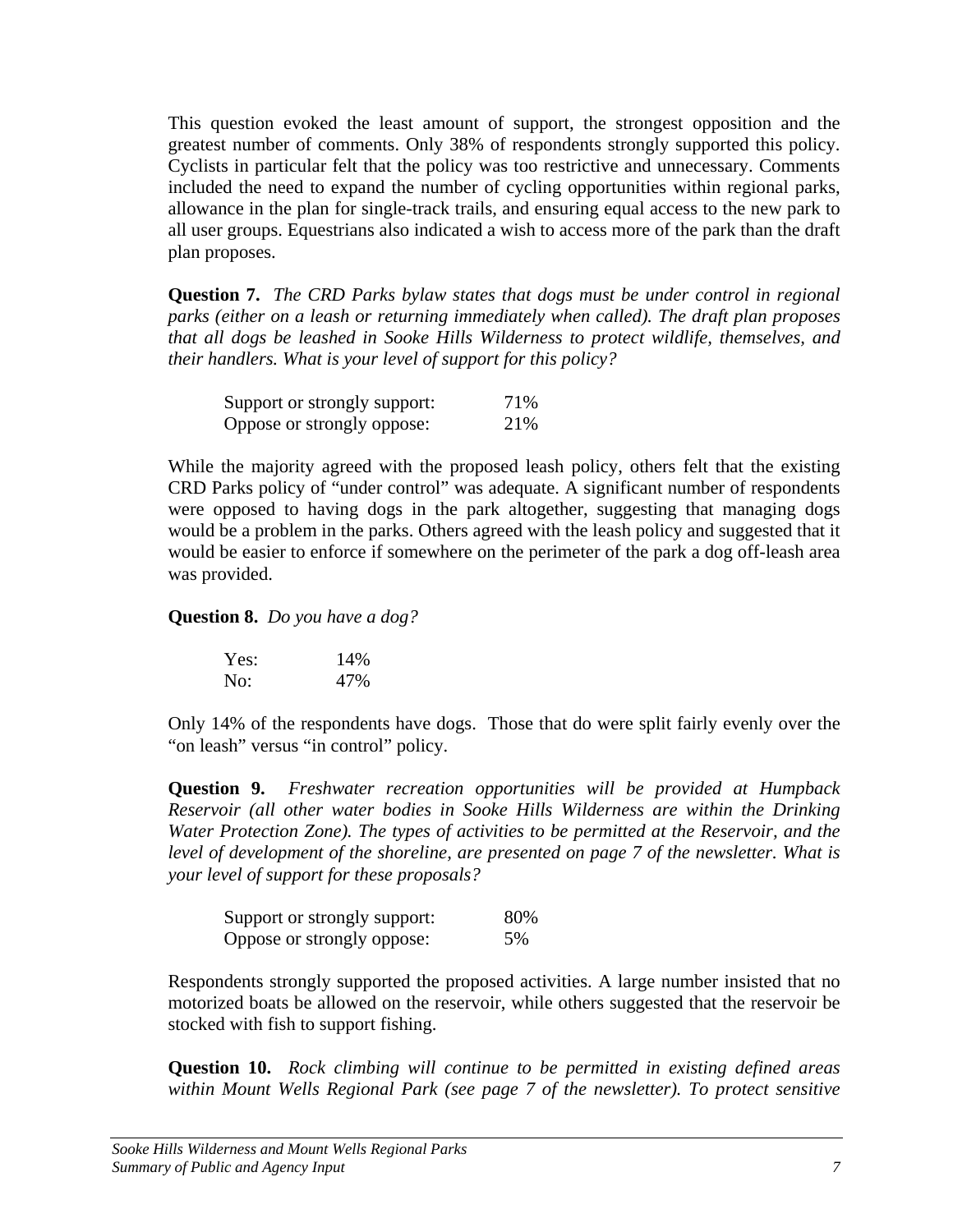This question evoked the least amount of support, the strongest opposition and the greatest number of comments. Only 38% of respondents strongly supported this policy. Cyclists in particular felt that the policy was too restrictive and unnecessary. Comments included the need to expand the number of cycling opportunities within regional parks, allowance in the plan for single-track trails, and ensuring equal access to the new park to all user groups. Equestrians also indicated a wish to access more of the park than the draft plan proposes.

**Question 7.** *The CRD Parks bylaw states that dogs must be under control in regional parks (either on a leash or returning immediately when called). The draft plan proposes that all dogs be leashed in Sooke Hills Wilderness to protect wildlife, themselves, and their handlers. What is your level of support for this policy?*

| | |
|---|---|
| Support or strongly support: | 71% |
| Oppose or strongly oppose: | 21% |

While the majority agreed with the proposed leash policy, others felt that the existing CRD Parks policy of "under control" was adequate. A significant number of respondents were opposed to having dogs in the park altogether, suggesting that managing dogs would be a problem in the parks. Others agreed with the leash policy and suggested that it would be easier to enforce if somewhere on the perimeter of the park a dog off-leash area was provided.

**Question 8.** *Do you have a dog?*

| | |
|---|---|
| Yes: | 14% |
| No: | 47% |

Only 14% of the respondents have dogs. Those that do were split fairly evenly over the "on leash" versus "in control" policy.

**Question 9.** *Freshwater recreation opportunities will be provided at Humpback Reservoir (all other water bodies in Sooke Hills Wilderness are within the Drinking Water Protection Zone). The types of activities to be permitted at the Reservoir, and the level of development of the shoreline, are presented on page 7 of the newsletter. What is your level of support for these proposals?*

| | |
|---|---|
| Support or strongly support: | 80% |
| Oppose or strongly oppose: | 5% |

Respondents strongly supported the proposed activities. A large number insisted that no motorized boats be allowed on the reservoir, while others suggested that the reservoir be stocked with fish to support fishing.

**Question 10.** *Rock climbing will continue to be permitted in existing defined areas within Mount Wells Regional Park (see page 7 of the newsletter). To protect sensitive*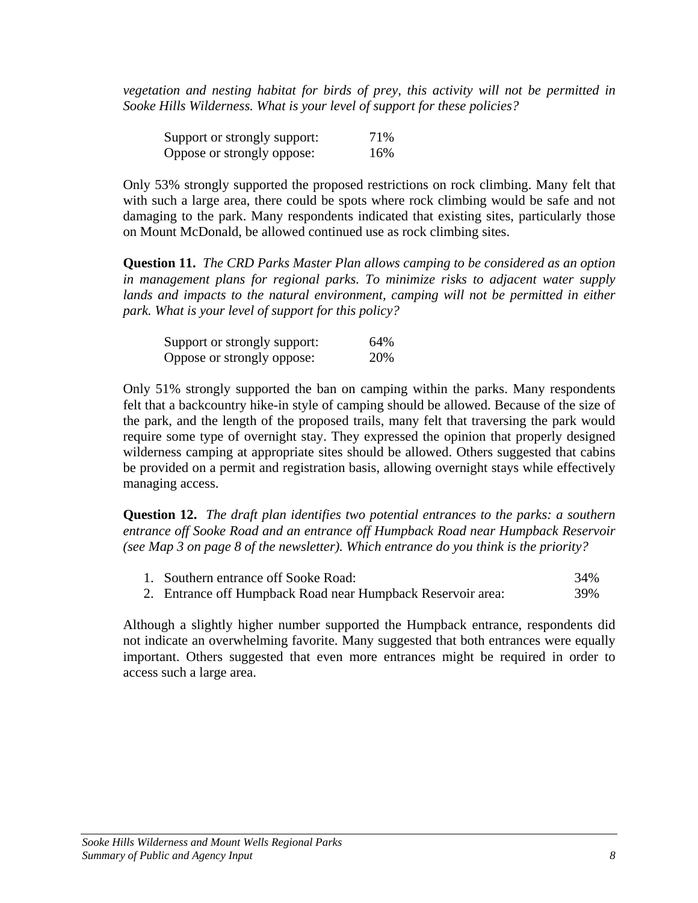*vegetation and nesting habitat for birds of prey, this activity will not be permitted in Sooke Hills Wilderness. What is your level of support for these policies?*

| | |
|---|---|
| Support or strongly support: | 71% |
| Oppose or strongly oppose: | 16% |

Only 53% strongly supported the proposed restrictions on rock climbing. Many felt that with such a large area, there could be spots where rock climbing would be safe and not damaging to the park. Many respondents indicated that existing sites, particularly those on Mount McDonald, be allowed continued use as rock climbing sites.

**Question 11.** *The CRD Parks Master Plan allows camping to be considered as an option in management plans for regional parks. To minimize risks to adjacent water supply lands and impacts to the natural environment, camping will not be permitted in either park. What is your level of support for this policy?*

| | |
|---|---|
| Support or strongly support: | 64% |
| Oppose or strongly oppose: | 20% |

Only 51% strongly supported the ban on camping within the parks. Many respondents felt that a backcountry hike-in style of camping should be allowed. Because of the size of the park, and the length of the proposed trails, many felt that traversing the park would require some type of overnight stay. They expressed the opinion that properly designed wilderness camping at appropriate sites should be allowed. Others suggested that cabins be provided on a permit and registration basis, allowing overnight stays while effectively managing access.

**Question 12.** *The draft plan identifies two potential entrances to the parks: a southern entrance off Sooke Road and an entrance off Humpback Road near Humpback Reservoir (see Map 3 on page 8 of the newsletter). Which entrance do you think is the priority?*

1. Southern entrance off Sooke Road: 34%
2. Entrance off Humpback Road near Humpback Reservoir area: 39%

Although a slightly higher number supported the Humpback entrance, respondents did not indicate an overwhelming favorite. Many suggested that both entrances were equally important. Others suggested that even more entrances might be required in order to access such a large area.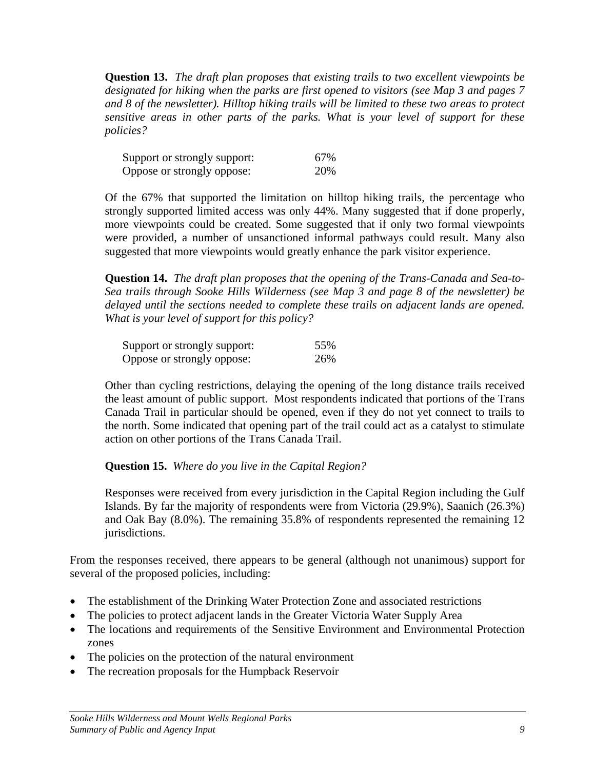**Question 13.** *The draft plan proposes that existing trails to two excellent viewpoints be designated for hiking when the parks are first opened to visitors (see Map 3 and pages 7 and 8 of the newsletter). Hilltop hiking trails will be limited to these two areas to protect sensitive areas in other parts of the parks. What is your level of support for these policies?*

| | |
|---|---|
| Support or strongly support: | 67% |
| Oppose or strongly oppose: | 20% |

Of the 67% that supported the limitation on hilltop hiking trails, the percentage who strongly supported limited access was only 44%. Many suggested that if done properly, more viewpoints could be created. Some suggested that if only two formal viewpoints were provided, a number of unsanctioned informal pathways could result. Many also suggested that more viewpoints would greatly enhance the park visitor experience.

**Question 14.** *The draft plan proposes that the opening of the Trans-Canada and Sea-to-Sea trails through Sooke Hills Wilderness (see Map 3 and page 8 of the newsletter) be delayed until the sections needed to complete these trails on adjacent lands are opened. What is your level of support for this policy?*

| | |
|---|---|
| Support or strongly support: | 55% |
| Oppose or strongly oppose: | 26% |

Other than cycling restrictions, delaying the opening of the long distance trails received the least amount of public support. Most respondents indicated that portions of the Trans Canada Trail in particular should be opened, even if they do not yet connect to trails to the north. Some indicated that opening part of the trail could act as a catalyst to stimulate action on other portions of the Trans Canada Trail.

**Question 15.** *Where do you live in the Capital Region?*

Responses were received from every jurisdiction in the Capital Region including the Gulf Islands. By far the majority of respondents were from Victoria (29.9%), Saanich (26.3%) and Oak Bay (8.0%). The remaining 35.8% of respondents represented the remaining 12 jurisdictions.

From the responses received, there appears to be general (although not unanimous) support for several of the proposed policies, including:

- The establishment of the Drinking Water Protection Zone and associated restrictions
- The policies to protect adjacent lands in the Greater Victoria Water Supply Area
- The locations and requirements of the Sensitive Environment and Environmental Protection zones
- The policies on the protection of the natural environment
- The recreation proposals for the Humpback Reservoir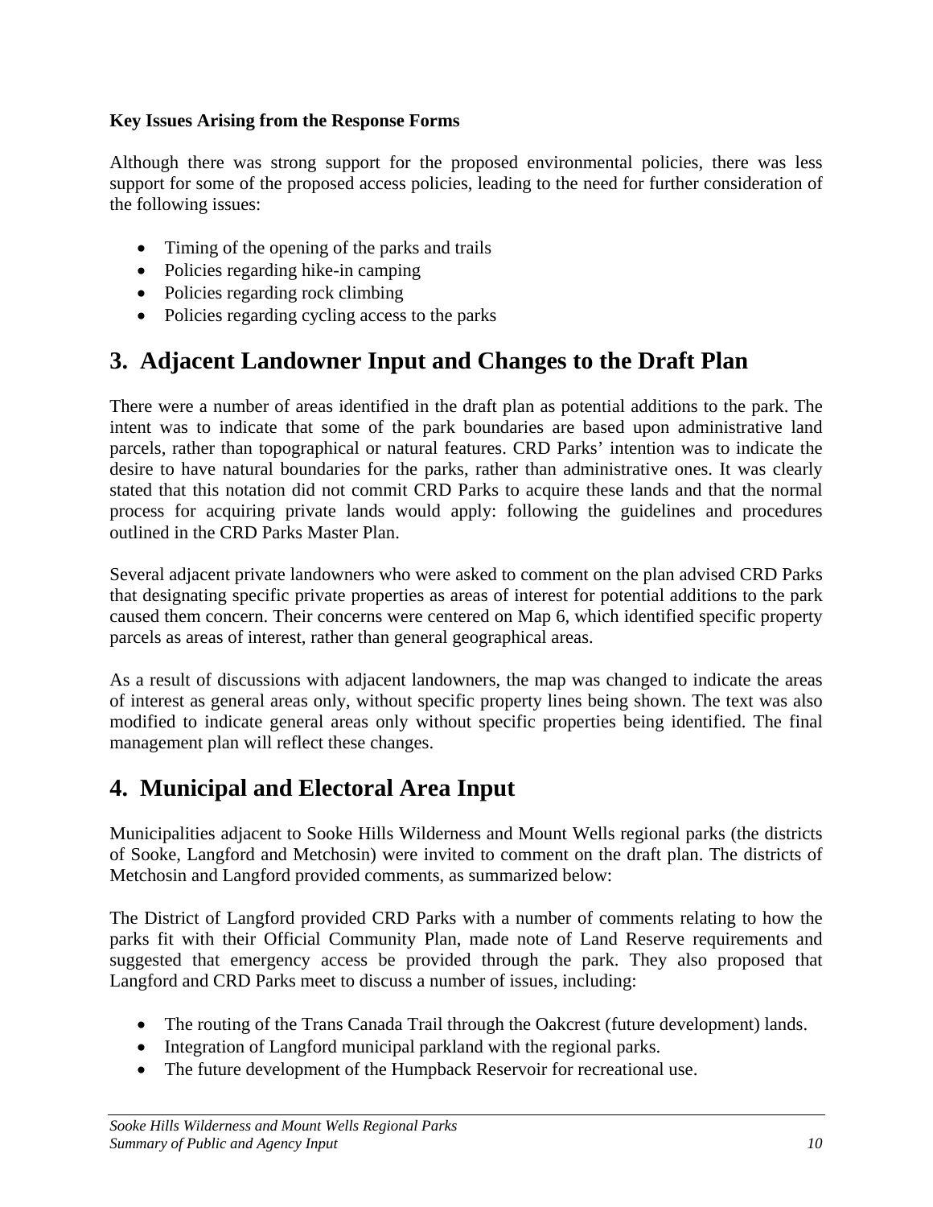**Key Issues Arising from the Response Forms**

Although there was strong support for the proposed environmental policies, there was less support for some of the proposed access policies, leading to the need for further consideration of the following issues:

- Timing of the opening of the parks and trails
- Policies regarding hike-in camping
- Policies regarding rock climbing
- Policies regarding cycling access to the parks

## 3. Adjacent Landowner Input and Changes to the Draft Plan

There were a number of areas identified in the draft plan as potential additions to the park. The intent was to indicate that some of the park boundaries are based upon administrative land parcels, rather than topographical or natural features. CRD Parks' intention was to indicate the desire to have natural boundaries for the parks, rather than administrative ones. It was clearly stated that this notation did not commit CRD Parks to acquire these lands and that the normal process for acquiring private lands would apply: following the guidelines and procedures outlined in the CRD Parks Master Plan.

Several adjacent private landowners who were asked to comment on the plan advised CRD Parks that designating specific private properties as areas of interest for potential additions to the park caused them concern. Their concerns were centered on Map 6, which identified specific property parcels as areas of interest, rather than general geographical areas.

As a result of discussions with adjacent landowners, the map was changed to indicate the areas of interest as general areas only, without specific property lines being shown. The text was also modified to indicate general areas only without specific properties being identified. The final management plan will reflect these changes.

## 4. Municipal and Electoral Area Input

Municipalities adjacent to Sooke Hills Wilderness and Mount Wells regional parks (the districts of Sooke, Langford and Metchosin) were invited to comment on the draft plan. The districts of Metchosin and Langford provided comments, as summarized below:

The District of Langford provided CRD Parks with a number of comments relating to how the parks fit with their Official Community Plan, made note of Land Reserve requirements and suggested that emergency access be provided through the park. They also proposed that Langford and CRD Parks meet to discuss a number of issues, including:

- The routing of the Trans Canada Trail through the Oakcrest (future development) lands.
- Integration of Langford municipal parkland with the regional parks.
- The future development of the Humpback Reservoir for recreational use.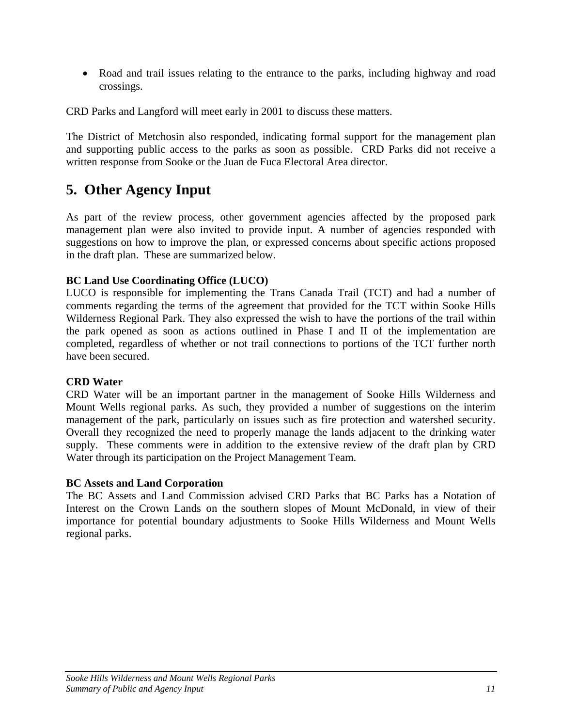- Road and trail issues relating to the entrance to the parks, including highway and road crossings.

CRD Parks and Langford will meet early in 2001 to discuss these matters.

The District of Metchosin also responded, indicating formal support for the management plan and supporting public access to the parks as soon as possible. CRD Parks did not receive a written response from Sooke or the Juan de Fuca Electoral Area director.

# 5. Other Agency Input

As part of the review process, other government agencies affected by the proposed park management plan were also invited to provide input. A number of agencies responded with suggestions on how to improve the plan, or expressed concerns about specific actions proposed in the draft plan. These are summarized below.

**BC Land Use Coordinating Office (LUCO)**
LUCO is responsible for implementing the Trans Canada Trail (TCT) and had a number of comments regarding the terms of the agreement that provided for the TCT within Sooke Hills Wilderness Regional Park. They also expressed the wish to have the portions of the trail within the park opened as soon as actions outlined in Phase I and II of the implementation are completed, regardless of whether or not trail connections to portions of the TCT further north have been secured.

**CRD Water**
CRD Water will be an important partner in the management of Sooke Hills Wilderness and Mount Wells regional parks. As such, they provided a number of suggestions on the interim management of the park, particularly on issues such as fire protection and watershed security. Overall they recognized the need to properly manage the lands adjacent to the drinking water supply. These comments were in addition to the extensive review of the draft plan by CRD Water through its participation on the Project Management Team.

**BC Assets and Land Corporation**
The BC Assets and Land Commission advised CRD Parks that BC Parks has a Notation of Interest on the Crown Lands on the southern slopes of Mount McDonald, in view of their importance for potential boundary adjustments to Sooke Hills Wilderness and Mount Wells regional parks.